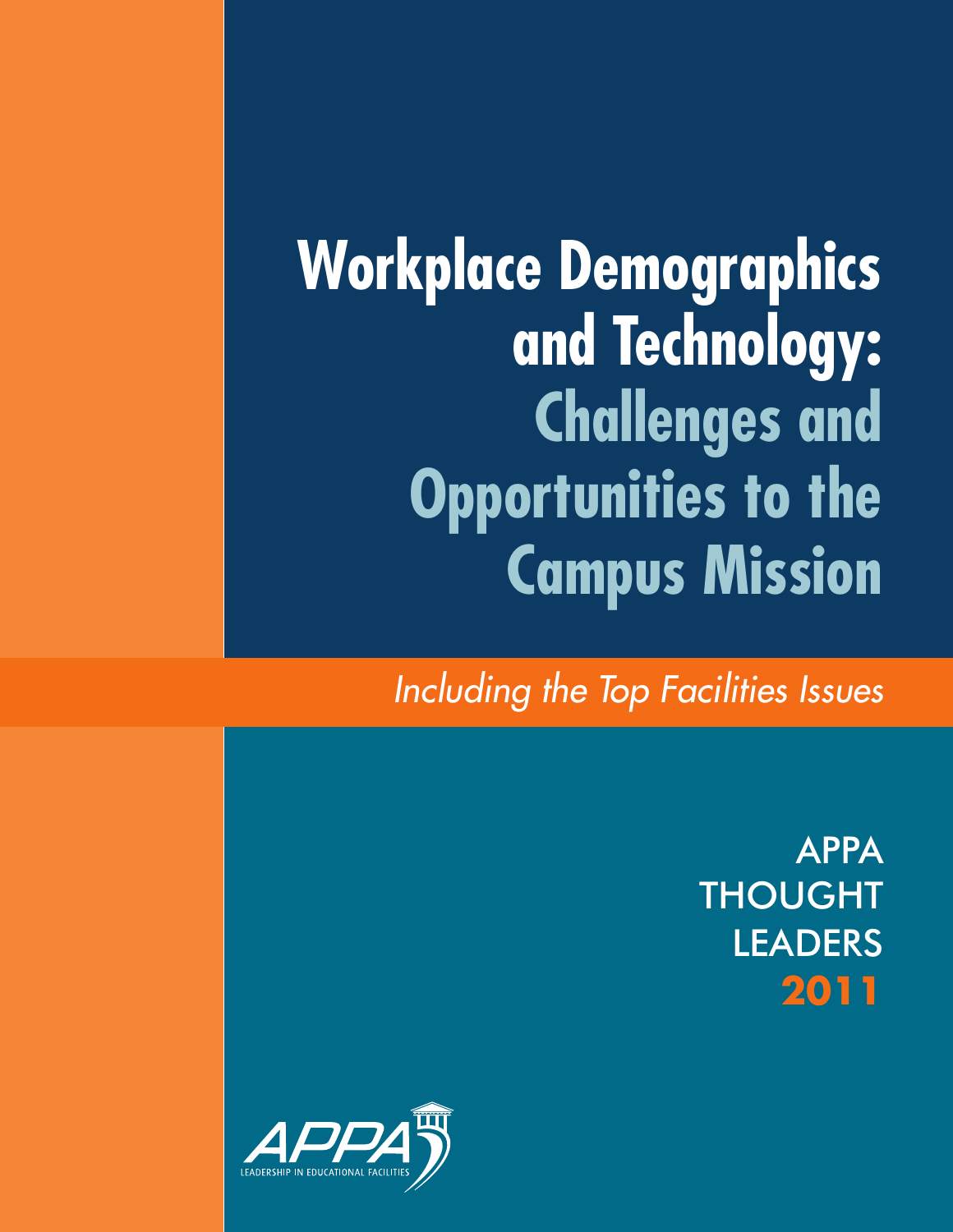# Workplace Demographics and Technology: Challenges and Opportunities to the Campus Mission

*Including the Top Facilities Issues*

APPA THOUGHT LEADERS **2011**

APPA
LEADERSHIP IN EDUCATIONAL FACILITIES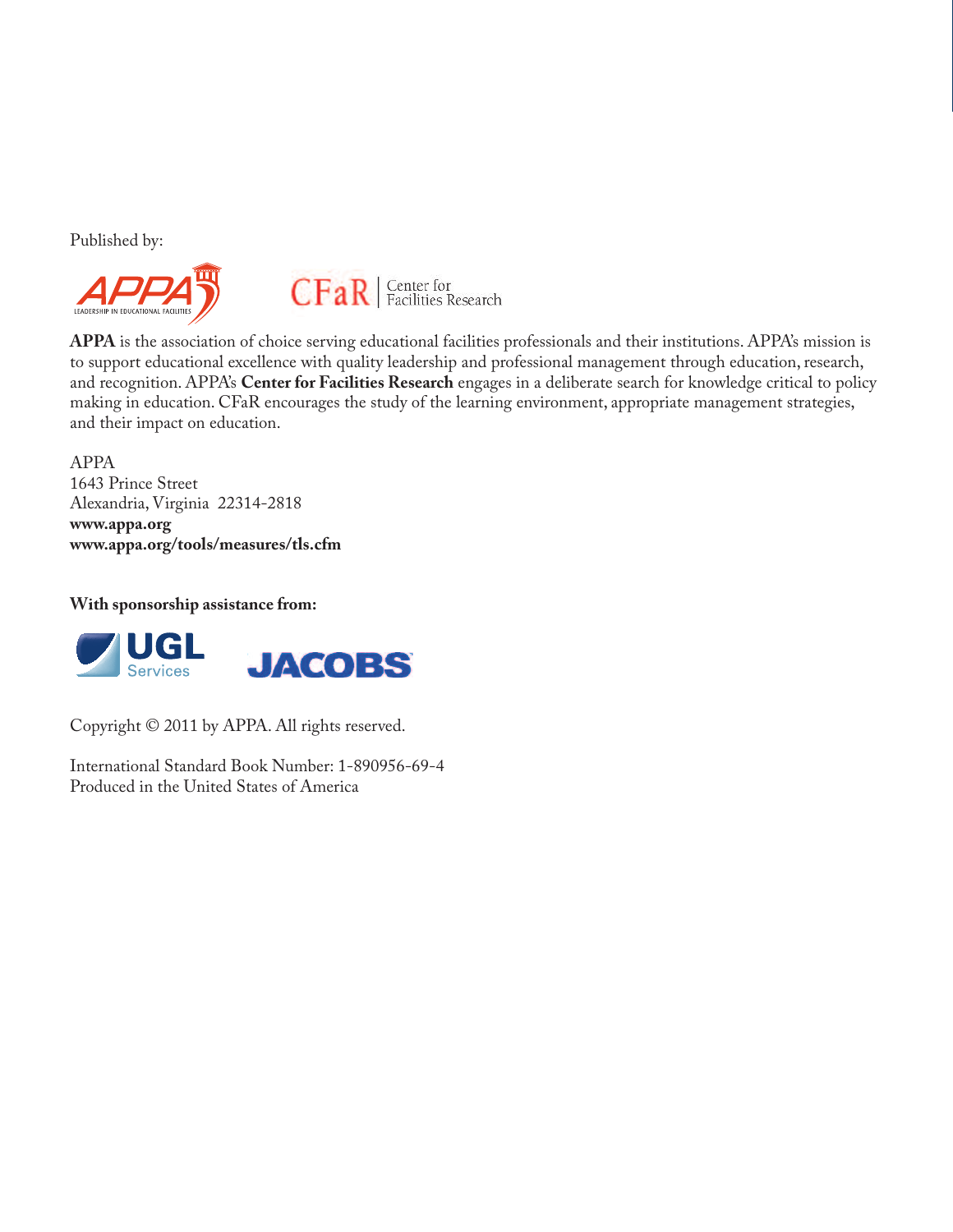Published by:

APPA LEADERSHIP IN EDUCATIONAL FACILITIES

CFaR | Center for Facilities Research

**APPA** is the association of choice serving educational facilities professionals and their institutions. APPA's mission is to support educational excellence with quality leadership and professional management through education, research, and recognition. APPA's **Center for Facilities Research** engages in a deliberate search for knowledge critical to policy making in education. CFaR encourages the study of the learning environment, appropriate management strategies, and their impact on education.

APPA
1643 Prince Street
Alexandria, Virginia 22314-2818
**www.appa.org**
**www.appa.org/tools/measures/tls.cfm**

**With sponsorship assistance from:**

UGL Services

JACOBS

Copyright © 2011 by APPA. All rights reserved.

International Standard Book Number: 1-890956-69-4
Produced in the United States of America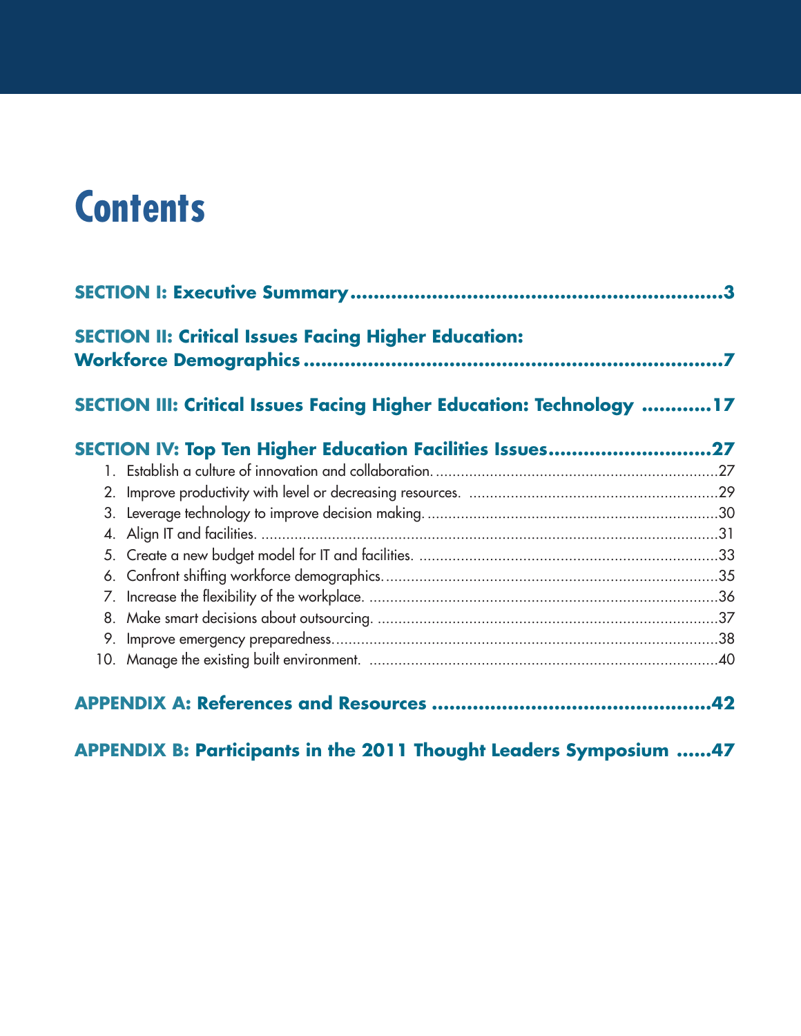# Contents

**SECTION I: Executive Summary** ................................................................ 3

**SECTION II: Critical Issues Facing Higher Education: Workforce Demographics** ................................................................ 7

**SECTION III: Critical Issues Facing Higher Education: Technology** ............ 17

**SECTION IV: Top Ten Higher Education Facilities Issues** ............................ 27

1. Establish a culture of innovation and collaboration. .................................... 27
2. Improve productivity with level or decreasing resources. ............................ 29
3. Leverage technology to improve decision making. ...................................... 30
4. Align IT and facilities. ................................................................................ 31
5. Create a new budget model for IT and facilities. ......................................... 33
6. Confront shifting workforce demographics. ................................................. 35
7. Increase the flexibility of the workplace. .................................................... 36
8. Make smart decisions about outsourcing. ................................................... 37
9. Improve emergency preparedness. ............................................................. 38
10. Manage the existing built environment. .................................................... 40

**APPENDIX A: References and Resources** ................................................ 42

**APPENDIX B: Participants in the 2011 Thought Leaders Symposium** ...... 47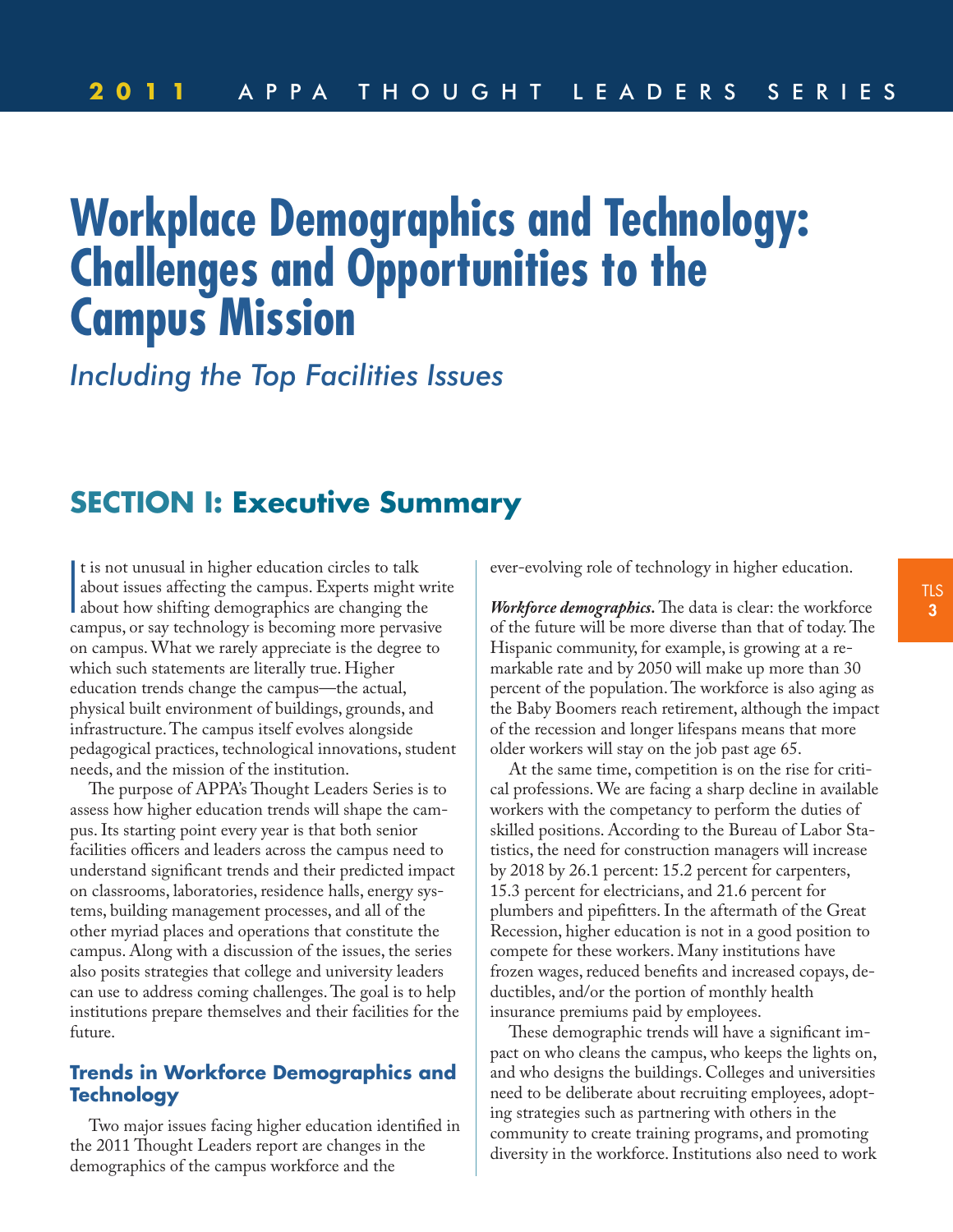# Workplace Demographics and Technology: Challenges and Opportunities to the Campus Mission

*Including the Top Facilities Issues*

## SECTION I: Executive Summary

It is not unusual in higher education circles to talk about issues affecting the campus. Experts might write about how shifting demographics are changing the campus, or say technology is becoming more pervasive on campus. What we rarely appreciate is the degree to which such statements are literally true. Higher education trends change the campus—the actual, physical built environment of buildings, grounds, and infrastructure. The campus itself evolves alongside pedagogical practices, technological innovations, student needs, and the mission of the institution.

The purpose of APPA's Thought Leaders Series is to assess how higher education trends will shape the campus. Its starting point every year is that both senior facilities officers and leaders across the campus need to understand significant trends and their predicted impact on classrooms, laboratories, residence halls, energy systems, building management processes, and all of the other myriad places and operations that constitute the campus. Along with a discussion of the issues, the series also posits strategies that college and university leaders can use to address coming challenges. The goal is to help institutions prepare themselves and their facilities for the future.

### Trends in Workforce Demographics and Technology

Two major issues facing higher education identified in the 2011 Thought Leaders report are changes in the demographics of the campus workforce and the ever-evolving role of technology in higher education.

***Workforce demographics.*** The data is clear: the workforce of the future will be more diverse than that of today. The Hispanic community, for example, is growing at a remarkable rate and by 2050 will make up more than 30 percent of the population. The workforce is also aging as the Baby Boomers reach retirement, although the impact of the recession and longer lifespans means that more older workers will stay on the job past age 65.

At the same time, competition is on the rise for critical professions. We are facing a sharp decline in available workers with the competency to perform the duties of skilled positions. According to the Bureau of Labor Statistics, the need for construction managers will increase by 2018 by 26.1 percent: 15.2 percent for carpenters, 15.3 percent for electricians, and 21.6 percent for plumbers and pipefitters. In the aftermath of the Great Recession, higher education is not in a good position to compete for these workers. Many institutions have frozen wages, reduced benefits and increased copays, deductibles, and/or the portion of monthly health insurance premiums paid by employees.

These demographic trends will have a significant impact on who cleans the campus, who keeps the lights on, and who designs the buildings. Colleges and universities need to be deliberate about recruiting employees, adopting strategies such as partnering with others in the community to create training programs, and promoting diversity in the workforce. Institutions also need to work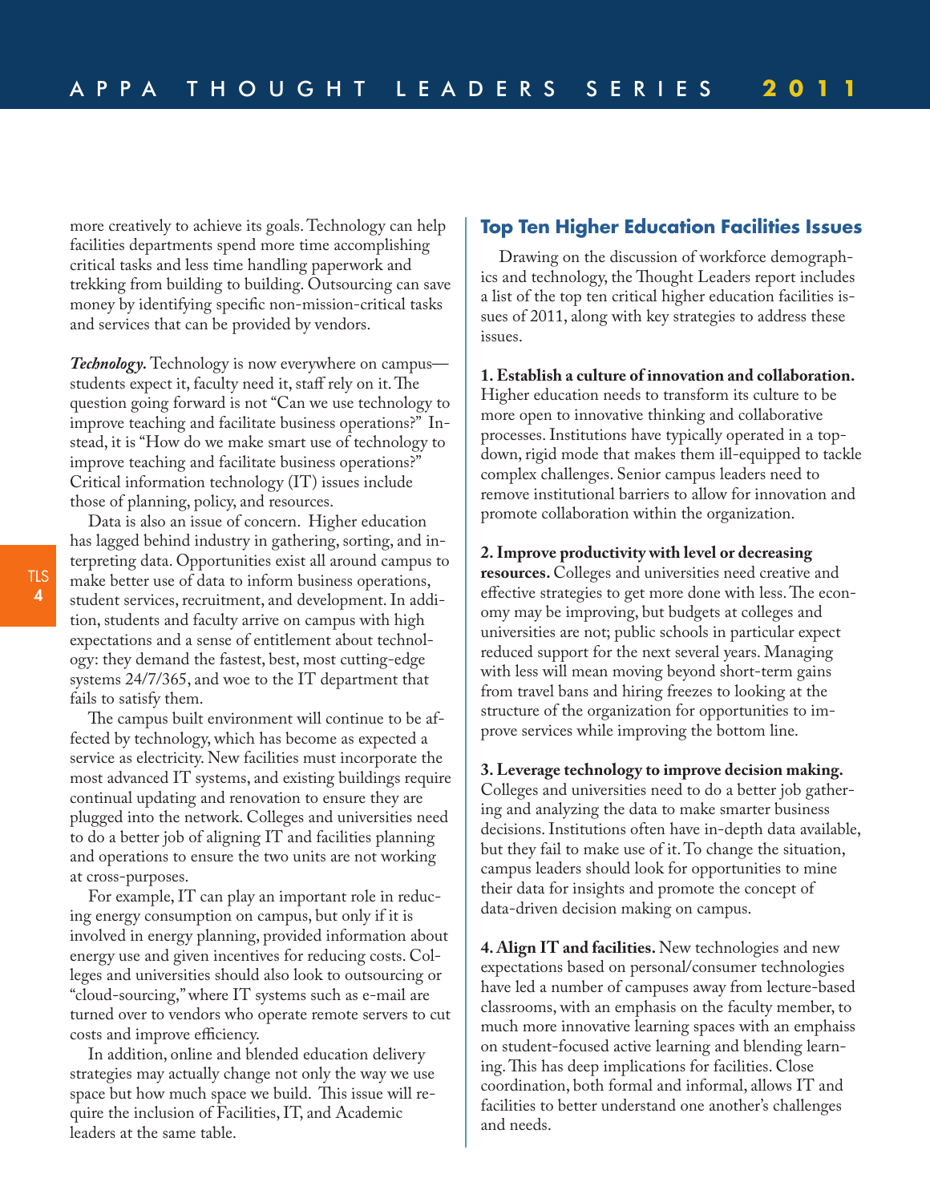more creatively to achieve its goals. Technology can help facilities departments spend more time accomplishing critical tasks and less time handling paperwork and trekking from building to building. Outsourcing can save money by identifying specific non-mission-critical tasks and services that can be provided by vendors.

***Technology.*** Technology is now everywhere on campus—students expect it, faculty need it, staff rely on it. The question going forward is not "Can we use technology to improve teaching and facilitate business operations?" Instead, it is "How do we make smart use of technology to improve teaching and facilitate business operations?" Critical information technology (IT) issues include those of planning, policy, and resources.

Data is also an issue of concern. Higher education has lagged behind industry in gathering, sorting, and interpreting data. Opportunities exist all around campus to make better use of data to inform business operations, student services, recruitment, and development. In addition, students and faculty arrive on campus with high expectations and a sense of entitlement about technology: they demand the fastest, best, most cutting-edge systems 24/7/365, and woe to the IT department that fails to satisfy them.

The campus built environment will continue to be affected by technology, which has become as expected a service as electricity. New facilities must incorporate the most advanced IT systems, and existing buildings require continual updating and renovation to ensure they are plugged into the network. Colleges and universities need to do a better job of aligning IT and facilities planning and operations to ensure the two units are not working at cross-purposes.

For example, IT can play an important role in reducing energy consumption on campus, but only if it is involved in energy planning, provided information about energy use and given incentives for reducing costs. Colleges and universities should also look to outsourcing or "cloud-sourcing," where IT systems such as e-mail are turned over to vendors who operate remote servers to cut costs and improve efficiency.

In addition, online and blended education delivery strategies may actually change not only the way we use space but how much space we build. This issue will require the inclusion of Facilities, IT, and Academic leaders at the same table.

## Top Ten Higher Education Facilities Issues

Drawing on the discussion of workforce demographics and technology, the Thought Leaders report includes a list of the top ten critical higher education facilities issues of 2011, along with key strategies to address these issues.

**1. Establish a culture of innovation and collaboration.** Higher education needs to transform its culture to be more open to innovative thinking and collaborative processes. Institutions have typically operated in a top-down, rigid mode that makes them ill-equipped to tackle complex challenges. Senior campus leaders need to remove institutional barriers to allow for innovation and promote collaboration within the organization.

**2. Improve productivity with level or decreasing resources.** Colleges and universities need creative and effective strategies to get more done with less. The economy may be improving, but budgets at colleges and universities are not; public schools in particular expect reduced support for the next several years. Managing with less will mean moving beyond short-term gains from travel bans and hiring freezes to looking at the structure of the organization for opportunities to improve services while improving the bottom line.

**3. Leverage technology to improve decision making.** Colleges and universities need to do a better job gathering and analyzing the data to make smarter business decisions. Institutions often have in-depth data available, but they fail to make use of it. To change the situation, campus leaders should look for opportunities to mine their data for insights and promote the concept of data-driven decision making on campus.

**4. Align IT and facilities.** New technologies and new expectations based on personal/consumer technologies have led a number of campuses away from lecture-based classrooms, with an emphasis on the faculty member, to much more innovative learning spaces with an emphaiss on student-focused active learning and blending learning. This has deep implications for facilities. Close coordination, both formal and informal, allows IT and facilities to better understand one another's challenges and needs.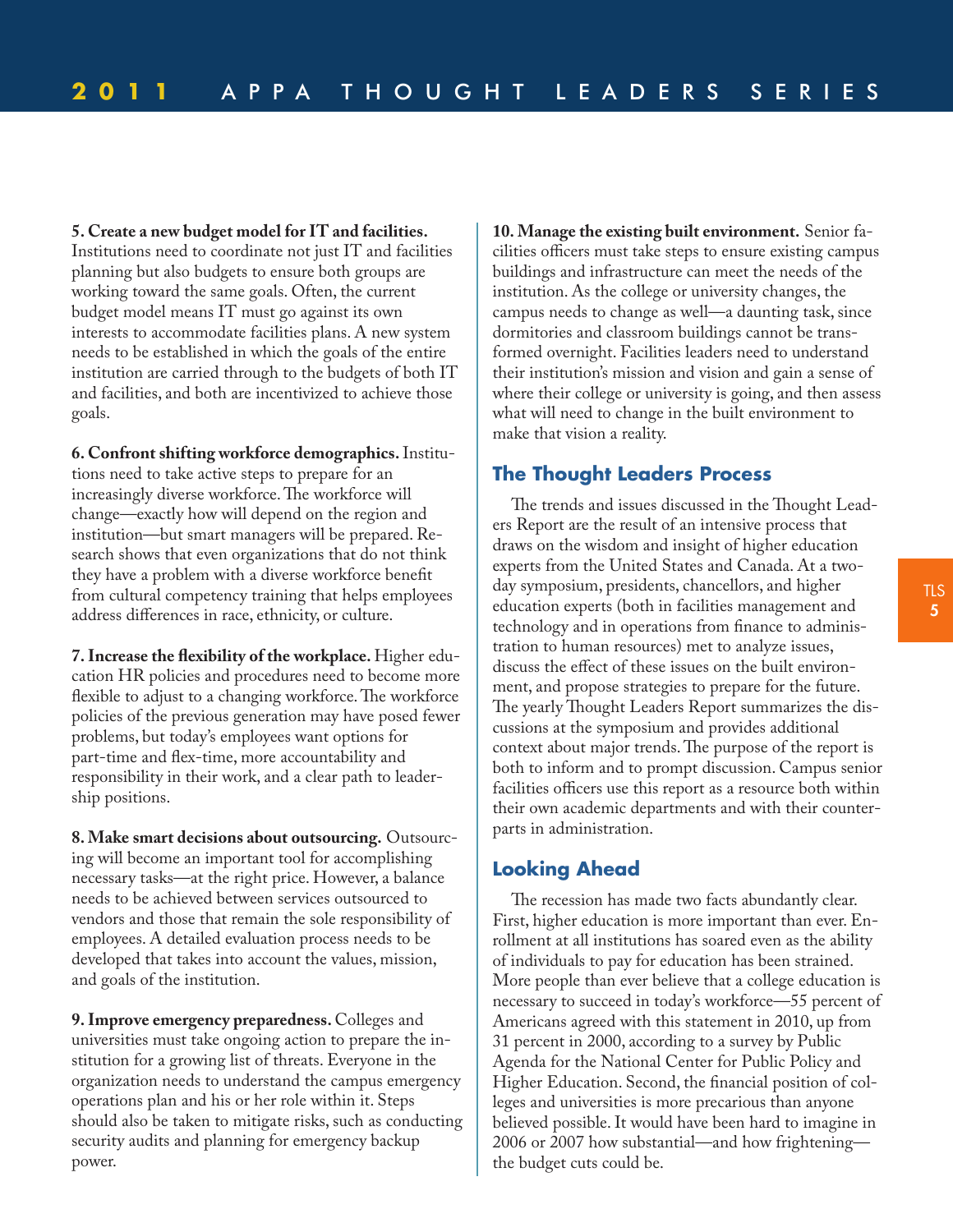**5. Create a new budget model for IT and facilities.** Institutions need to coordinate not just IT and facilities planning but also budgets to ensure both groups are working toward the same goals. Often, the current budget model means IT must go against its own interests to accommodate facilities plans. A new system needs to be established in which the goals of the entire institution are carried through to the budgets of both IT and facilities, and both are incentivized to achieve those goals.

**6. Confront shifting workforce demographics.** Institutions need to take active steps to prepare for an increasingly diverse workforce. The workforce will change—exactly how will depend on the region and institution—but smart managers will be prepared. Research shows that even organizations that do not think they have a problem with a diverse workforce benefit from cultural competency training that helps employees address differences in race, ethnicity, or culture.

**7. Increase the flexibility of the workplace.** Higher education HR policies and procedures need to become more flexible to adjust to a changing workforce. The workforce policies of the previous generation may have posed fewer problems, but today's employees want options for part-time and flex-time, more accountability and responsibility in their work, and a clear path to leadership positions.

**8. Make smart decisions about outsourcing.** Outsourcing will become an important tool for accomplishing necessary tasks—at the right price. However, a balance needs to be achieved between services outsourced to vendors and those that remain the sole responsibility of employees. A detailed evaluation process needs to be developed that takes into account the values, mission, and goals of the institution.

**9. Improve emergency preparedness.** Colleges and universities must take ongoing action to prepare the institution for a growing list of threats. Everyone in the organization needs to understand the campus emergency operations plan and his or her role within it. Steps should also be taken to mitigate risks, such as conducting security audits and planning for emergency backup power.

**10. Manage the existing built environment.** Senior facilities officers must take steps to ensure existing campus buildings and infrastructure can meet the needs of the institution. As the college or university changes, the campus needs to change as well—a daunting task, since dormitories and classroom buildings cannot be transformed overnight. Facilities leaders need to understand their institution's mission and vision and gain a sense of where their college or university is going, and then assess what will need to change in the built environment to make that vision a reality.

## The Thought Leaders Process

The trends and issues discussed in the Thought Leaders Report are the result of an intensive process that draws on the wisdom and insight of higher education experts from the United States and Canada. At a two-day symposium, presidents, chancellors, and higher education experts (both in facilities management and technology and in operations from finance to administration to human resources) met to analyze issues, discuss the effect of these issues on the built environment, and propose strategies to prepare for the future. The yearly Thought Leaders Report summarizes the discussions at the symposium and provides additional context about major trends. The purpose of the report is both to inform and to prompt discussion. Campus senior facilities officers use this report as a resource both within their own academic departments and with their counterparts in administration.

## Looking Ahead

The recession has made two facts abundantly clear. First, higher education is more important than ever. Enrollment at all institutions has soared even as the ability of individuals to pay for education has been strained. More people than ever believe that a college education is necessary to succeed in today's workforce—55 percent of Americans agreed with this statement in 2010, up from 31 percent in 2000, according to a survey by Public Agenda for the National Center for Public Policy and Higher Education. Second, the financial position of colleges and universities is more precarious than anyone believed possible. It would have been hard to imagine in 2006 or 2007 how substantial—and how frightening—the budget cuts could be.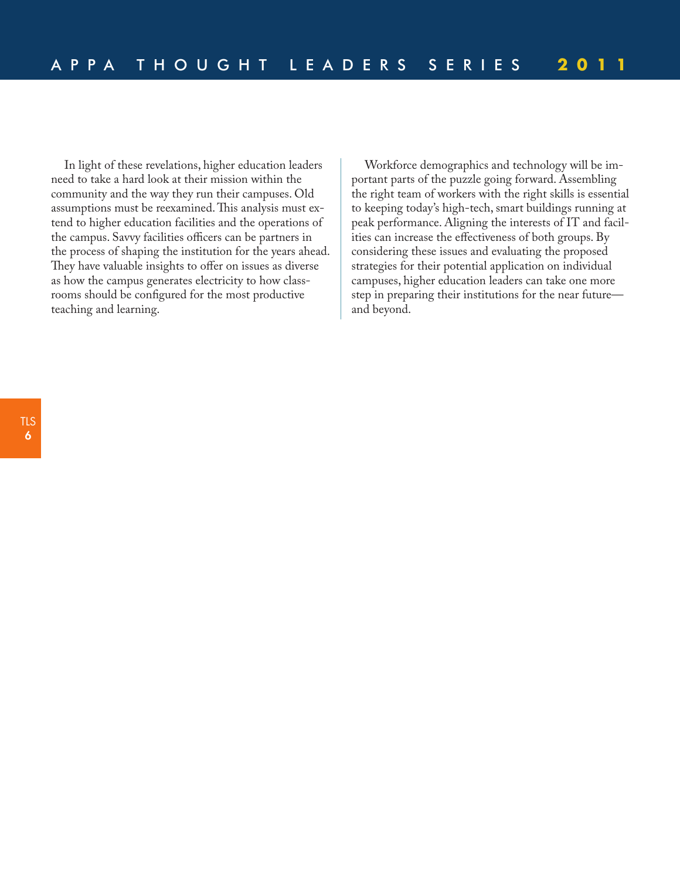In light of these revelations, higher education leaders need to take a hard look at their mission within the community and the way they run their campuses. Old assumptions must be reexamined. This analysis must extend to higher education facilities and the operations of the campus. Savvy facilities officers can be partners in the process of shaping the institution for the years ahead. They have valuable insights to offer on issues as diverse as how the campus generates electricity to how classrooms should be configured for the most productive teaching and learning.

Workforce demographics and technology will be important parts of the puzzle going forward. Assembling the right team of workers with the right skills is essential to keeping today's high-tech, smart buildings running at peak performance. Aligning the interests of IT and facilities can increase the effectiveness of both groups. By considering these issues and evaluating the proposed strategies for their potential application on individual campuses, higher education leaders can take one more step in preparing their institutions for the near future—and beyond.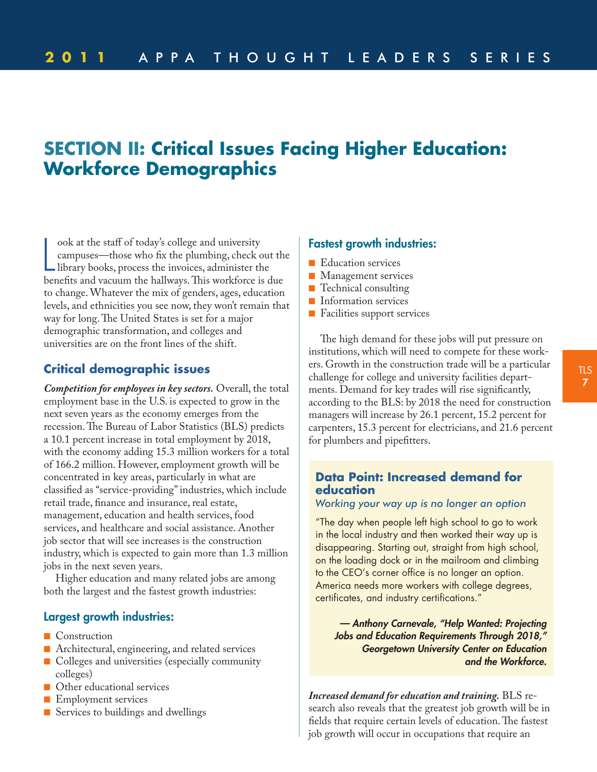## SECTION II: Critical Issues Facing Higher Education: Workforce Demographics

Look at the staff of today's college and university campuses—those who fix the plumbing, check out the library books, process the invoices, administer the benefits and vacuum the hallways. This workforce is due to change. Whatever the mix of genders, ages, education levels, and ethnicities you see now, they won't remain that way for long. The United States is set for a major demographic transformation, and colleges and universities are on the front lines of the shift.

### Critical demographic issues

***Competition for employees in key sectors.*** Overall, the total employment base in the U.S. is expected to grow in the next seven years as the economy emerges from the recession. The Bureau of Labor Statistics (BLS) predicts a 10.1 percent increase in total employment by 2018, with the economy adding 15.3 million workers for a total of 166.2 million. However, employment growth will be concentrated in key areas, particularly in what are classified as "service-providing" industries, which include retail trade, finance and insurance, real estate, management, education and health services, food services, and healthcare and social assistance. Another job sector that will see increases is the construction industry, which is expected to gain more than 1.3 million jobs in the next seven years.

Higher education and many related jobs are among both the largest and the fastest growth industries:

#### Largest growth industries:

- Construction
- Architectural, engineering, and related services
- Colleges and universities (especially community colleges)
- Other educational services
- Employment services
- Services to buildings and dwellings

#### Fastest growth industries:

- Education services
- Management services
- Technical consulting
- Information services
- Facilities support services

The high demand for these jobs will put pressure on institutions, which will need to compete for these workers. Growth in the construction trade will be a particular challenge for college and university facilities departments. Demand for key trades will rise significantly, according to the BLS: by 2018 the need for construction managers will increase by 26.1 percent, 15.2 percent for carpenters, 15.3 percent for electricians, and 21.6 percent for plumbers and pipefitters.

> ### Data Point: Increased demand for education
>
> *Working your way up is no longer an option*
>
> "The day when people left high school to go to work in the local industry and then worked their way up is disappearing. Starting out, straight from high school, on the loading dock or in the mailroom and climbing to the CEO's corner office is no longer an option. America needs more workers with college degrees, certificates, and industry certifications."
>
> ***— Anthony Carnevale, "Help Wanted: Projecting Jobs and Education Requirements Through 2018," Georgetown University Center on Education and the Workforce.***

***Increased demand for education and training.*** BLS research also reveals that the greatest job growth will be in fields that require certain levels of education. The fastest job growth will occur in occupations that require an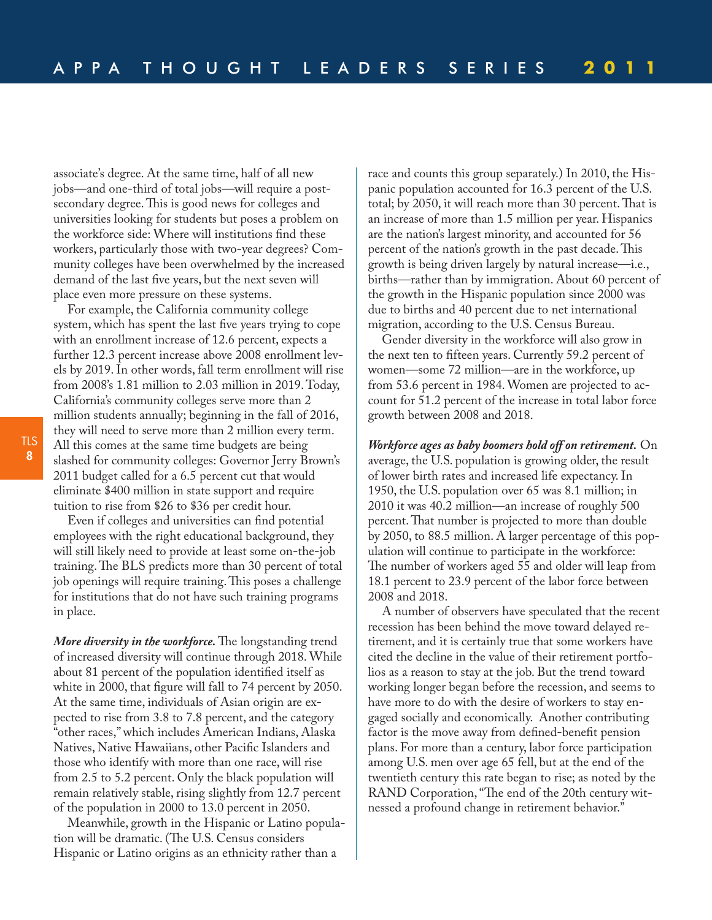associate's degree. At the same time, half of all new jobs—and one-third of total jobs—will require a post-secondary degree. This is good news for colleges and universities looking for students but poses a problem on the workforce side: Where will institutions find these workers, particularly those with two-year degrees? Community colleges have been overwhelmed by the increased demand of the last five years, but the next seven will place even more pressure on these systems.

For example, the California community college system, which has spent the last five years trying to cope with an enrollment increase of 12.6 percent, expects a further 12.3 percent increase above 2008 enrollment levels by 2019. In other words, fall term enrollment will rise from 2008's 1.81 million to 2.03 million in 2019. Today, California's community colleges serve more than 2 million students annually; beginning in the fall of 2016, they will need to serve more than 2 million every term. All this comes at the same time budgets are being slashed for community colleges: Governor Jerry Brown's 2011 budget called for a 6.5 percent cut that would eliminate $400 million in state support and require tuition to rise from $26 to $36 per credit hour.

Even if colleges and universities can find potential employees with the right educational background, they will still likely need to provide at least some on-the-job training. The BLS predicts more than 30 percent of total job openings will require training. This poses a challenge for institutions that do not have such training programs in place.

***More diversity in the workforce.*** The longstanding trend of increased diversity will continue through 2018. While about 81 percent of the population identified itself as white in 2000, that figure will fall to 74 percent by 2050. At the same time, individuals of Asian origin are expected to rise from 3.8 to 7.8 percent, and the category "other races," which includes American Indians, Alaska Natives, Native Hawaiians, other Pacific Islanders and those who identify with more than one race, will rise from 2.5 to 5.2 percent. Only the black population will remain relatively stable, rising slightly from 12.7 percent of the population in 2000 to 13.0 percent in 2050.

Meanwhile, growth in the Hispanic or Latino population will be dramatic. (The U.S. Census considers Hispanic or Latino origins as an ethnicity rather than a race and counts this group separately.) In 2010, the Hispanic population accounted for 16.3 percent of the U.S. total; by 2050, it will reach more than 30 percent. That is an increase of more than 1.5 million per year. Hispanics are the nation's largest minority, and accounted for 56 percent of the nation's growth in the past decade. This growth is being driven largely by natural increase—i.e., births—rather than by immigration. About 60 percent of the growth in the Hispanic population since 2000 was due to births and 40 percent due to net international migration, according to the U.S. Census Bureau.

Gender diversity in the workforce will also grow in the next ten to fifteen years. Currently 59.2 percent of women—some 72 million—are in the workforce, up from 53.6 percent in 1984. Women are projected to account for 51.2 percent of the increase in total labor force growth between 2008 and 2018.

***Workforce ages as baby boomers hold off on retirement.*** On average, the U.S. population is growing older, the result of lower birth rates and increased life expectancy. In 1950, the U.S. population over 65 was 8.1 million; in 2010 it was 40.2 million—an increase of roughly 500 percent. That number is projected to more than double by 2050, to 88.5 million. A larger percentage of this population will continue to participate in the workforce: The number of workers aged 55 and older will leap from 18.1 percent to 23.9 percent of the labor force between 2008 and 2018.

A number of observers have speculated that the recent recession has been behind the move toward delayed retirement, and it is certainly true that some workers have cited the decline in the value of their retirement portfolios as a reason to stay at the job. But the trend toward working longer began before the recession, and seems to have more to do with the desire of workers to stay engaged socially and economically. Another contributing factor is the move away from defined-benefit pension plans. For more than a century, labor force participation among U.S. men over age 65 fell, but at the end of the twentieth century this rate began to rise; as noted by the RAND Corporation, "The end of the 20th century witnessed a profound change in retirement behavior."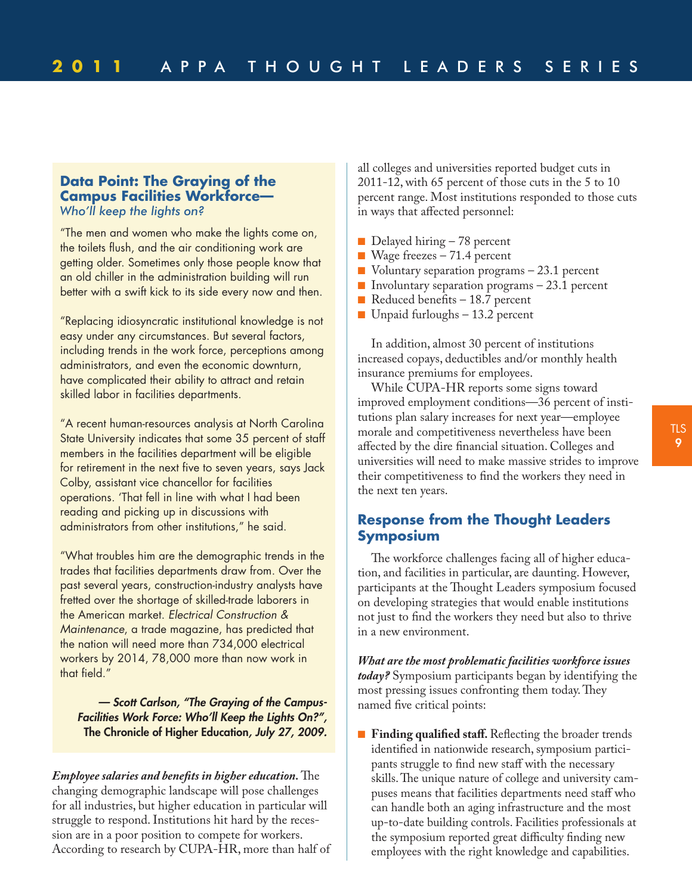### Data Point: The Graying of the Campus Facilities Workforce—
*Who'll keep the lights on?*

"The men and women who make the lights come on, the toilets flush, and the air conditioning work are getting older. Sometimes only those people know that an old chiller in the administration building will run better with a swift kick to its side every now and then.

"Replacing idiosyncratic institutional knowledge is not easy under any circumstances. But several factors, including trends in the work force, perceptions among administrators, and even the economic downturn, have complicated their ability to attract and retain skilled labor in facilities departments.

"A recent human-resources analysis at North Carolina State University indicates that some 35 percent of staff members in the facilities department will be eligible for retirement in the next five to seven years, says Jack Colby, assistant vice chancellor for facilities operations. 'That fell in line with what I had been reading and picking up in discussions with administrators from other institutions," he said.

"What troubles him are the demographic trends in the trades that facilities departments draw from. Over the past several years, construction-industry analysts have fretted over the shortage of skilled-trade laborers in the American market. *Electrical Construction & Maintenance,* a trade magazine, has predicted that the nation will need more than 734,000 electrical workers by 2014, 78,000 more than now work in that field."

***— Scott Carlson, "The Graying of the Campus-Facilities Work Force: Who'll Keep the Lights On?",* The Chronicle of Higher Education*, July 27, 2009.***

***Employee salaries and benefits in higher education.*** The changing demographic landscape will pose challenges for all industries, but higher education in particular will struggle to respond. Institutions hit hard by the recession are in a poor position to compete for workers. According to research by CUPA-HR, more than half of all colleges and universities reported budget cuts in 2011-12, with 65 percent of those cuts in the 5 to 10 percent range. Most institutions responded to those cuts in ways that affected personnel:

- Delayed hiring – 78 percent
- Wage freezes – 71.4 percent
- Voluntary separation programs – 23.1 percent
- Involuntary separation programs – 23.1 percent
- Reduced benefits – 18.7 percent
- Unpaid furloughs – 13.2 percent

In addition, almost 30 percent of institutions increased copays, deductibles and/or monthly health insurance premiums for employees.

While CUPA-HR reports some signs toward improved employment conditions—36 percent of institutions plan salary increases for next year—employee morale and competitiveness nevertheless have been affected by the dire financial situation. Colleges and universities will need to make massive strides to improve their competitiveness to find the workers they need in the next ten years.

## Response from the Thought Leaders Symposium

The workforce challenges facing all of higher education, and facilities in particular, are daunting. However, participants at the Thought Leaders symposium focused on developing strategies that would enable institutions not just to find the workers they need but also to thrive in a new environment.

***What are the most problematic facilities workforce issues today?*** Symposium participants began by identifying the most pressing issues confronting them today. They named five critical points:

- **Finding qualified staff.** Reflecting the broader trends identified in nationwide research, symposium participants struggle to find new staff with the necessary skills. The unique nature of college and university campuses means that facilities departments need staff who can handle both an aging infrastructure and the most up-to-date building controls. Facilities professionals at the symposium reported great difficulty finding new employees with the right knowledge and capabilities.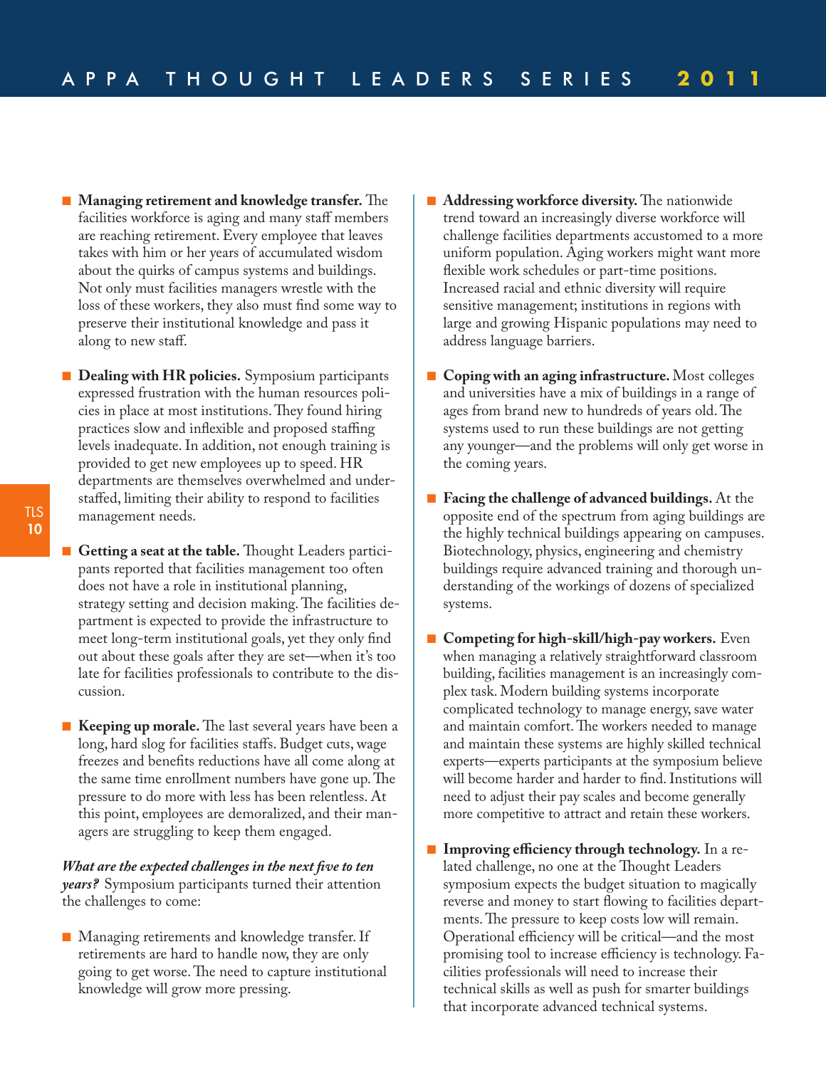- **Managing retirement and knowledge transfer.** The facilities workforce is aging and many staff members are reaching retirement. Every employee that leaves takes with him or her years of accumulated wisdom about the quirks of campus systems and buildings. Not only must facilities managers wrestle with the loss of these workers, they also must find some way to preserve their institutional knowledge and pass it along to new staff.

- **Dealing with HR policies.** Symposium participants expressed frustration with the human resources policies in place at most institutions. They found hiring practices slow and inflexible and proposed staffing levels inadequate. In addition, not enough training is provided to get new employees up to speed. HR departments are themselves overwhelmed and understaffed, limiting their ability to respond to facilities management needs.

- **Getting a seat at the table.** Thought Leaders participants reported that facilities management too often does not have a role in institutional planning, strategy setting and decision making. The facilities department is expected to provide the infrastructure to meet long-term institutional goals, yet they only find out about these goals after they are set—when it's too late for facilities professionals to contribute to the discussion.

- **Keeping up morale.** The last several years have been a long, hard slog for facilities staffs. Budget cuts, wage freezes and benefits reductions have all come along at the same time enrollment numbers have gone up. The pressure to do more with less has been relentless. At this point, employees are demoralized, and their managers are struggling to keep them engaged.

***What are the expected challenges in the next five to ten years?*** Symposium participants turned their attention the challenges to come:

- Managing retirements and knowledge transfer. If retirements are hard to handle now, they are only going to get worse. The need to capture institutional knowledge will grow more pressing.

- **Addressing workforce diversity.** The nationwide trend toward an increasingly diverse workforce will challenge facilities departments accustomed to a more uniform population. Aging workers might want more flexible work schedules or part-time positions. Increased racial and ethnic diversity will require sensitive management; institutions in regions with large and growing Hispanic populations may need to address language barriers.

- **Coping with an aging infrastructure.** Most colleges and universities have a mix of buildings in a range of ages from brand new to hundreds of years old. The systems used to run these buildings are not getting any younger—and the problems will only get worse in the coming years.

- **Facing the challenge of advanced buildings.** At the opposite end of the spectrum from aging buildings are the highly technical buildings appearing on campuses. Biotechnology, physics, engineering and chemistry buildings require advanced training and thorough understanding of the workings of dozens of specialized systems.

- **Competing for high-skill/high-pay workers.** Even when managing a relatively straightforward classroom building, facilities management is an increasingly complex task. Modern building systems incorporate complicated technology to manage energy, save water and maintain comfort. The workers needed to manage and maintain these systems are highly skilled technical experts—experts participants at the symposium believe will become harder and harder to find. Institutions will need to adjust their pay scales and become generally more competitive to attract and retain these workers.

- **Improving efficiency through technology.** In a related challenge, no one at the Thought Leaders symposium expects the budget situation to magically reverse and money to start flowing to facilities departments. The pressure to keep costs low will remain. Operational efficiency will be critical—and the most promising tool to increase efficiency is technology. Facilities professionals will need to increase their technical skills as well as push for smarter buildings that incorporate advanced technical systems.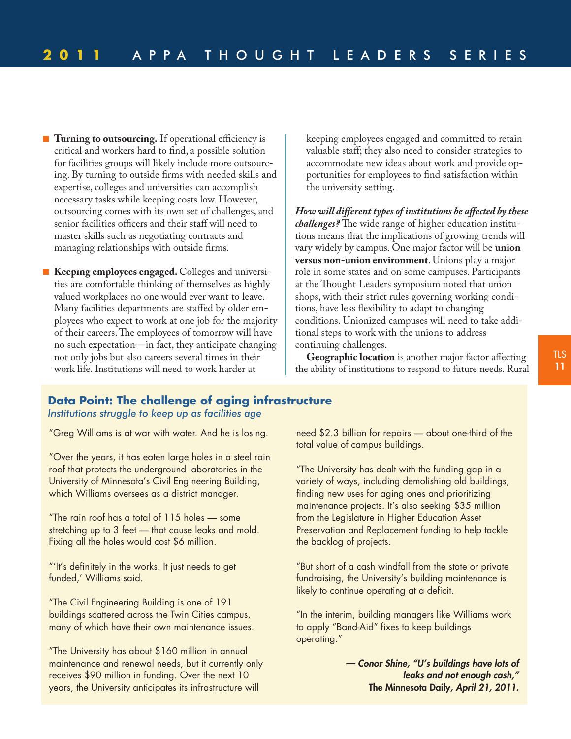- **Turning to outsourcing.** If operational efficiency is critical and workers hard to find, a possible solution for facilities groups will likely include more outsourcing. By turning to outside firms with needed skills and expertise, colleges and universities can accomplish necessary tasks while keeping costs low. However, outsourcing comes with its own set of challenges, and senior facilities officers and their staff will need to master skills such as negotiating contracts and managing relationships with outside firms.

- **Keeping employees engaged.** Colleges and universities are comfortable thinking of themselves as highly valued workplaces no one would ever want to leave. Many facilities departments are staffed by older employees who expect to work at one job for the majority of their careers. The employees of tomorrow will have no such expectation—in fact, they anticipate changing not only jobs but also careers several times in their work life. Institutions will need to work harder at keeping employees engaged and committed to retain valuable staff; they also need to consider strategies to accommodate new ideas about work and provide opportunities for employees to find satisfaction within the university setting.

***How will different types of institutions be affected by these challenges?*** The wide range of higher education institutions means that the implications of growing trends will vary widely by campus. One major factor will be **union versus non-union environment**. Unions play a major role in some states and on some campuses. Participants at the Thought Leaders symposium noted that union shops, with their strict rules governing working conditions, have less flexibility to adapt to changing conditions. Unionized campuses will need to take additional steps to work with the unions to address continuing challenges.

**Geographic location** is another major factor affecting the ability of institutions to respond to future needs. Rural

## Data Point: The challenge of aging infrastructure

*Institutions struggle to keep up as facilities age*

"Greg Williams is at war with water. And he is losing.

"Over the years, it has eaten large holes in a steel rain roof that protects the underground laboratories in the University of Minnesota's Civil Engineering Building, which Williams oversees as a district manager.

"The rain roof has a total of 115 holes — some stretching up to 3 feet — that cause leaks and mold. Fixing all the holes would cost $6 million.

"'It's definitely in the works. It just needs to get funded,' Williams said.

"The Civil Engineering Building is one of 191 buildings scattered across the Twin Cities campus, many of which have their own maintenance issues.

"The University has about $160 million in annual maintenance and renewal needs, but it currently only receives $90 million in funding. Over the next 10 years, the University anticipates its infrastructure will need $2.3 billion for repairs — about one-third of the total value of campus buildings.

"The University has dealt with the funding gap in a variety of ways, including demolishing old buildings, finding new uses for aging ones and prioritizing maintenance projects. It's also seeking $35 million from the Legislature in Higher Education Asset Preservation and Replacement funding to help tackle the backlog of projects.

"But short of a cash windfall from the state or private fundraising, the University's building maintenance is likely to continue operating at a deficit.

"In the interim, building managers like Williams work to apply "Band-Aid" fixes to keep buildings operating."

***— Conor Shine, "U's buildings have lots of leaks and not enough cash,"* The Minnesota Daily, *April 21, 2011.***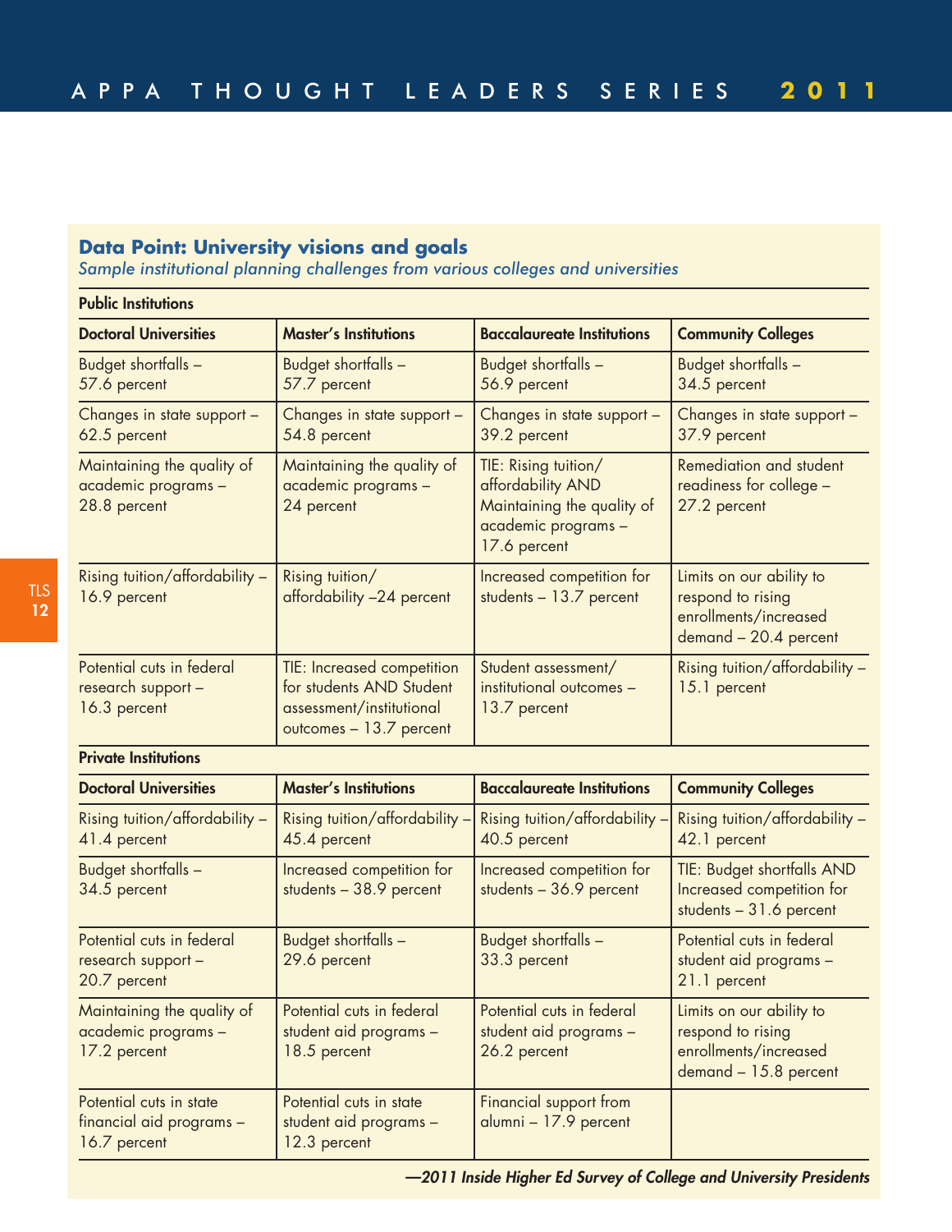## Data Point: University visions and goals

*Sample institutional planning challenges from various colleges and universities*

**Public Institutions**

| Doctoral Universities | Master's Institutions | Baccalaureate Institutions | Community Colleges |
|---|---|---|---|
| Budget shortfalls – 57.6 percent | Budget shortfalls – 57.7 percent | Budget shortfalls – 56.9 percent | Budget shortfalls – 34.5 percent |
| Changes in state support – 62.5 percent | Changes in state support – 54.8 percent | Changes in state support – 39.2 percent | Changes in state support – 37.9 percent |
| Maintaining the quality of academic programs – 28.8 percent | Maintaining the quality of academic programs – 24 percent | TIE: Rising tuition/ affordability AND Maintaining the quality of academic programs – 17.6 percent | Remediation and student readiness for college – 27.2 percent |
| Rising tuition/affordability – 16.9 percent | Rising tuition/ affordability –24 percent | Increased competition for students – 13.7 percent | Limits on our ability to respond to rising enrollments/increased demand – 20.4 percent |
| Potential cuts in federal research support – 16.3 percent | TIE: Increased competition for students AND Student assessment/institutional outcomes – 13.7 percent | Student assessment/ institutional outcomes – 13.7 percent | Rising tuition/affordability – 15.1 percent |

**Private Institutions**

| Doctoral Universities | Master's Institutions | Baccalaureate Institutions | Community Colleges |
|---|---|---|---|
| Rising tuition/affordability – 41.4 percent | Rising tuition/affordability – 45.4 percent | Rising tuition/affordability – 40.5 percent | Rising tuition/affordability – 42.1 percent |
| Budget shortfalls – 34.5 percent | Increased competition for students – 38.9 percent | Increased competition for students – 36.9 percent | TIE: Budget shortfalls AND Increased competition for students – 31.6 percent |
| Potential cuts in federal research support – 20.7 percent | Budget shortfalls – 29.6 percent | Budget shortfalls – 33.3 percent | Potential cuts in federal student aid programs – 21.1 percent |
| Maintaining the quality of academic programs – 17.2 percent | Potential cuts in federal student aid programs – 18.5 percent | Potential cuts in federal student aid programs – 26.2 percent | Limits on our ability to respond to rising enrollments/increased demand – 15.8 percent |
| Potential cuts in state financial aid programs – 16.7 percent | Potential cuts in state student aid programs – 12.3 percent | Financial support from alumni – 17.9 percent | |

***—2011 Inside Higher Ed Survey of College and University Presidents***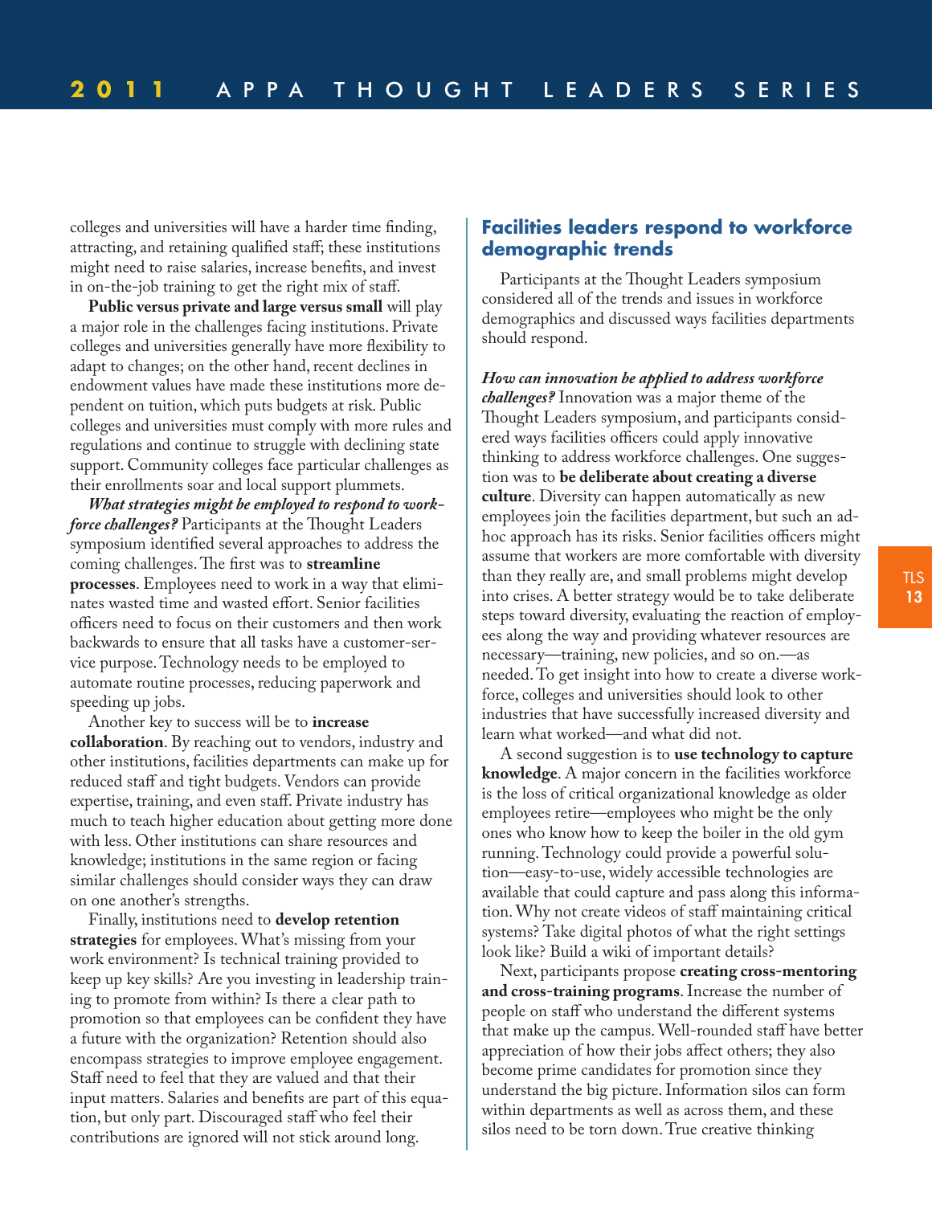colleges and universities will have a harder time finding, attracting, and retaining qualified staff; these institutions might need to raise salaries, increase benefits, and invest in on-the-job training to get the right mix of staff.

**Public versus private and large versus small** will play a major role in the challenges facing institutions. Private colleges and universities generally have more flexibility to adapt to changes; on the other hand, recent declines in endowment values have made these institutions more dependent on tuition, which puts budgets at risk. Public colleges and universities must comply with more rules and regulations and continue to struggle with declining state support. Community colleges face particular challenges as their enrollments soar and local support plummets.

***What strategies might be employed to respond to workforce challenges?*** Participants at the Thought Leaders symposium identified several approaches to address the coming challenges. The first was to **streamline processes**. Employees need to work in a way that eliminates wasted time and wasted effort. Senior facilities officers need to focus on their customers and then work backwards to ensure that all tasks have a customer-service purpose. Technology needs to be employed to automate routine processes, reducing paperwork and speeding up jobs.

Another key to success will be to **increase collaboration**. By reaching out to vendors, industry and other institutions, facilities departments can make up for reduced staff and tight budgets. Vendors can provide expertise, training, and even staff. Private industry has much to teach higher education about getting more done with less. Other institutions can share resources and knowledge; institutions in the same region or facing similar challenges should consider ways they can draw on one another's strengths.

Finally, institutions need to **develop retention strategies** for employees. What's missing from your work environment? Is technical training provided to keep up key skills? Are you investing in leadership training to promote from within? Is there a clear path to promotion so that employees can be confident they have a future with the organization? Retention should also encompass strategies to improve employee engagement. Staff need to feel that they are valued and that their input matters. Salaries and benefits are part of this equation, but only part. Discouraged staff who feel their contributions are ignored will not stick around long.

## Facilities leaders respond to workforce demographic trends

Participants at the Thought Leaders symposium considered all of the trends and issues in workforce demographics and discussed ways facilities departments should respond.

***How can innovation be applied to address workforce challenges?*** Innovation was a major theme of the Thought Leaders symposium, and participants considered ways facilities officers could apply innovative thinking to address workforce challenges. One suggestion was to **be deliberate about creating a diverse culture**. Diversity can happen automatically as new employees join the facilities department, but such an ad-hoc approach has its risks. Senior facilities officers might assume that workers are more comfortable with diversity than they really are, and small problems might develop into crises. A better strategy would be to take deliberate steps toward diversity, evaluating the reaction of employees along the way and providing whatever resources are necessary—training, new policies, and so on.—as needed. To get insight into how to create a diverse workforce, colleges and universities should look to other industries that have successfully increased diversity and learn what worked—and what did not.

A second suggestion is to **use technology to capture knowledge**. A major concern in the facilities workforce is the loss of critical organizational knowledge as older employees retire—employees who might be the only ones who know how to keep the boiler in the old gym running. Technology could provide a powerful solution—easy-to-use, widely accessible technologies are available that could capture and pass along this information. Why not create videos of staff maintaining critical systems? Take digital photos of what the right settings look like? Build a wiki of important details?

Next, participants propose **creating cross-mentoring and cross-training programs**. Increase the number of people on staff who understand the different systems that make up the campus. Well-rounded staff have better appreciation of how their jobs affect others; they also become prime candidates for promotion since they understand the big picture. Information silos can form within departments as well as across them, and these silos need to be torn down. True creative thinking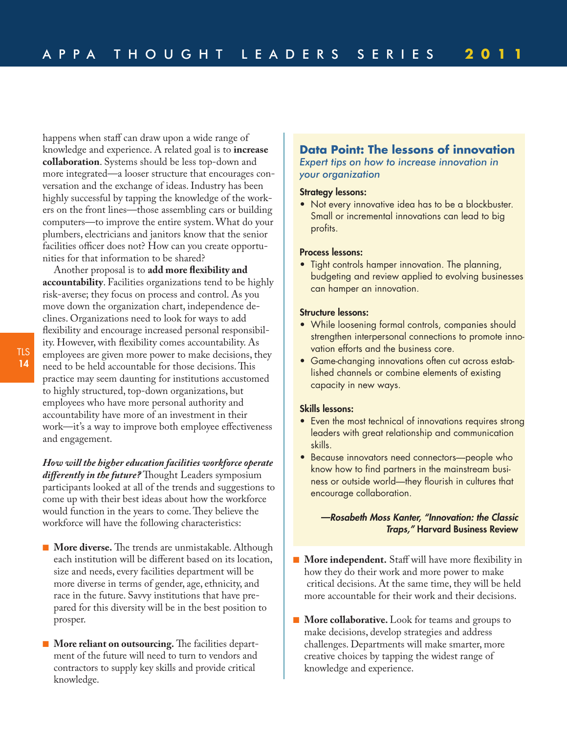happens when staff can draw upon a wide range of knowledge and experience. A related goal is to **increase collaboration**. Systems should be less top-down and more integrated—a looser structure that encourages conversation and the exchange of ideas. Industry has been highly successful by tapping the knowledge of the workers on the front lines—those assembling cars or building computers—to improve the entire system. What do your plumbers, electricians and janitors know that the senior facilities officer does not? How can you create opportunities for that information to be shared?

Another proposal is to **add more flexibility and accountability**. Facilities organizations tend to be highly risk-averse; they focus on process and control. As you move down the organization chart, independence declines. Organizations need to look for ways to add flexibility and encourage increased personal responsibility. However, with flexibility comes accountability. As employees are given more power to make decisions, they need to be held accountable for those decisions. This practice may seem daunting for institutions accustomed to highly structured, top-down organizations, but employees who have more personal authority and accountability have more of an investment in their work—it's a way to improve both employee effectiveness and engagement.

***How will the higher education facilities workforce operate differently in the future?*** Thought Leaders symposium participants looked at all of the trends and suggestions to come up with their best ideas about how the workforce would function in the years to come. They believe the workforce will have the following characteristics:

- **More diverse.** The trends are unmistakable. Although each institution will be different based on its location, size and needs, every facilities department will be more diverse in terms of gender, age, ethnicity, and race in the future. Savvy institutions that have prepared for this diversity will be in the best position to prosper.

- **More reliant on outsourcing.** The facilities department of the future will need to turn to vendors and contractors to supply key skills and provide critical knowledge.

- **More independent.** Staff will have more flexibility in how they do their work and more power to make critical decisions. At the same time, they will be held more accountable for their work and their decisions.

- **More collaborative.** Look for teams and groups to make decisions, develop strategies and address challenges. Departments will make smarter, more creative choices by tapping the widest range of knowledge and experience.

## Data Point: The lessons of innovation

*Expert tips on how to increase innovation in your organization*

**Strategy lessons:**

- Not every innovative idea has to be a blockbuster. Small or incremental innovations can lead to big profits.

**Process lessons:**

- Tight controls hamper innovation. The planning, budgeting and review applied to evolving businesses can hamper an innovation.

**Structure lessons:**

- While loosening formal controls, companies should strengthen interpersonal connections to promote innovation efforts and the business core.
- Game-changing innovations often cut across established channels or combine elements of existing capacity in new ways.

**Skills lessons:**

- Even the most technical of innovations requires strong leaders with great relationship and communication skills.
- Because innovators need connectors—people who know how to find partners in the mainstream business or outside world—they flourish in cultures that encourage collaboration.

***—Rosabeth Moss Kanter, "Innovation: the Classic Traps,"*** **Harvard Business Review**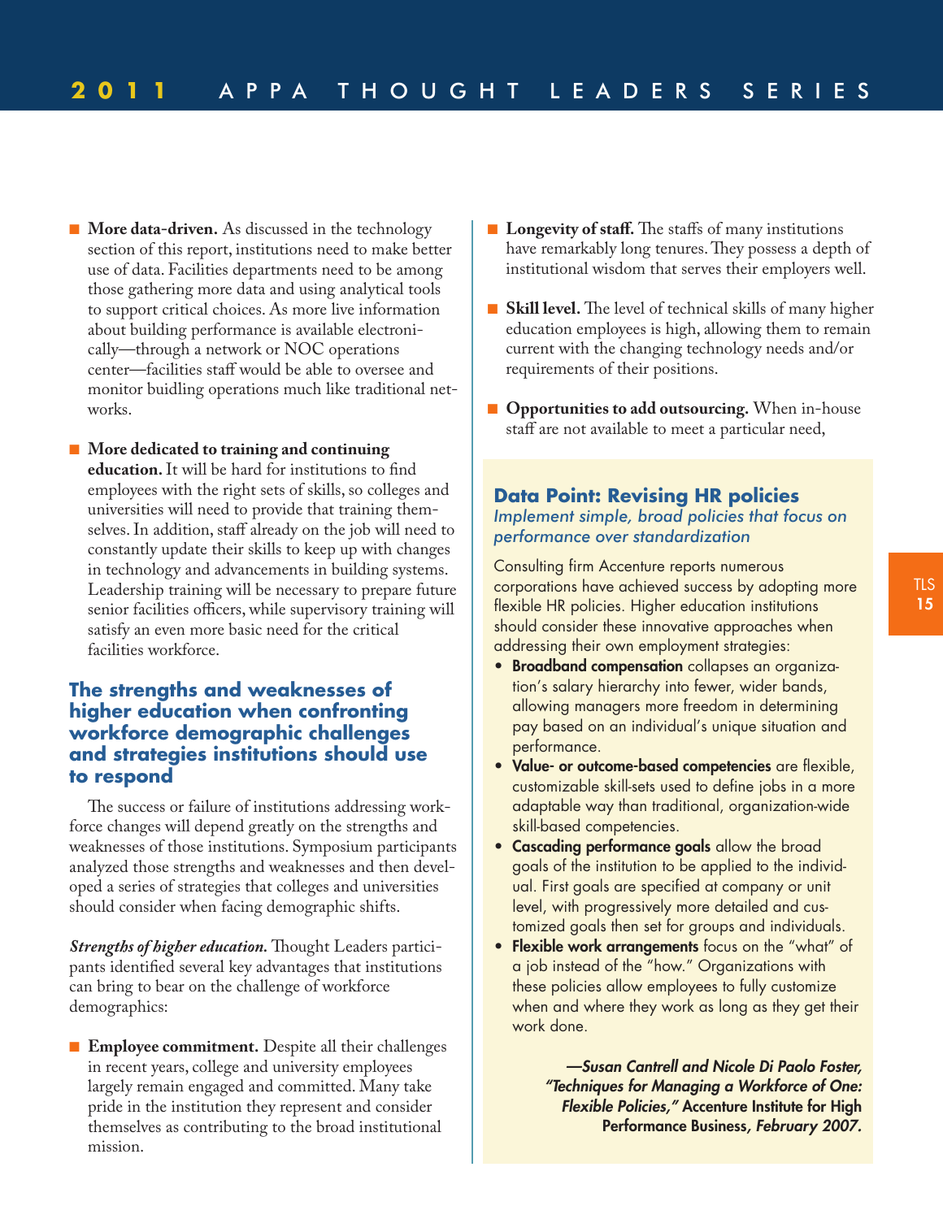- **More data-driven.** As discussed in the technology section of this report, institutions need to make better use of data. Facilities departments need to be among those gathering more data and using analytical tools to support critical choices. As more live information about building performance is available electronically—through a network or NOC operations center—facilities staff would be able to oversee and monitor buidling operations much like traditional networks.

- **More dedicated to training and continuing education.** It will be hard for institutions to find employees with the right sets of skills, so colleges and universities will need to provide that training themselves. In addition, staff already on the job will need to constantly update their skills to keep up with changes in technology and advancements in building systems. Leadership training will be necessary to prepare future senior facilities officers, while supervisory training will satisfy an even more basic need for the critical facilities workforce.

## The strengths and weaknesses of higher education when confronting workforce demographic challenges and strategies institutions should use to respond

The success or failure of institutions addressing workforce changes will depend greatly on the strengths and weaknesses of those institutions. Symposium participants analyzed those strengths and weaknesses and then developed a series of strategies that colleges and universities should consider when facing demographic shifts.

***Strengths of higher education.*** Thought Leaders participants identified several key advantages that institutions can bring to bear on the challenge of workforce demographics:

- **Employee commitment.** Despite all their challenges in recent years, college and university employees largely remain engaged and committed. Many take pride in the institution they represent and consider themselves as contributing to the broad institutional mission.

- **Longevity of staff.** The staffs of many institutions have remarkably long tenures. They possess a depth of institutional wisdom that serves their employers well.

- **Skill level.** The level of technical skills of many higher education employees is high, allowing them to remain current with the changing technology needs and/or requirements of their positions.

- **Opportunities to add outsourcing.** When in-house staff are not available to meet a particular need,

### Data Point: Revising HR policies

*Implement simple, broad policies that focus on performance over standardization*

Consulting firm Accenture reports numerous corporations have achieved success by adopting more flexible HR policies. Higher education institutions should consider these innovative approaches when addressing their own employment strategies:

- **Broadband compensation** collapses an organization's salary hierarchy into fewer, wider bands, allowing managers more freedom in determining pay based on an individual's unique situation and performance.
- **Value- or outcome-based competencies** are flexible, customizable skill-sets used to define jobs in a more adaptable way than traditional, organization-wide skill-based competencies.
- **Cascading performance goals** allow the broad goals of the institution to be applied to the individual. First goals are specified at company or unit level, with progressively more detailed and customized goals then set for groups and individuals.
- **Flexible work arrangements** focus on the "what" of a job instead of the "how." Organizations with these policies allow employees to fully customize when and where they work as long as they get their work done.

***—Susan Cantrell and Nicole Di Paolo Foster, "Techniques for Managing a Workforce of One: Flexible Policies,"*** **Accenture Institute for High Performance Business,** ***February 2007.***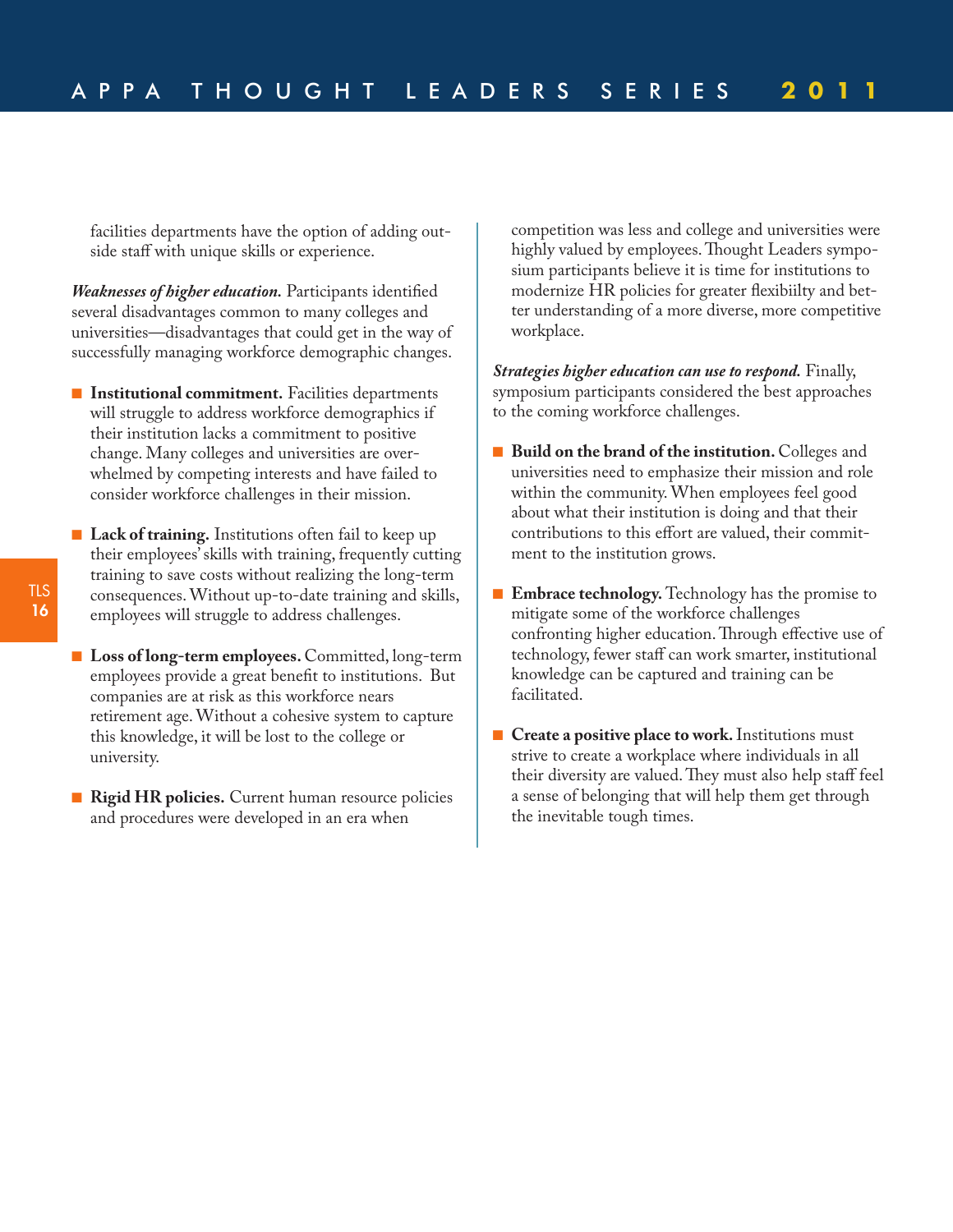facilities departments have the option of adding outside staff with unique skills or experience.

***Weaknesses of higher education.*** Participants identified several disadvantages common to many colleges and universities—disadvantages that could get in the way of successfully managing workforce demographic changes.

- **Institutional commitment.** Facilities departments will struggle to address workforce demographics if their institution lacks a commitment to positive change. Many colleges and universities are overwhelmed by competing interests and have failed to consider workforce challenges in their mission.

- **Lack of training.** Institutions often fail to keep up their employees' skills with training, frequently cutting training to save costs without realizing the long-term consequences. Without up-to-date training and skills, employees will struggle to address challenges.

- **Loss of long-term employees.** Committed, long-term employees provide a great benefit to institutions. But companies are at risk as this workforce nears retirement age. Without a cohesive system to capture this knowledge, it will be lost to the college or university.

- **Rigid HR policies.** Current human resource policies and procedures were developed in an era when competition was less and college and universities were highly valued by employees. Thought Leaders symposium participants believe it is time for institutions to modernize HR policies for greater flexibiilty and better understanding of a more diverse, more competitive workplace.

***Strategies higher education can use to respond.*** Finally, symposium participants considered the best approaches to the coming workforce challenges.

- **Build on the brand of the institution.** Colleges and universities need to emphasize their mission and role within the community. When employees feel good about what their institution is doing and that their contributions to this effort are valued, their commitment to the institution grows.

- **Embrace technology.** Technology has the promise to mitigate some of the workforce challenges confronting higher education. Through effective use of technology, fewer staff can work smarter, institutional knowledge can be captured and training can be facilitated.

- **Create a positive place to work.** Institutions must strive to create a workplace where individuals in all their diversity are valued. They must also help staff feel a sense of belonging that will help them get through the inevitable tough times.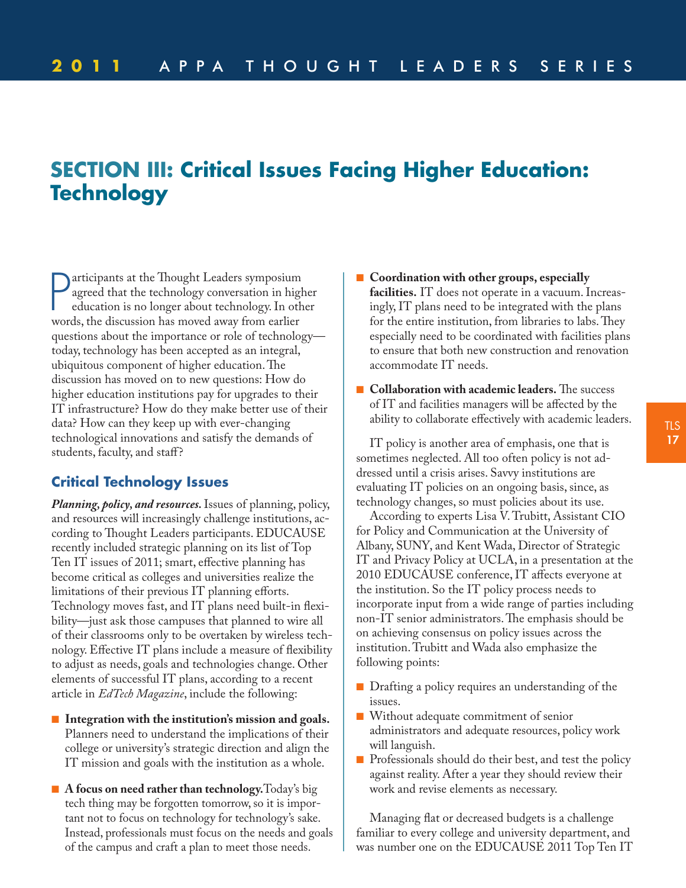## SECTION III: Critical Issues Facing Higher Education: Technology

Participants at the Thought Leaders symposium agreed that the technology conversation in higher education is no longer about technology. In other words, the discussion has moved away from earlier questions about the importance or role of technology—today, technology has been accepted as an integral, ubiquitous component of higher education. The discussion has moved on to new questions: How do higher education institutions pay for upgrades to their IT infrastructure? How do they make better use of their data? How can they keep up with ever-changing technological innovations and satisfy the demands of students, faculty, and staff?

### Critical Technology Issues

***Planning, policy, and resources.*** Issues of planning, policy, and resources will increasingly challenge institutions, according to Thought Leaders participants. EDUCAUSE recently included strategic planning on its list of Top Ten IT issues of 2011; smart, effective planning has become critical as colleges and universities realize the limitations of their previous IT planning efforts. Technology moves fast, and IT plans need built-in flexibility—just ask those campuses that planned to wire all of their classrooms only to be overtaken by wireless technology. Effective IT plans include a measure of flexibility to adjust as needs, goals and technologies change. Other elements of successful IT plans, according to a recent article in *EdTech Magazine*, include the following:

- **Integration with the institution's mission and goals.** Planners need to understand the implications of their college or university's strategic direction and align the IT mission and goals with the institution as a whole.
- **A focus on need rather than technology.** Today's big tech thing may be forgotten tomorrow, so it is important not to focus on technology for technology's sake. Instead, professionals must focus on the needs and goals of the campus and craft a plan to meet those needs.
- **Coordination with other groups, especially facilities.** IT does not operate in a vacuum. Increasingly, IT plans need to be integrated with the plans for the entire institution, from libraries to labs. They especially need to be coordinated with facilities plans to ensure that both new construction and renovation accommodate IT needs.
- **Collaboration with academic leaders.** The success of IT and facilities managers will be affected by the ability to collaborate effectively with academic leaders.

IT policy is another area of emphasis, one that is sometimes neglected. All too often policy is not addressed until a crisis arises. Savvy institutions are evaluating IT policies on an ongoing basis, since, as technology changes, so must policies about its use.

According to experts Lisa V. Trubitt, Assistant CIO for Policy and Communication at the University of Albany, SUNY, and Kent Wada, Director of Strategic IT and Privacy Policy at UCLA, in a presentation at the 2010 EDUCAUSE conference, IT affects everyone at the institution. So the IT policy process needs to incorporate input from a wide range of parties including non-IT senior administrators. The emphasis should be on achieving consensus on policy issues across the institution. Trubitt and Wada also emphasize the following points:

- Drafting a policy requires an understanding of the issues.
- Without adequate commitment of senior administrators and adequate resources, policy work will languish.
- Professionals should do their best, and test the policy against reality. After a year they should review their work and revise elements as necessary.

Managing flat or decreased budgets is a challenge familiar to every college and university department, and was number one on the EDUCAUSE 2011 Top Ten IT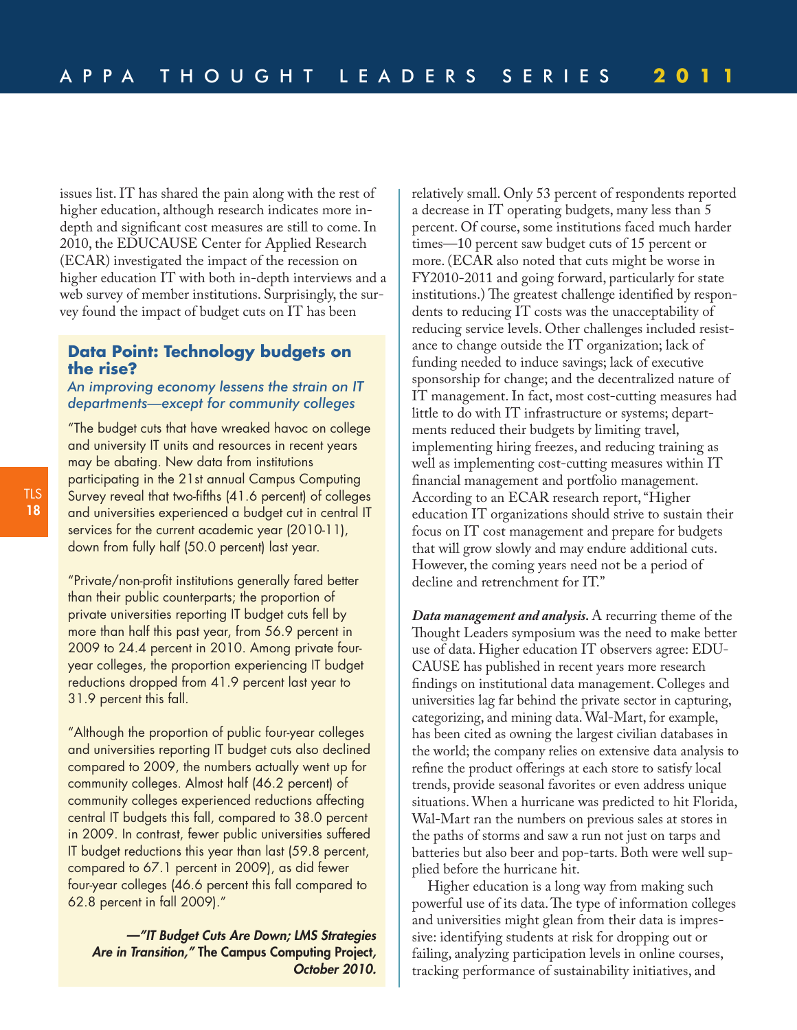issues list. IT has shared the pain along with the rest of higher education, although research indicates more in-depth and significant cost measures are still to come. In 2010, the EDUCAUSE Center for Applied Research (ECAR) investigated the impact of the recession on higher education IT with both in-depth interviews and a web survey of member institutions. Surprisingly, the survey found the impact of budget cuts on IT has been relatively small. Only 53 percent of respondents reported a decrease in IT operating budgets, many less than 5 percent. Of course, some institutions faced much harder times—10 percent saw budget cuts of 15 percent or more. (ECAR also noted that cuts might be worse in FY2010-2011 and going forward, particularly for state institutions.) The greatest challenge identified by respondents to reducing IT costs was the unacceptability of reducing service levels. Other challenges included resistance to change outside the IT organization; lack of funding needed to induce savings; lack of executive sponsorship for change; and the decentralized nature of IT management. In fact, most cost-cutting measures had little to do with IT infrastructure or systems; departments reduced their budgets by limiting travel, implementing hiring freezes, and reducing training as well as implementing cost-cutting measures within IT financial management and portfolio management. According to an ECAR research report, "Higher education IT organizations should strive to sustain their focus on IT cost management and prepare for budgets that will grow slowly and may endure additional cuts. However, the coming years need not be a period of decline and retrenchment for IT."

### Data Point: Technology budgets on the rise?

*An improving economy lessens the strain on IT departments—except for community colleges*

"The budget cuts that have wreaked havoc on college and university IT units and resources in recent years may be abating. New data from institutions participating in the 21st annual Campus Computing Survey reveal that two-fifths (41.6 percent) of colleges and universities experienced a budget cut in central IT services for the current academic year (2010-11), down from fully half (50.0 percent) last year.

"Private/non-profit institutions generally fared better than their public counterparts; the proportion of private universities reporting IT budget cuts fell by more than half this past year, from 56.9 percent in 2009 to 24.4 percent in 2010. Among private four-year colleges, the proportion experiencing IT budget reductions dropped from 41.9 percent last year to 31.9 percent this fall.

"Although the proportion of public four-year colleges and universities reporting IT budget cuts also declined compared to 2009, the numbers actually went up for community colleges. Almost half (46.2 percent) of community colleges experienced reductions affecting central IT budgets this fall, compared to 38.0 percent in 2009. In contrast, fewer public universities suffered IT budget reductions this year than last (59.8 percent, compared to 67.1 percent in 2009), as did fewer four-year colleges (46.6 percent this fall compared to 62.8 percent in fall 2009)."

***—"IT Budget Cuts Are Down; LMS Strategies Are in Transition," The Campus Computing Project, October 2010.***

***Data management and analysis.*** A recurring theme of the Thought Leaders symposium was the need to make better use of data. Higher education IT observers agree: EDUCAUSE has published in recent years more research findings on institutional data management. Colleges and universities lag far behind the private sector in capturing, categorizing, and mining data. Wal-Mart, for example, has been cited as owning the largest civilian databases in the world; the company relies on extensive data analysis to refine the product offerings at each store to satisfy local trends, provide seasonal favorites or even address unique situations. When a hurricane was predicted to hit Florida, Wal-Mart ran the numbers on previous sales at stores in the paths of storms and saw a run not just on tarps and batteries but also beer and pop-tarts. Both were well supplied before the hurricane hit.

Higher education is a long way from making such powerful use of its data. The type of information colleges and universities might glean from their data is impressive: identifying students at risk for dropping out or failing, analyzing participation levels in online courses, tracking performance of sustainability initiatives, and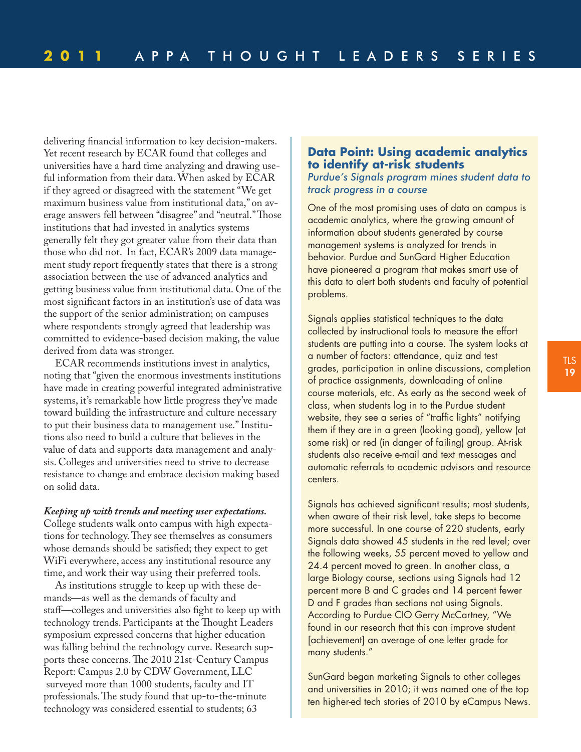delivering financial information to key decision-makers. Yet recent research by ECAR found that colleges and universities have a hard time analyzing and drawing useful information from their data. When asked by ECAR if they agreed or disagreed with the statement "We get maximum business value from institutional data," on average answers fell between "disagree" and "neutral." Those institutions that had invested in analytics systems generally felt they got greater value from their data than those who did not. In fact, ECAR's 2009 data management study report frequently states that there is a strong association between the use of advanced analytics and getting business value from institutional data. One of the most significant factors in an institution's use of data was the support of the senior administration; on campuses where respondents strongly agreed that leadership was committed to evidence-based decision making, the value derived from data was stronger.

ECAR recommends institutions invest in analytics, noting that "given the enormous investments institutions have made in creating powerful integrated administrative systems, it's remarkable how little progress they've made toward building the infrastructure and culture necessary to put their business data to management use." Institutions also need to build a culture that believes in the value of data and supports data management and analysis. Colleges and universities need to strive to decrease resistance to change and embrace decision making based on solid data.

***Keeping up with trends and meeting user expectations.*** College students walk onto campus with high expectations for technology. They see themselves as consumers whose demands should be satisfied; they expect to get WiFi everywhere, access any institutional resource any time, and work their way using their preferred tools.

As institutions struggle to keep up with these demands—as well as the demands of faculty and staff—colleges and universities also fight to keep up with technology trends. Participants at the Thought Leaders symposium expressed concerns that higher education was falling behind the technology curve. Research supports these concerns. The 2010 21st-Century Campus Report: Campus 2.0 by CDW Government, LLC surveyed more than 1000 students, faculty and IT professionals. The study found that up-to-the-minute technology was considered essential to students; 63

## Data Point: Using academic analytics to identify at-risk students

*Purdue's Signals program mines student data to track progress in a course*

One of the most promising uses of data on campus is academic analytics, where the growing amount of information about students generated by course management systems is analyzed for trends in behavior. Purdue and SunGard Higher Education have pioneered a program that makes smart use of this data to alert both students and faculty of potential problems.

Signals applies statistical techniques to the data collected by instructional tools to measure the effort students are putting into a course. The system looks at a number of factors: attendance, quiz and test grades, participation in online discussions, completion of practice assignments, downloading of online course materials, etc. As early as the second week of class, when students log in to the Purdue student website, they see a series of "traffic lights" notifying them if they are in a green (looking good), yellow (at some risk) or red (in danger of failing) group. At-risk students also receive e-mail and text messages and automatic referrals to academic advisors and resource centers.

Signals has achieved significant results; most students, when aware of their risk level, take steps to become more successful. In one course of 220 students, early Signals data showed 45 students in the red level; over the following weeks, 55 percent moved to yellow and 24.4 percent moved to green. In another class, a large Biology course, sections using Signals had 12 percent more B and C grades and 14 percent fewer D and F grades than sections not using Signals. According to Purdue CIO Gerry McCartney, "We found in our research that this can improve student [achievement] an average of one letter grade for many students."

SunGard began marketing Signals to other colleges and universities in 2010; it was named one of the top ten higher-ed tech stories of 2010 by eCampus News.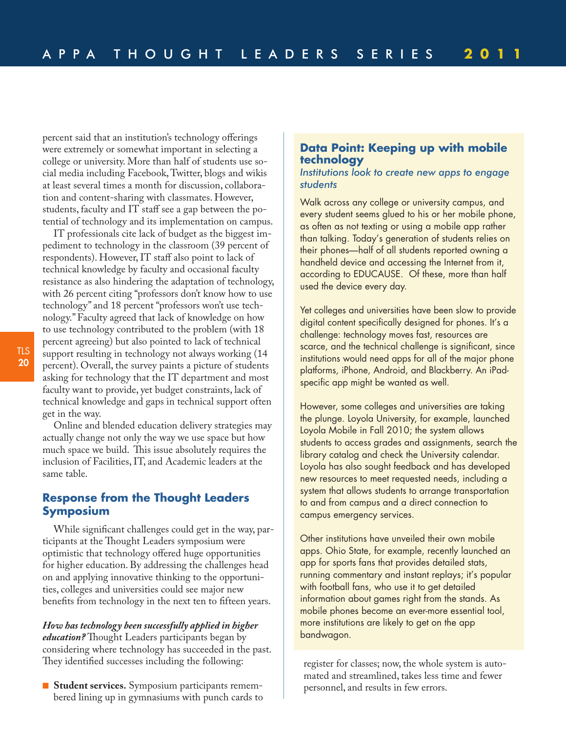percent said that an institution's technology offerings were extremely or somewhat important in selecting a college or university. More than half of students use social media including Facebook, Twitter, blogs and wikis at least several times a month for discussion, collaboration and content-sharing with classmates. However, students, faculty and IT staff see a gap between the potential of technology and its implementation on campus.

IT professionals cite lack of budget as the biggest impediment to technology in the classroom (39 percent of respondents). However, IT staff also point to lack of technical knowledge by faculty and occasional faculty resistance as also hindering the adaptation of technology, with 26 percent citing "professors don't know how to use technology" and 18 percent "professors won't use technology." Faculty agreed that lack of knowledge on how to use technology contributed to the problem (with 18 percent agreeing) but also pointed to lack of technical support resulting in technology not always working (14 percent). Overall, the survey paints a picture of students asking for technology that the IT department and most faculty want to provide, yet budget constraints, lack of technical knowledge and gaps in technical support often get in the way.

Online and blended education delivery strategies may actually change not only the way we use space but how much space we build. This issue absolutely requires the inclusion of Facilities, IT, and Academic leaders at the same table.

## Response from the Thought Leaders Symposium

While significant challenges could get in the way, participants at the Thought Leaders symposium were optimistic that technology offered huge opportunities for higher education. By addressing the challenges head on and applying innovative thinking to the opportunities, colleges and universities could see major benefits from technology in the next ten to fifteen years.

***How has technology been successfully applied in higher education?*** Thought Leaders participants began by considering where technology has succeeded in the past. They identified successes including the following:

- **Student services.** Symposium participants remembered lining up in gymnasiums with punch cards to register for classes; now, the whole system is automated and streamlined, takes less time and fewer personnel, and results in few errors.

### Data Point: Keeping up with mobile technology

*Institutions look to create new apps to engage students*

Walk across any college or university campus, and every student seems glued to his or her mobile phone, as often as not texting or using a mobile app rather than talking. Today's generation of students relies on their phones—half of all students reported owning a handheld device and accessing the Internet from it, according to EDUCAUSE. Of these, more than half used the device every day.

Yet colleges and universities have been slow to provide digital content specifically designed for phones. It's a challenge: technology moves fast, resources are scarce, and the technical challenge is significant, since institutions would need apps for all of the major phone platforms, iPhone, Android, and Blackberry. An iPad-specific app might be wanted as well.

However, some colleges and universities are taking the plunge. Loyola University, for example, launched Loyola Mobile in Fall 2010; the system allows students to access grades and assignments, search the library catalog and check the University calendar. Loyola has also sought feedback and has developed new resources to meet requested needs, including a system that allows students to arrange transportation to and from campus and a direct connection to campus emergency services.

Other institutions have unveiled their own mobile apps. Ohio State, for example, recently launched an app for sports fans that provides detailed stats, running commentary and instant replays; it's popular with football fans, who use it to get detailed information about games right from the stands. As mobile phones become an ever-more essential tool, more institutions are likely to get on the app bandwagon.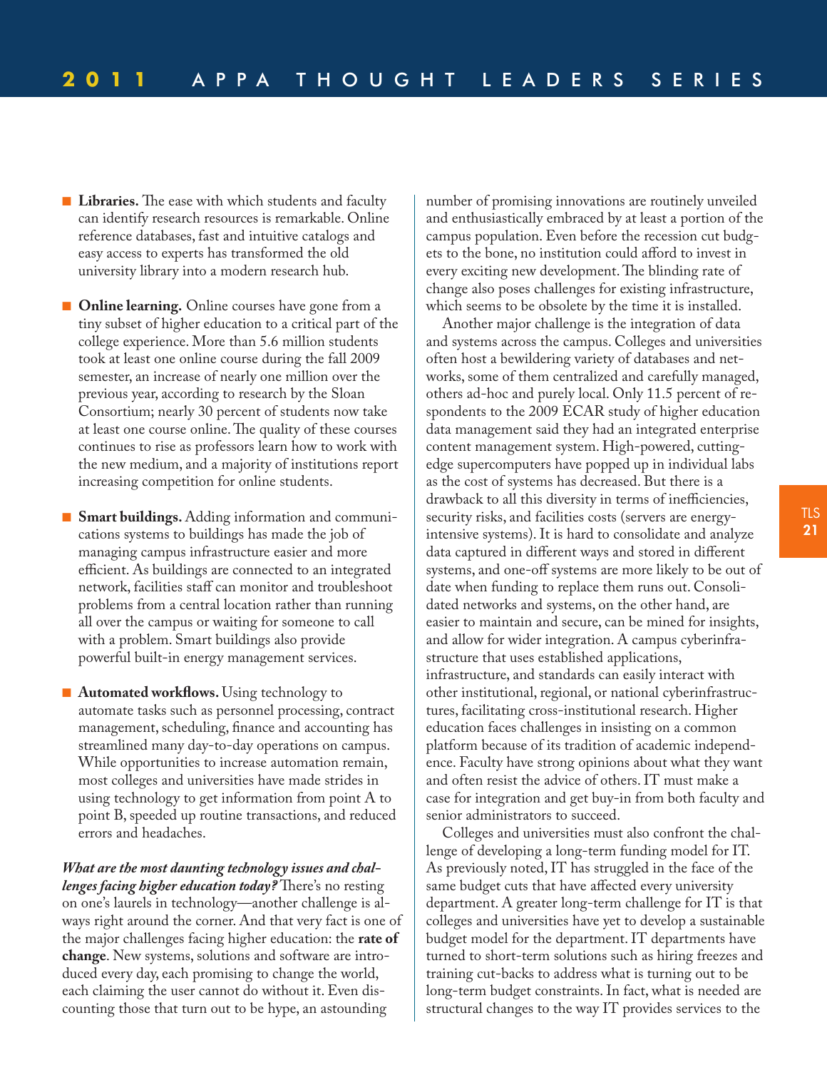- **Libraries.** The ease with which students and faculty can identify research resources is remarkable. Online reference databases, fast and intuitive catalogs and easy access to experts has transformed the old university library into a modern research hub.

- **Online learning.** Online courses have gone from a tiny subset of higher education to a critical part of the college experience. More than 5.6 million students took at least one online course during the fall 2009 semester, an increase of nearly one million over the previous year, according to research by the Sloan Consortium; nearly 30 percent of students now take at least one course online. The quality of these courses continues to rise as professors learn how to work with the new medium, and a majority of institutions report increasing competition for online students.

- **Smart buildings.** Adding information and communications systems to buildings has made the job of managing campus infrastructure easier and more efficient. As buildings are connected to an integrated network, facilities staff can monitor and troubleshoot problems from a central location rather than running all over the campus or waiting for someone to call with a problem. Smart buildings also provide powerful built-in energy management services.

- **Automated workflows.** Using technology to automate tasks such as personnel processing, contract management, scheduling, finance and accounting has streamlined many day-to-day operations on campus. While opportunities to increase automation remain, most colleges and universities have made strides in using technology to get information from point A to point B, speeded up routine transactions, and reduced errors and headaches.

***What are the most daunting technology issues and challenges facing higher education today?*** There's no resting on one's laurels in technology—another challenge is always right around the corner. And that very fact is one of the major challenges facing higher education: the **rate of change**. New systems, solutions and software are introduced every day, each promising to change the world, each claiming the user cannot do without it. Even discounting those that turn out to be hype, an astounding number of promising innovations are routinely unveiled and enthusiastically embraced by at least a portion of the campus population. Even before the recession cut budgets to the bone, no institution could afford to invest in every exciting new development. The blinding rate of change also poses challenges for existing infrastructure, which seems to be obsolete by the time it is installed.

Another major challenge is the integration of data and systems across the campus. Colleges and universities often host a bewildering variety of databases and networks, some of them centralized and carefully managed, others ad-hoc and purely local. Only 11.5 percent of respondents to the 2009 ECAR study of higher education data management said they had an integrated enterprise content management system. High-powered, cutting-edge supercomputers have popped up in individual labs as the cost of systems has decreased. But there is a drawback to all this diversity in terms of inefficiencies, security risks, and facilities costs (servers are energy-intensive systems). It is hard to consolidate and analyze data captured in different ways and stored in different systems, and one-off systems are more likely to be out of date when funding to replace them runs out. Consolidated networks and systems, on the other hand, are easier to maintain and secure, can be mined for insights, and allow for wider integration. A campus cyberinfrastructure that uses established applications, infrastructure, and standards can easily interact with other institutional, regional, or national cyberinfrastructures, facilitating cross-institutional research. Higher education faces challenges in insisting on a common platform because of its tradition of academic independence. Faculty have strong opinions about what they want and often resist the advice of others. IT must make a case for integration and get buy-in from both faculty and senior administrators to succeed.

Colleges and universities must also confront the challenge of developing a long-term funding model for IT. As previously noted, IT has struggled in the face of the same budget cuts that have affected every university department. A greater long-term challenge for IT is that colleges and universities have yet to develop a sustainable budget model for the department. IT departments have turned to short-term solutions such as hiring freezes and training cut-backs to address what is turning out to be long-term budget constraints. In fact, what is needed are structural changes to the way IT provides services to the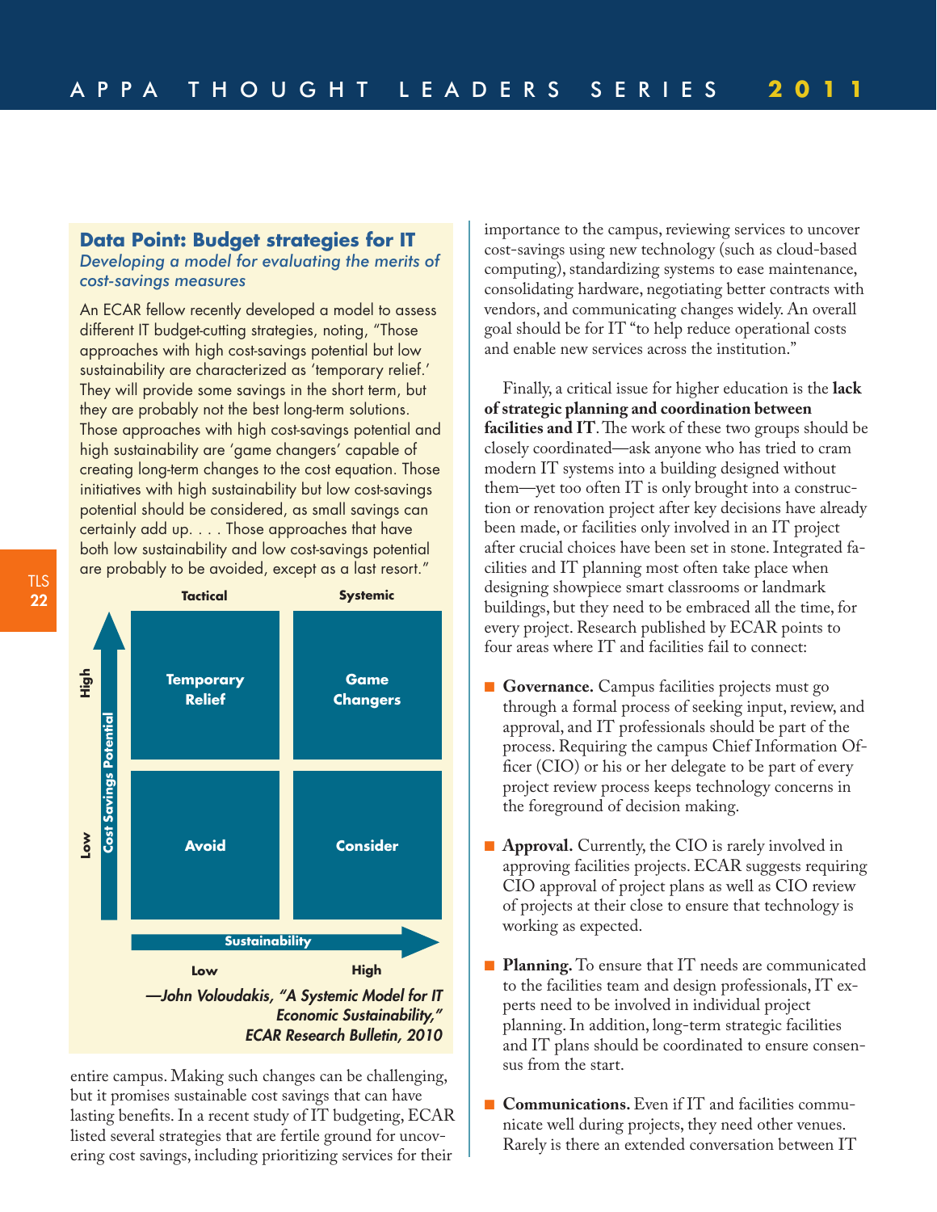### Data Point: Budget strategies for IT

*Developing a model for evaluating the merits of cost-savings measures*

An ECAR fellow recently developed a model to assess different IT budget-cutting strategies, noting, "Those approaches with high cost-savings potential but low sustainability are characterized as 'temporary relief.' They will provide some savings in the short term, but they are probably not the best long-term solutions. Those approaches with high cost-savings potential and high sustainability are 'game changers' capable of creating long-term changes to the cost equation. Those initiatives with high sustainability but low cost-savings potential should be considered, as small savings can certainly add up. . . . Those approaches that have both low sustainability and low cost-savings potential are probably to be avoided, except as a last resort."

| Cost Savings Potential | Low Sustainability (Tactical) | High Sustainability (Systemic) |
|---|---|---|
| High | Temporary Relief | Game Changers |
| Low | Avoid | Consider |

***—John Voloudakis, "A Systemic Model for IT Economic Sustainability," ECAR Research Bulletin, 2010***

entire campus. Making such changes can be challenging, but it promises sustainable cost savings that can have lasting benefits. In a recent study of IT budgeting, ECAR listed several strategies that are fertile ground for uncovering cost savings, including prioritizing services for their importance to the campus, reviewing services to uncover cost-savings using new technology (such as cloud-based computing), standardizing systems to ease maintenance, consolidating hardware, negotiating better contracts with vendors, and communicating changes widely. An overall goal should be for IT "to help reduce operational costs and enable new services across the institution."

Finally, a critical issue for higher education is the **lack of strategic planning and coordination between facilities and IT**. The work of these two groups should be closely coordinated—ask anyone who has tried to cram modern IT systems into a building designed without them—yet too often IT is only brought into a construction or renovation project after key decisions have already been made, or facilities only involved in an IT project after crucial choices have been set in stone. Integrated facilities and IT planning most often take place when designing showpiece smart classrooms or landmark buildings, but they need to be embraced all the time, for every project. Research published by ECAR points to four areas where IT and facilities fail to connect:

- **Governance.** Campus facilities projects must go through a formal process of seeking input, review, and approval, and IT professionals should be part of the process. Requiring the campus Chief Information Officer (CIO) or his or her delegate to be part of every project review process keeps technology concerns in the foreground of decision making.

- **Approval.** Currently, the CIO is rarely involved in approving facilities projects. ECAR suggests requiring CIO approval of project plans as well as CIO review of projects at their close to ensure that technology is working as expected.

- **Planning.** To ensure that IT needs are communicated to the facilities team and design professionals, IT experts need to be involved in individual project planning. In addition, long-term strategic facilities and IT plans should be coordinated to ensure consensus from the start.

- **Communications.** Even if IT and facilities communicate well during projects, they need other venues. Rarely is there an extended conversation between IT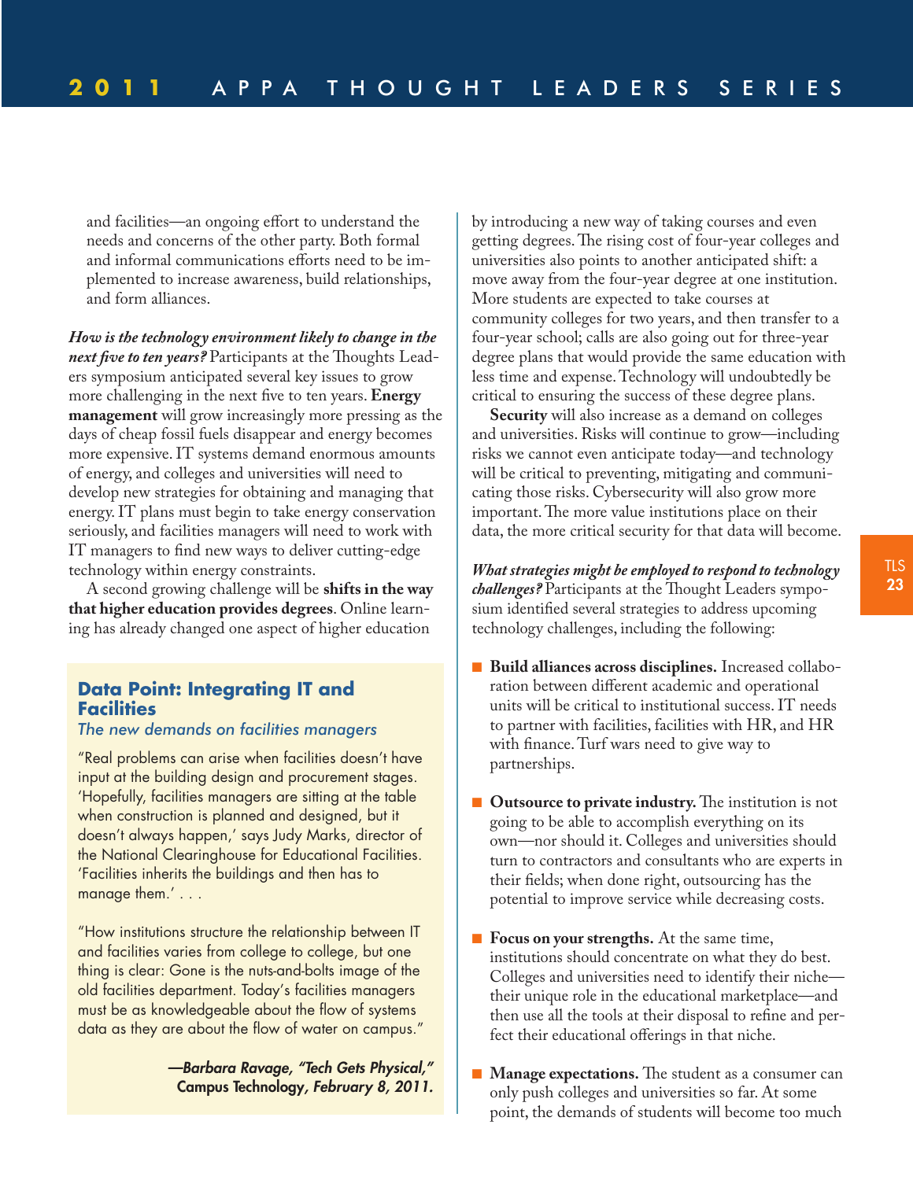and facilities—an ongoing effort to understand the needs and concerns of the other party. Both formal and informal communications efforts need to be implemented to increase awareness, build relationships, and form alliances.

***How is the technology environment likely to change in the next five to ten years?*** Participants at the Thoughts Leaders symposium anticipated several key issues to grow more challenging in the next five to ten years. **Energy management** will grow increasingly more pressing as the days of cheap fossil fuels disappear and energy becomes more expensive. IT systems demand enormous amounts of energy, and colleges and universities will need to develop new strategies for obtaining and managing that energy. IT plans must begin to take energy conservation seriously, and facilities managers will need to work with IT managers to find new ways to deliver cutting-edge technology within energy constraints.

A second growing challenge will be **shifts in the way that higher education provides degrees**. Online learning has already changed one aspect of higher education by introducing a new way of taking courses and even getting degrees. The rising cost of four-year colleges and universities also points to another anticipated shift: a move away from the four-year degree at one institution. More students are expected to take courses at community colleges for two years, and then transfer to a four-year school; calls are also going out for three-year degree plans that would provide the same education with less time and expense. Technology will undoubtedly be critical to ensuring the success of these degree plans.

**Security** will also increase as a demand on colleges and universities. Risks will continue to grow—including risks we cannot even anticipate today—and technology will be critical to preventing, mitigating and communicating those risks. Cybersecurity will also grow more important. The more value institutions place on their data, the more critical security for that data will become.

***What strategies might be employed to respond to technology challenges?*** Participants at the Thought Leaders symposium identified several strategies to address upcoming technology challenges, including the following:

- **Build alliances across disciplines.** Increased collaboration between different academic and operational units will be critical to institutional success. IT needs to partner with facilities, facilities with HR, and HR with finance. Turf wars need to give way to partnerships.
- **Outsource to private industry.** The institution is not going to be able to accomplish everything on its own—nor should it. Colleges and universities should turn to contractors and consultants who are experts in their fields; when done right, outsourcing has the potential to improve service while decreasing costs.
- **Focus on your strengths.** At the same time, institutions should concentrate on what they do best. Colleges and universities need to identify their niche—their unique role in the educational marketplace—and then use all the tools at their disposal to refine and perfect their educational offerings in that niche.
- **Manage expectations.** The student as a consumer can only push colleges and universities so far. At some point, the demands of students will become too much

## Data Point: Integrating IT and Facilities

*The new demands on facilities managers*

"Real problems can arise when facilities doesn't have input at the building design and procurement stages. 'Hopefully, facilities managers are sitting at the table when construction is planned and designed, but it doesn't always happen,' says Judy Marks, director of the National Clearinghouse for Educational Facilities. 'Facilities inherits the buildings and then has to manage them.' . . .

"How institutions structure the relationship between IT and facilities varies from college to college, but one thing is clear: Gone is the nuts-and-bolts image of the old facilities department. Today's facilities managers must be as knowledgeable about the flow of systems data as they are about the flow of water on campus."

*—Barbara Ravage, "Tech Gets Physical,"* **Campus Technology**, *February 8, 2011.*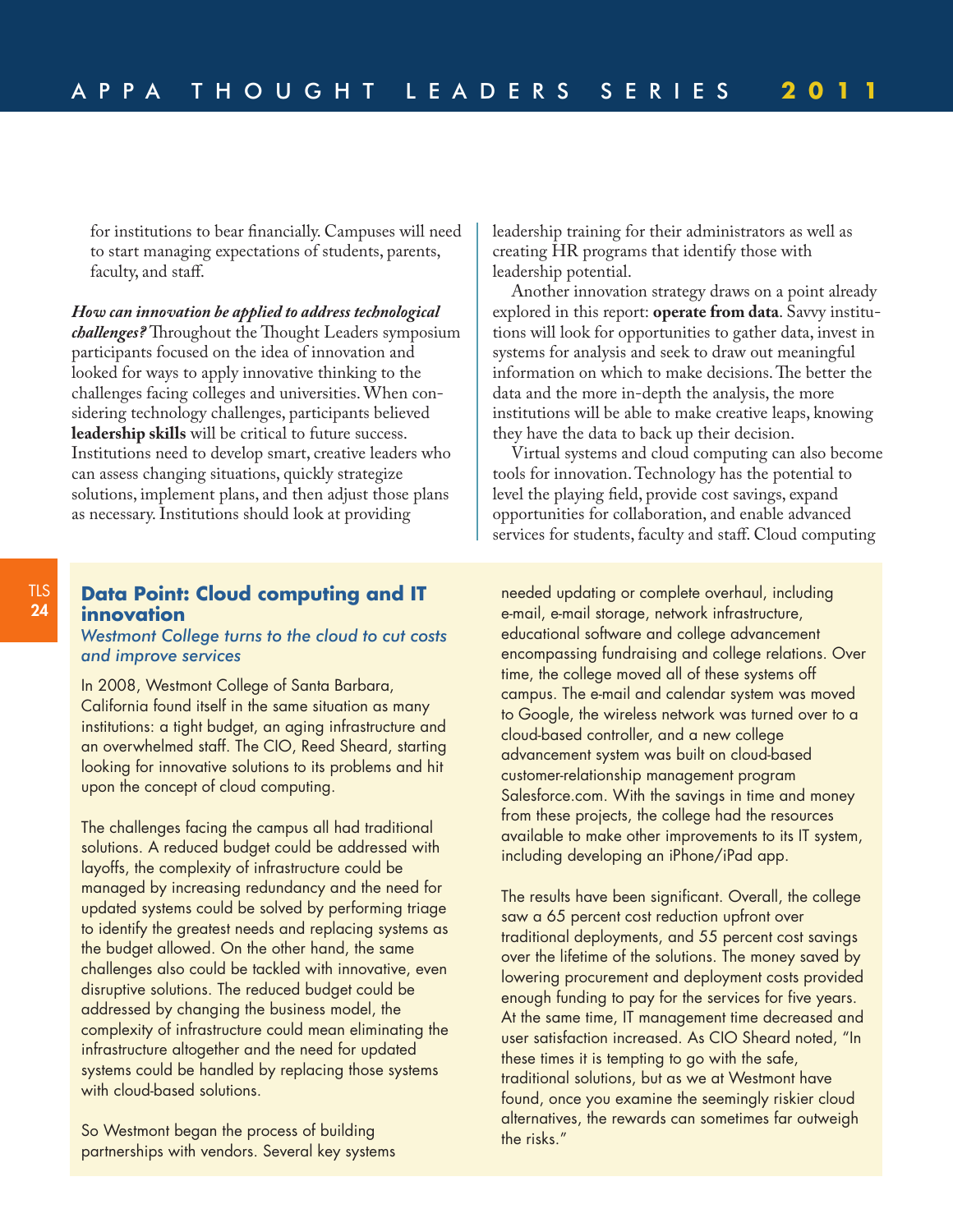for institutions to bear financially. Campuses will need to start managing expectations of students, parents, faculty, and staff.

***How can innovation be applied to address technological challenges?*** Throughout the Thought Leaders symposium participants focused on the idea of innovation and looked for ways to apply innovative thinking to the challenges facing colleges and universities. When considering technology challenges, participants believed **leadership skills** will be critical to future success. Institutions need to develop smart, creative leaders who can assess changing situations, quickly strategize solutions, implement plans, and then adjust those plans as necessary. Institutions should look at providing leadership training for their administrators as well as creating HR programs that identify those with leadership potential.

Another innovation strategy draws on a point already explored in this report: **operate from data**. Savvy institutions will look for opportunities to gather data, invest in systems for analysis and seek to draw out meaningful information on which to make decisions. The better the data and the more in-depth the analysis, the more institutions will be able to make creative leaps, knowing they have the data to back up their decision.

Virtual systems and cloud computing can also become tools for innovation. Technology has the potential to level the playing field, provide cost savings, expand opportunities for collaboration, and enable advanced services for students, faculty and staff. Cloud computing

## Data Point: Cloud computing and IT innovation

*Westmont College turns to the cloud to cut costs and improve services*

In 2008, Westmont College of Santa Barbara, California found itself in the same situation as many institutions: a tight budget, an aging infrastructure and an overwhelmed staff. The CIO, Reed Sheard, starting looking for innovative solutions to its problems and hit upon the concept of cloud computing.

The challenges facing the campus all had traditional solutions. A reduced budget could be addressed with layoffs, the complexity of infrastructure could be managed by increasing redundancy and the need for updated systems could be solved by performing triage to identify the greatest needs and replacing systems as the budget allowed. On the other hand, the same challenges also could be tackled with innovative, even disruptive solutions. The reduced budget could be addressed by changing the business model, the complexity of infrastructure could mean eliminating the infrastructure altogether and the need for updated systems could be handled by replacing those systems with cloud-based solutions.

So Westmont began the process of building partnerships with vendors. Several key systems needed updating or complete overhaul, including e-mail, e-mail storage, network infrastructure, educational software and college advancement encompassing fundraising and college relations. Over time, the college moved all of these systems off campus. The e-mail and calendar system was moved to Google, the wireless network was turned over to a cloud-based controller, and a new college advancement system was built on cloud-based customer-relationship management program Salesforce.com. With the savings in time and money from these projects, the college had the resources available to make other improvements to its IT system, including developing an iPhone/iPad app.

The results have been significant. Overall, the college saw a 65 percent cost reduction upfront over traditional deployments, and 55 percent cost savings over the lifetime of the solutions. The money saved by lowering procurement and deployment costs provided enough funding to pay for the services for five years. At the same time, IT management time decreased and user satisfaction increased. As CIO Sheard noted, "In these times it is tempting to go with the safe, traditional solutions, but as we at Westmont have found, once you examine the seemingly riskier cloud alternatives, the rewards can sometimes far outweigh the risks."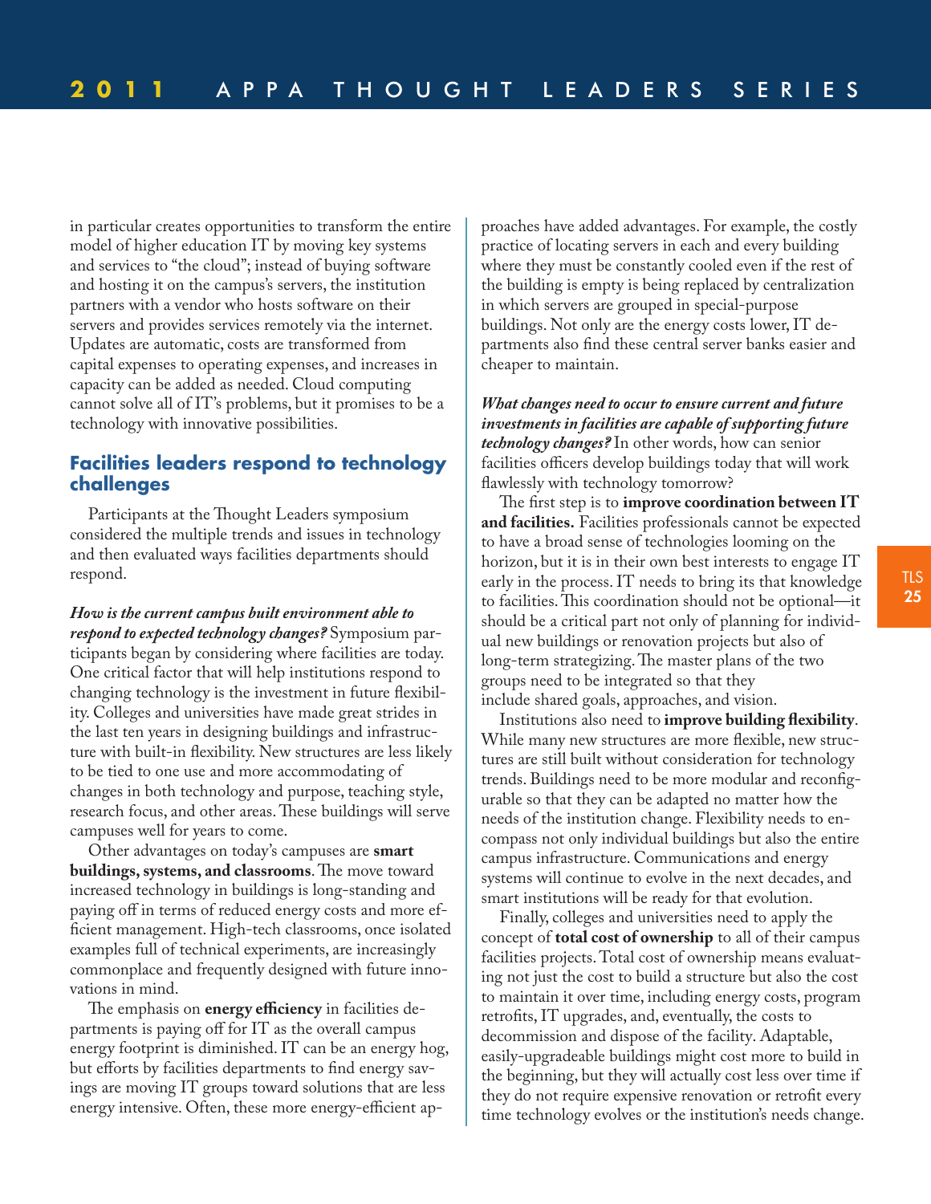in particular creates opportunities to transform the entire model of higher education IT by moving key systems and services to "the cloud"; instead of buying software and hosting it on the campus's servers, the institution partners with a vendor who hosts software on their servers and provides services remotely via the internet. Updates are automatic, costs are transformed from capital expenses to operating expenses, and increases in capacity can be added as needed. Cloud computing cannot solve all of IT's problems, but it promises to be a technology with innovative possibilities.

## Facilities leaders respond to technology challenges

Participants at the Thought Leaders symposium considered the multiple trends and issues in technology and then evaluated ways facilities departments should respond.

***How is the current campus built environment able to respond to expected technology changes?*** Symposium participants began by considering where facilities are today. One critical factor that will help institutions respond to changing technology is the investment in future flexibility. Colleges and universities have made great strides in the last ten years in designing buildings and infrastructure with built-in flexibility. New structures are less likely to be tied to one use and more accommodating of changes in both technology and purpose, teaching style, research focus, and other areas. These buildings will serve campuses well for years to come.

Other advantages on today's campuses are **smart buildings, systems, and classrooms**. The move toward increased technology in buildings is long-standing and paying off in terms of reduced energy costs and more efficient management. High-tech classrooms, once isolated examples full of technical experiments, are increasingly commonplace and frequently designed with future innovations in mind.

The emphasis on **energy efficiency** in facilities departments is paying off for IT as the overall campus energy footprint is diminished. IT can be an energy hog, but efforts by facilities departments to find energy savings are moving IT groups toward solutions that are less energy intensive. Often, these more energy-efficient approaches have added advantages. For example, the costly practice of locating servers in each and every building where they must be constantly cooled even if the rest of the building is empty is being replaced by centralization in which servers are grouped in special-purpose buildings. Not only are the energy costs lower, IT departments also find these central server banks easier and cheaper to maintain.

***What changes need to occur to ensure current and future investments in facilities are capable of supporting future technology changes?*** In other words, how can senior facilities officers develop buildings today that will work flawlessly with technology tomorrow?

The first step is to **improve coordination between IT and facilities.** Facilities professionals cannot be expected to have a broad sense of technologies looming on the horizon, but it is in their own best interests to engage IT early in the process. IT needs to bring its that knowledge to facilities. This coordination should not be optional—it should be a critical part not only of planning for individual new buildings or renovation projects but also of long-term strategizing. The master plans of the two groups need to be integrated so that they include shared goals, approaches, and vision.

Institutions also need to **improve building flexibility**. While many new structures are more flexible, new structures are still built without consideration for technology trends. Buildings need to be more modular and reconfigurable so that they can be adapted no matter how the needs of the institution change. Flexibility needs to encompass not only individual buildings but also the entire campus infrastructure. Communications and energy systems will continue to evolve in the next decades, and smart institutions will be ready for that evolution.

Finally, colleges and universities need to apply the concept of **total cost of ownership** to all of their campus facilities projects. Total cost of ownership means evaluating not just the cost to build a structure but also the cost to maintain it over time, including energy costs, program retrofits, IT upgrades, and, eventually, the costs to decommission and dispose of the facility. Adaptable, easily-upgradeable buildings might cost more to build in the beginning, but they will actually cost less over time if they do not require expensive renovation or retrofit every time technology evolves or the institution's needs change.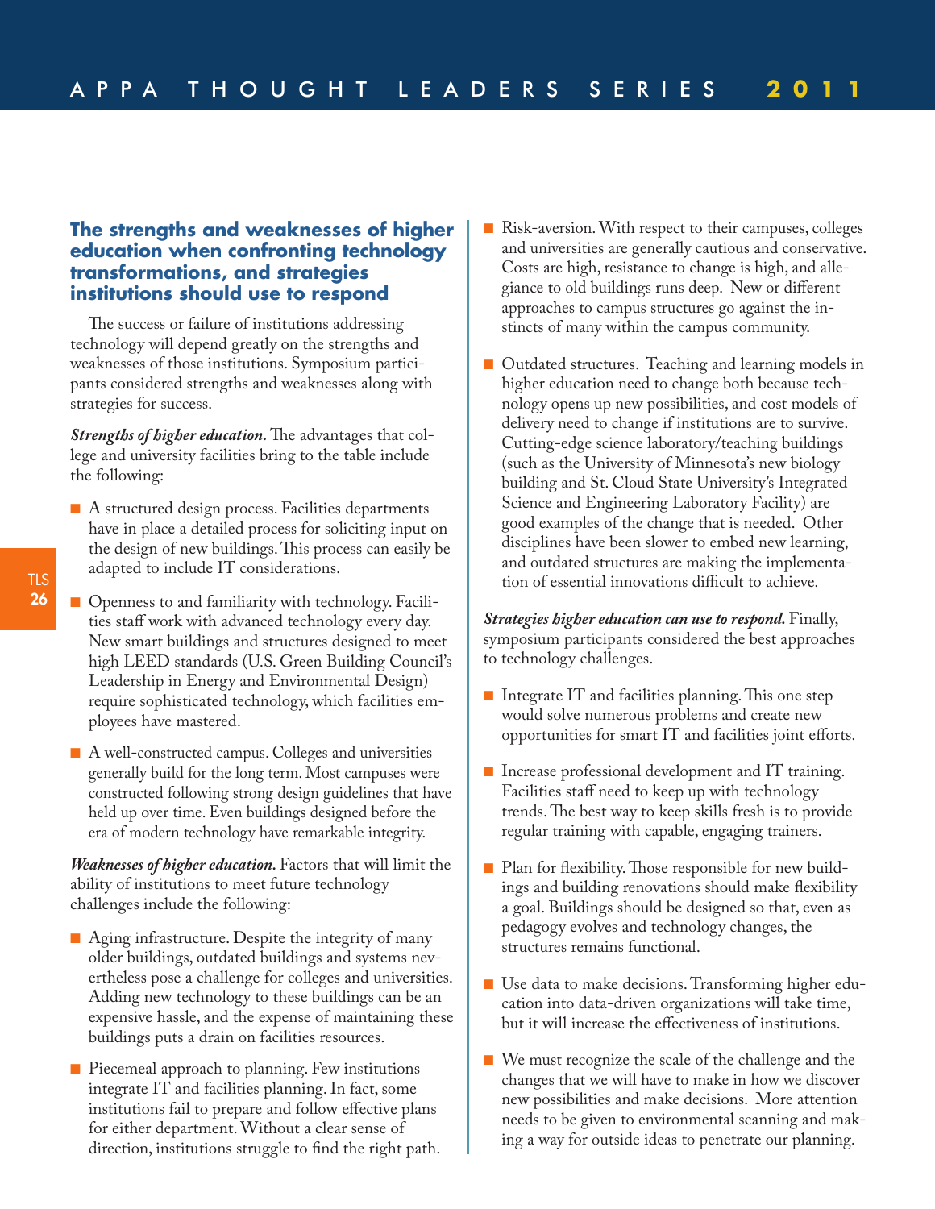## The strengths and weaknesses of higher education when confronting technology transformations, and strategies institutions should use to respond

The success or failure of institutions addressing technology will depend greatly on the strengths and weaknesses of those institutions. Symposium participants considered strengths and weaknesses along with strategies for success.

***Strengths of higher education.*** The advantages that college and university facilities bring to the table include the following:

- A structured design process. Facilities departments have in place a detailed process for soliciting input on the design of new buildings. This process can easily be adapted to include IT considerations.
- Openness to and familiarity with technology. Facilities staff work with advanced technology every day. New smart buildings and structures designed to meet high LEED standards (U.S. Green Building Council's Leadership in Energy and Environmental Design) require sophisticated technology, which facilities employees have mastered.
- A well-constructed campus. Colleges and universities generally build for the long term. Most campuses were constructed following strong design guidelines that have held up over time. Even buildings designed before the era of modern technology have remarkable integrity.

***Weaknesses of higher education.*** Factors that will limit the ability of institutions to meet future technology challenges include the following:

- Aging infrastructure. Despite the integrity of many older buildings, outdated buildings and systems nevertheless pose a challenge for colleges and universities. Adding new technology to these buildings can be an expensive hassle, and the expense of maintaining these buildings puts a drain on facilities resources.
- Piecemeal approach to planning. Few institutions integrate IT and facilities planning. In fact, some institutions fail to prepare and follow effective plans for either department. Without a clear sense of direction, institutions struggle to find the right path.
- Risk-aversion. With respect to their campuses, colleges and universities are generally cautious and conservative. Costs are high, resistance to change is high, and allegiance to old buildings runs deep. New or different approaches to campus structures go against the instincts of many within the campus community.
- Outdated structures. Teaching and learning models in higher education need to change both because technology opens up new possibilities, and cost models of delivery need to change if institutions are to survive. Cutting-edge science laboratory/teaching buildings (such as the University of Minnesota's new biology building and St. Cloud State University's Integrated Science and Engineering Laboratory Facility) are good examples of the change that is needed. Other disciplines have been slower to embed new learning, and outdated structures are making the implementation of essential innovations difficult to achieve.

***Strategies higher education can use to respond.*** Finally, symposium participants considered the best approaches to technology challenges.

- Integrate IT and facilities planning. This one step would solve numerous problems and create new opportunities for smart IT and facilities joint efforts.
- Increase professional development and IT training. Facilities staff need to keep up with technology trends. The best way to keep skills fresh is to provide regular training with capable, engaging trainers.
- Plan for flexibility. Those responsible for new buildings and building renovations should make flexibility a goal. Buildings should be designed so that, even as pedagogy evolves and technology changes, the structures remains functional.
- Use data to make decisions. Transforming higher education into data-driven organizations will take time, but it will increase the effectiveness of institutions.
- We must recognize the scale of the challenge and the changes that we will have to make in how we discover new possibilities and make decisions. More attention needs to be given to environmental scanning and making a way for outside ideas to penetrate our planning.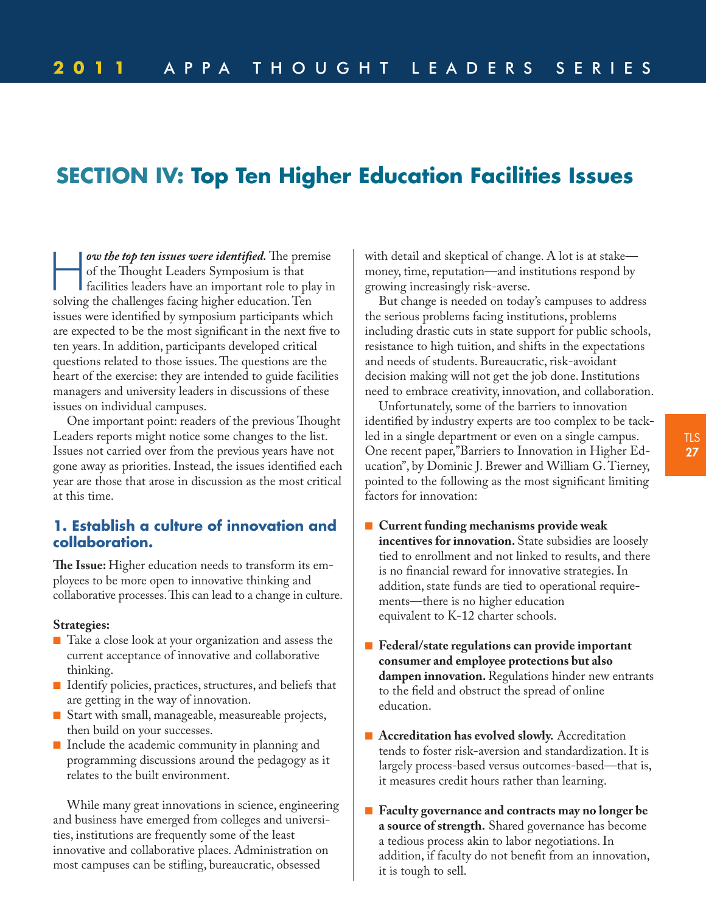# SECTION IV: Top Ten Higher Education Facilities Issues

***How the top ten issues were identified.*** The premise of the Thought Leaders Symposium is that facilities leaders have an important role to play in solving the challenges facing higher education. Ten issues were identified by symposium participants which are expected to be the most significant in the next five to ten years. In addition, participants developed critical questions related to those issues. The questions are the heart of the exercise: they are intended to guide facilities managers and university leaders in discussions of these issues on individual campuses.

One important point: readers of the previous Thought Leaders reports might notice some changes to the list. Issues not carried over from the previous years have not gone away as priorities. Instead, the issues identified each year are those that arose in discussion as the most critical at this time.

## 1. Establish a culture of innovation and collaboration.

**The Issue:** Higher education needs to transform its employees to be more open to innovative thinking and collaborative processes. This can lead to a change in culture.

**Strategies:**

- Take a close look at your organization and assess the current acceptance of innovative and collaborative thinking.
- Identify policies, practices, structures, and beliefs that are getting in the way of innovation.
- Start with small, manageable, measureable projects, then build on your successes.
- Include the academic community in planning and programming discussions around the pedagogy as it relates to the built environment.

While many great innovations in science, engineering and business have emerged from colleges and universities, institutions are frequently some of the least innovative and collaborative places. Administration on most campuses can be stifling, bureaucratic, obsessed with detail and skeptical of change. A lot is at stake—money, time, reputation—and institutions respond by growing increasingly risk-averse.

But change is needed on today's campuses to address the serious problems facing institutions, problems including drastic cuts in state support for public schools, resistance to high tuition, and shifts in the expectations and needs of students. Bureaucratic, risk-avoidant decision making will not get the job done. Institutions need to embrace creativity, innovation, and collaboration.

Unfortunately, some of the barriers to innovation identified by industry experts are too complex to be tackled in a single department or even on a single campus. One recent paper,"Barriers to Innovation in Higher Education", by Dominic J. Brewer and William G. Tierney, pointed to the following as the most significant limiting factors for innovation:

- **Current funding mechanisms provide weak incentives for innovation.** State subsidies are loosely tied to enrollment and not linked to results, and there is no financial reward for innovative strategies. In addition, state funds are tied to operational requirements—there is no higher education equivalent to K-12 charter schools.
- **Federal/state regulations can provide important consumer and employee protections but also dampen innovation.** Regulations hinder new entrants to the field and obstruct the spread of online education.
- **Accreditation has evolved slowly.** Accreditation tends to foster risk-aversion and standardization. It is largely process-based versus outcomes-based—that is, it measures credit hours rather than learning.
- **Faculty governance and contracts may no longer be a source of strength.** Shared governance has become a tedious process akin to labor negotiations. In addition, if faculty do not benefit from an innovation, it is tough to sell.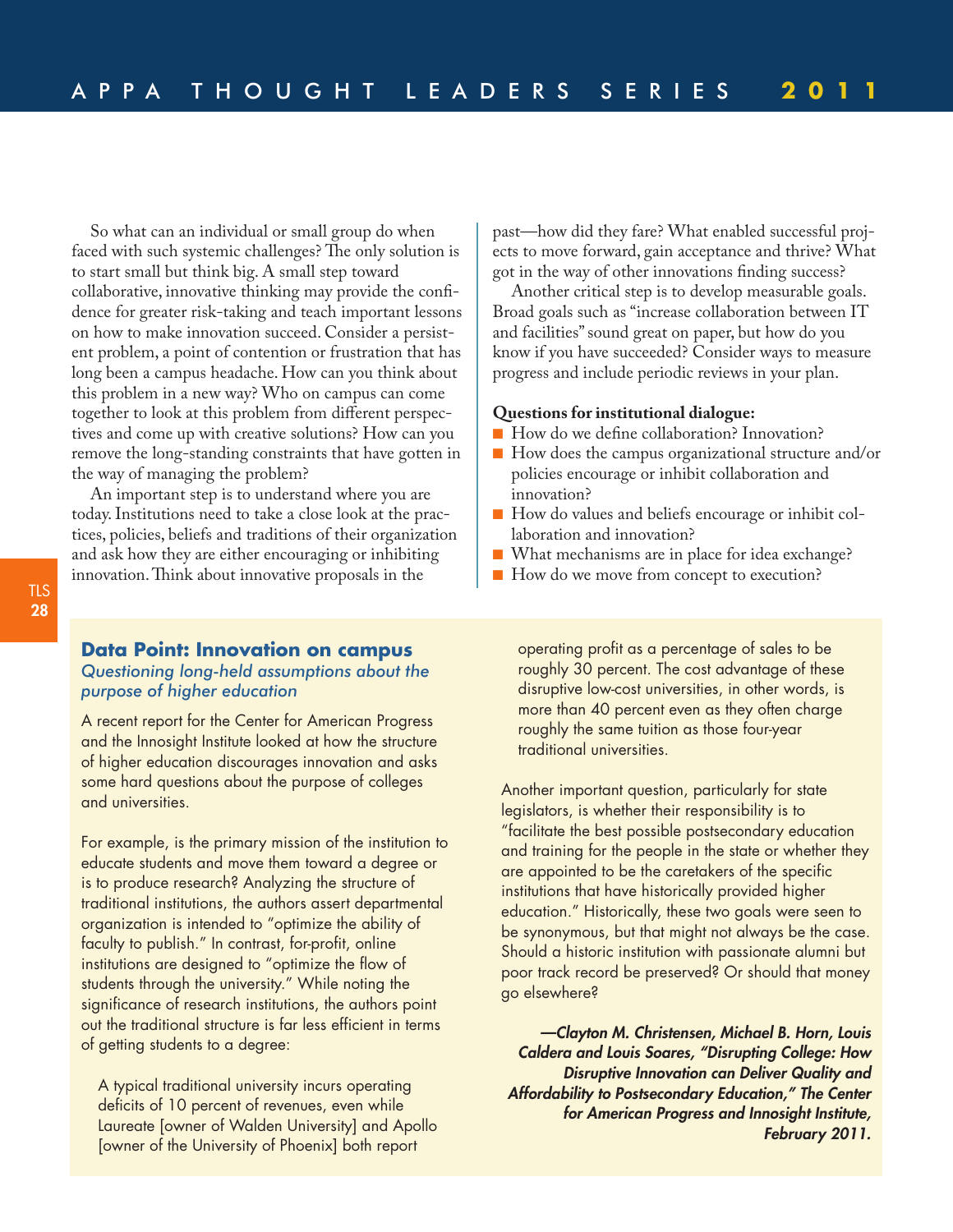So what can an individual or small group do when faced with such systemic challenges? The only solution is to start small but think big. A small step toward collaborative, innovative thinking may provide the confidence for greater risk-taking and teach important lessons on how to make innovation succeed. Consider a persistent problem, a point of contention or frustration that has long been a campus headache. How can you think about this problem in a new way? Who on campus can come together to look at this problem from different perspectives and come up with creative solutions? How can you remove the long-standing constraints that have gotten in the way of managing the problem?

An important step is to understand where you are today. Institutions need to take a close look at the practices, policies, beliefs and traditions of their organization and ask how they are either encouraging or inhibiting innovation. Think about innovative proposals in the past—how did they fare? What enabled successful projects to move forward, gain acceptance and thrive? What got in the way of other innovations finding success?

Another critical step is to develop measurable goals. Broad goals such as "increase collaboration between IT and facilities" sound great on paper, but how do you know if you have succeeded? Consider ways to measure progress and include periodic reviews in your plan.

**Questions for institutional dialogue:**

- How do we define collaboration? Innovation?
- How does the campus organizational structure and/or policies encourage or inhibit collaboration and innovation?
- How do values and beliefs encourage or inhibit collaboration and innovation?
- What mechanisms are in place for idea exchange?
- How do we move from concept to execution?

## Data Point: Innovation on campus

*Questioning long-held assumptions about the purpose of higher education*

A recent report for the Center for American Progress and the Innosight Institute looked at how the structure of higher education discourages innovation and asks some hard questions about the purpose of colleges and universities.

For example, is the primary mission of the institution to educate students and move them toward a degree or is to produce research? Analyzing the structure of traditional institutions, the authors assert departmental organization is intended to "optimize the ability of faculty to publish." In contrast, for-profit, online institutions are designed to "optimize the flow of students through the university." While noting the significance of research institutions, the authors point out the traditional structure is far less efficient in terms of getting students to a degree:

> A typical traditional university incurs operating deficits of 10 percent of revenues, even while Laureate [owner of Walden University] and Apollo [owner of the University of Phoenix] both report operating profit as a percentage of sales to be roughly 30 percent. The cost advantage of these disruptive low-cost universities, in other words, is more than 40 percent even as they often charge roughly the same tuition as those four-year traditional universities.

Another important question, particularly for state legislators, is whether their responsibility is to "facilitate the best possible postsecondary education and training for the people in the state or whether they are appointed to be the caretakers of the specific institutions that have historically provided higher education." Historically, these two goals were seen to be synonymous, but that might not always be the case. Should a historic institution with passionate alumni but poor track record be preserved? Or should that money go elsewhere?

***—Clayton M. Christensen, Michael B. Horn, Louis Caldera and Louis Soares, "Disrupting College: How Disruptive Innovation can Deliver Quality and Affordability to Postsecondary Education," The Center for American Progress and Innosight Institute, February 2011.***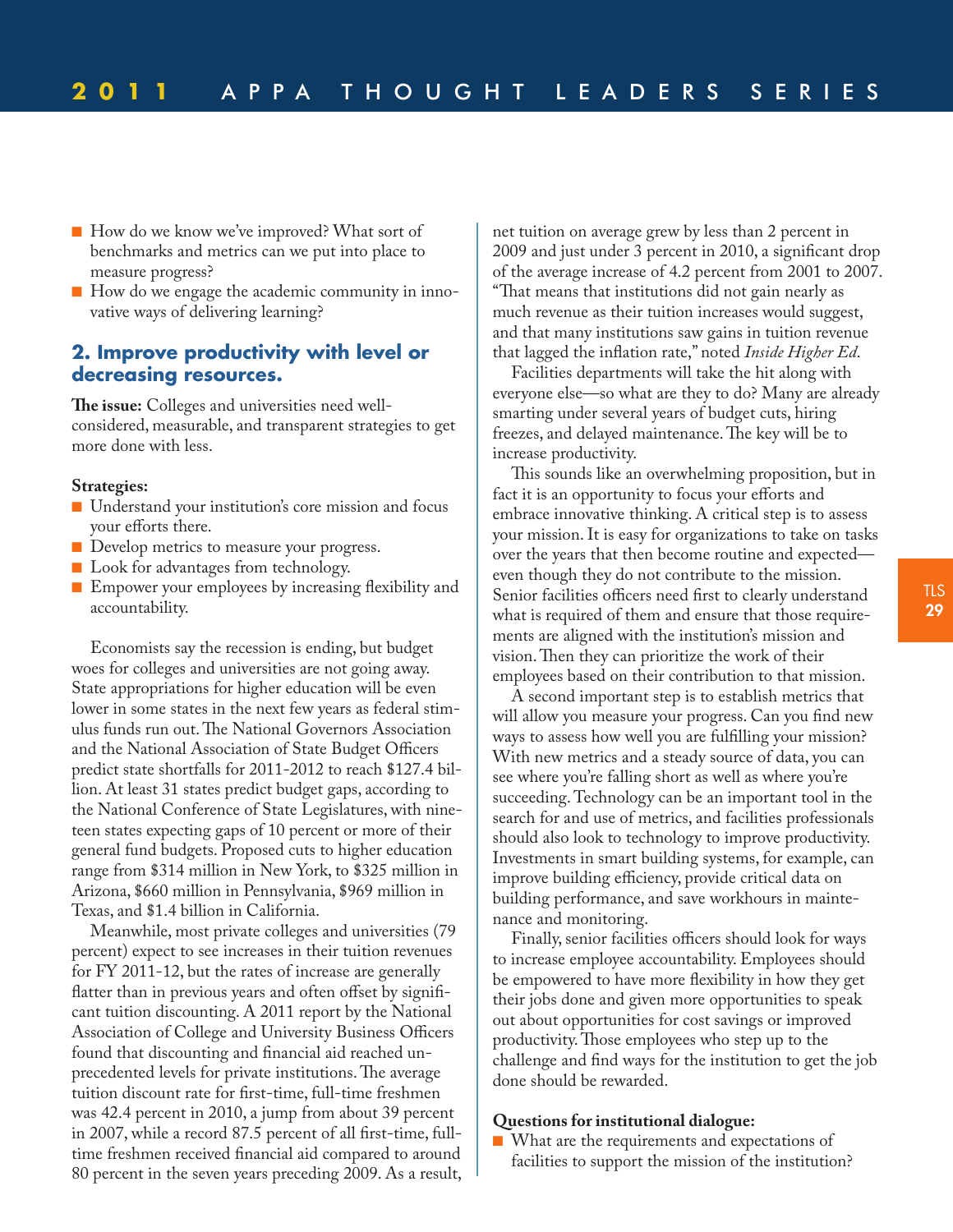- How do we know we've improved? What sort of benchmarks and metrics can we put into place to measure progress?
- How do we engage the academic community in innovative ways of delivering learning?

## 2. Improve productivity with level or decreasing resources.

**The issue:** Colleges and universities need well-considered, measurable, and transparent strategies to get more done with less.

**Strategies:**

- Understand your institution's core mission and focus your efforts there.
- Develop metrics to measure your progress.
- Look for advantages from technology.
- Empower your employees by increasing flexibility and accountability.

Economists say the recession is ending, but budget woes for colleges and universities are not going away. State appropriations for higher education will be even lower in some states in the next few years as federal stimulus funds run out. The National Governors Association and the National Association of State Budget Officers predict state shortfalls for 2011-2012 to reach $127.4 billion. At least 31 states predict budget gaps, according to the National Conference of State Legislatures, with nineteen states expecting gaps of 10 percent or more of their general fund budgets. Proposed cuts to higher education range from $314 million in New York, to $325 million in Arizona, $660 million in Pennsylvania, $969 million in Texas, and $1.4 billion in California.

Meanwhile, most private colleges and universities (79 percent) expect to see increases in their tuition revenues for FY 2011-12, but the rates of increase are generally flatter than in previous years and often offset by significant tuition discounting. A 2011 report by the National Association of College and University Business Officers found that discounting and financial aid reached unprecedented levels for private institutions. The average tuition discount rate for first-time, full-time freshmen was 42.4 percent in 2010, a jump from about 39 percent in 2007, while a record 87.5 percent of all first-time, full-time freshmen received financial aid compared to around 80 percent in the seven years preceding 2009. As a result, net tuition on average grew by less than 2 percent in 2009 and just under 3 percent in 2010, a significant drop of the average increase of 4.2 percent from 2001 to 2007. "That means that institutions did not gain nearly as much revenue as their tuition increases would suggest, and that many institutions saw gains in tuition revenue that lagged the inflation rate," noted *Inside Higher Ed*.

Facilities departments will take the hit along with everyone else—so what are they to do? Many are already smarting under several years of budget cuts, hiring freezes, and delayed maintenance. The key will be to increase productivity.

This sounds like an overwhelming proposition, but in fact it is an opportunity to focus your efforts and embrace innovative thinking. A critical step is to assess your mission. It is easy for organizations to take on tasks over the years that then become routine and expected—even though they do not contribute to the mission. Senior facilities officers need first to clearly understand what is required of them and ensure that those requirements are aligned with the institution's mission and vision. Then they can prioritize the work of their employees based on their contribution to that mission.

A second important step is to establish metrics that will allow you measure your progress. Can you find new ways to assess how well you are fulfilling your mission? With new metrics and a steady source of data, you can see where you're falling short as well as where you're succeeding. Technology can be an important tool in the search for and use of metrics, and facilities professionals should also look to technology to improve productivity. Investments in smart building systems, for example, can improve building efficiency, provide critical data on building performance, and save workhours in maintenance and monitoring.

Finally, senior facilities officers should look for ways to increase employee accountability. Employees should be empowered to have more flexibility in how they get their jobs done and given more opportunities to speak out about opportunities for cost savings or improved productivity. Those employees who step up to the challenge and find ways for the institution to get the job done should be rewarded.

**Questions for institutional dialogue:**

- What are the requirements and expectations of facilities to support the mission of the institution?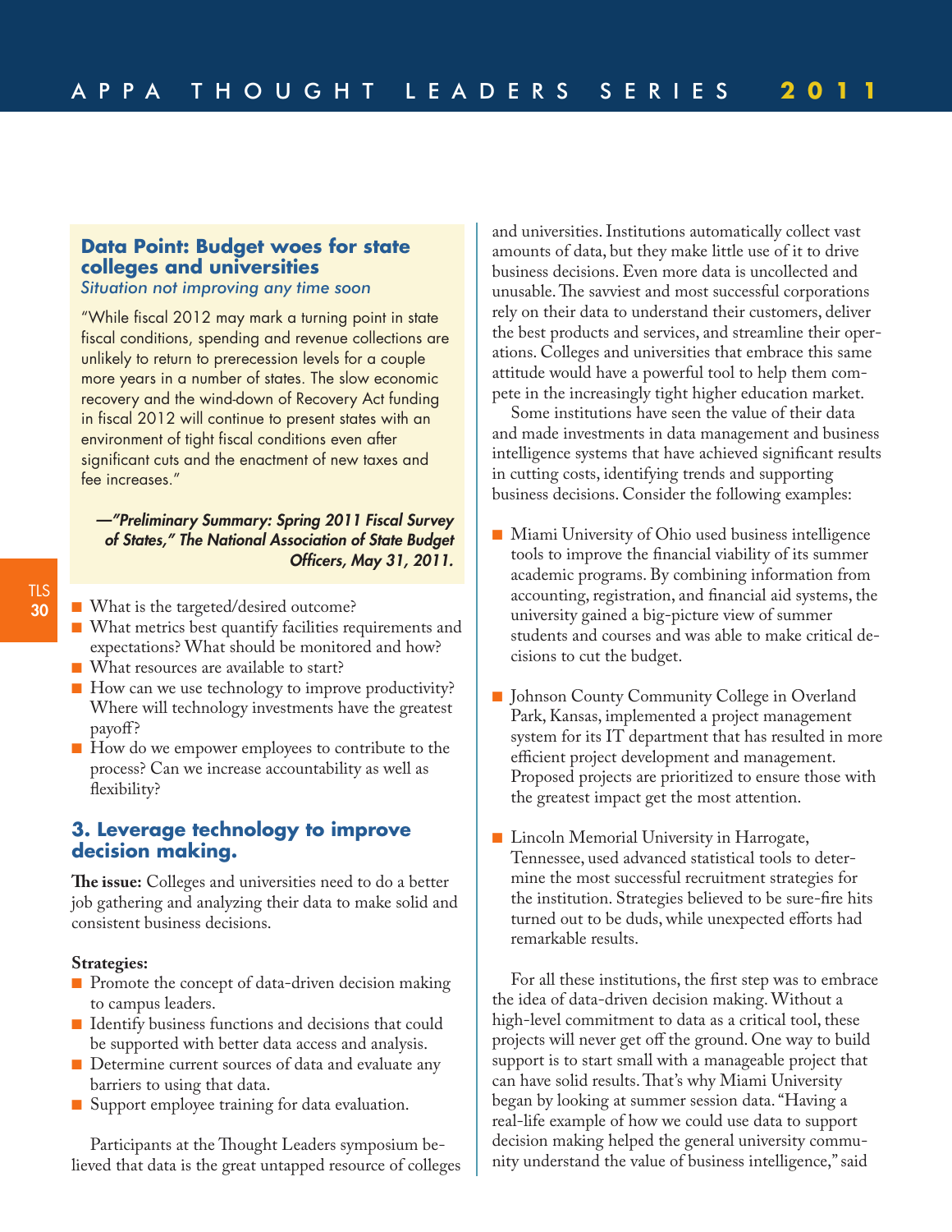### Data Point: Budget woes for state colleges and universities

*Situation not improving any time soon*

"While fiscal 2012 may mark a turning point in state fiscal conditions, spending and revenue collections are unlikely to return to prerecession levels for a couple more years in a number of states. The slow economic recovery and the wind-down of Recovery Act funding in fiscal 2012 will continue to present states with an environment of tight fiscal conditions even after significant cuts and the enactment of new taxes and fee increases."

***—"Preliminary Summary: Spring 2011 Fiscal Survey of States," The National Association of State Budget Officers, May 31, 2011.***

- What is the targeted/desired outcome?
- What metrics best quantify facilities requirements and expectations? What should be monitored and how?
- What resources are available to start?
- How can we use technology to improve productivity? Where will technology investments have the greatest payoff?
- How do we empower employees to contribute to the process? Can we increase accountability as well as flexibility?

## 3. Leverage technology to improve decision making.

**The issue:** Colleges and universities need to do a better job gathering and analyzing their data to make solid and consistent business decisions.

**Strategies:**

- Promote the concept of data-driven decision making to campus leaders.
- Identify business functions and decisions that could be supported with better data access and analysis.
- Determine current sources of data and evaluate any barriers to using that data.
- Support employee training for data evaluation.

Participants at the Thought Leaders symposium believed that data is the great untapped resource of colleges and universities. Institutions automatically collect vast amounts of data, but they make little use of it to drive business decisions. Even more data is uncollected and unusable. The savviest and most successful corporations rely on their data to understand their customers, deliver the best products and services, and streamline their operations. Colleges and universities that embrace this same attitude would have a powerful tool to help them compete in the increasingly tight higher education market.

Some institutions have seen the value of their data and made investments in data management and business intelligence systems that have achieved significant results in cutting costs, identifying trends and supporting business decisions. Consider the following examples:

- Miami University of Ohio used business intelligence tools to improve the financial viability of its summer academic programs. By combining information from accounting, registration, and financial aid systems, the university gained a big-picture view of summer students and courses and was able to make critical decisions to cut the budget.

- Johnson County Community College in Overland Park, Kansas, implemented a project management system for its IT department that has resulted in more efficient project development and management. Proposed projects are prioritized to ensure those with the greatest impact get the most attention.

- Lincoln Memorial University in Harrogate, Tennessee, used advanced statistical tools to determine the most successful recruitment strategies for the institution. Strategies believed to be sure-fire hits turned out to be duds, while unexpected efforts had remarkable results.

For all these institutions, the first step was to embrace the idea of data-driven decision making. Without a high-level commitment to data as a critical tool, these projects will never get off the ground. One way to build support is to start small with a manageable project that can have solid results. That's why Miami University began by looking at summer session data. "Having a real-life example of how we could use data to support decision making helped the general university community understand the value of business intelligence," said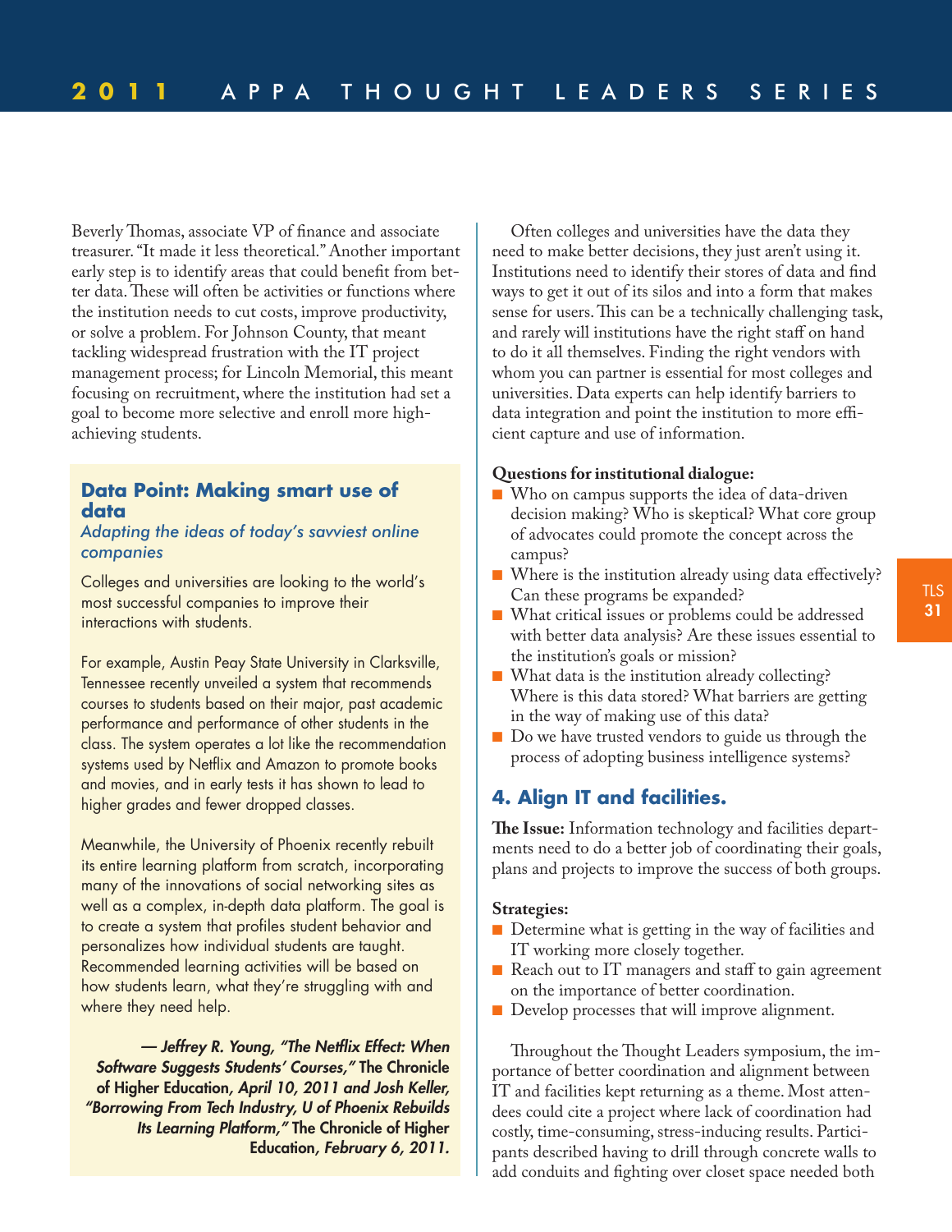Beverly Thomas, associate VP of finance and associate treasurer. "It made it less theoretical." Another important early step is to identify areas that could benefit from better data. These will often be activities or functions where the institution needs to cut costs, improve productivity, or solve a problem. For Johnson County, that meant tackling widespread frustration with the IT project management process; for Lincoln Memorial, this meant focusing on recruitment, where the institution had set a goal to become more selective and enroll more high-achieving students.

> ### Data Point: Making smart use of data
>
> *Adapting the ideas of today's savviest online companies*
>
> Colleges and universities are looking to the world's most successful companies to improve their interactions with students.
>
> For example, Austin Peay State University in Clarksville, Tennessee recently unveiled a system that recommends courses to students based on their major, past academic performance and performance of other students in the class. The system operates a lot like the recommendation systems used by Netflix and Amazon to promote books and movies, and in early tests it has shown to lead to higher grades and fewer dropped classes.
>
> Meanwhile, the University of Phoenix recently rebuilt its entire learning platform from scratch, incorporating many of the innovations of social networking sites as well as a complex, in-depth data platform. The goal is to create a system that profiles student behavior and personalizes how individual students are taught. Recommended learning activities will be based on how students learn, what they're struggling with and where they need help.
>
> ***— Jeffrey R. Young, "The Netflix Effect: When Software Suggests Students' Courses,"* The Chronicle of Higher Education*, April 10, 2011 and Josh Keller, "Borrowing From Tech Industry, U of Phoenix Rebuilds Its Learning Platform,"* The Chronicle of Higher Education*, February 6, 2011.***

Often colleges and universities have the data they need to make better decisions, they just aren't using it. Institutions need to identify their stores of data and find ways to get it out of its silos and into a form that makes sense for users. This can be a technically challenging task, and rarely will institutions have the right staff on hand to do it all themselves. Finding the right vendors with whom you can partner is essential for most colleges and universities. Data experts can help identify barriers to data integration and point the institution to more efficient capture and use of information.

**Questions for institutional dialogue:**

- Who on campus supports the idea of data-driven decision making? Who is skeptical? What core group of advocates could promote the concept across the campus?
- Where is the institution already using data effectively? Can these programs be expanded?
- What critical issues or problems could be addressed with better data analysis? Are these issues essential to the institution's goals or mission?
- What data is the institution already collecting? Where is this data stored? What barriers are getting in the way of making use of this data?
- Do we have trusted vendors to guide us through the process of adopting business intelligence systems?

## 4. Align IT and facilities.

**The Issue:** Information technology and facilities departments need to do a better job of coordinating their goals, plans and projects to improve the success of both groups.

**Strategies:**

- Determine what is getting in the way of facilities and IT working more closely together.
- Reach out to IT managers and staff to gain agreement on the importance of better coordination.
- Develop processes that will improve alignment.

Throughout the Thought Leaders symposium, the importance of better coordination and alignment between IT and facilities kept returning as a theme. Most attendees could cite a project where lack of coordination had costly, time-consuming, stress-inducing results. Participants described having to drill through concrete walls to add conduits and fighting over closet space needed both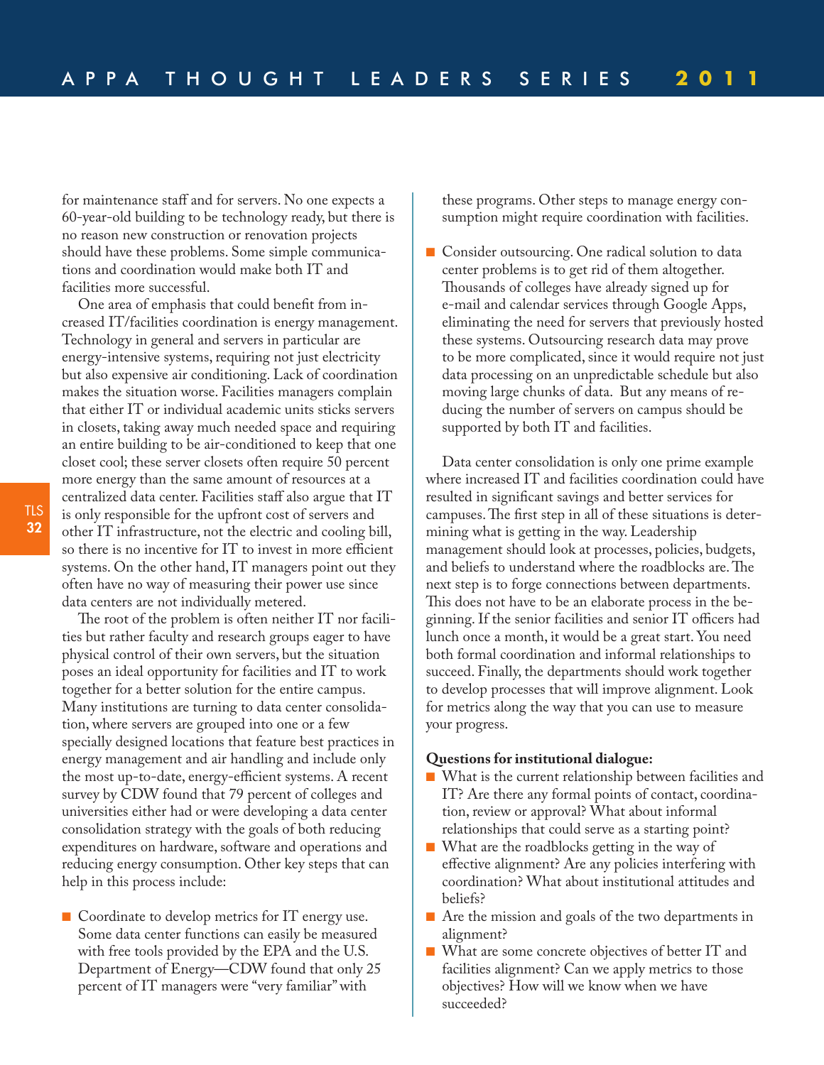for maintenance staff and for servers. No one expects a 60-year-old building to be technology ready, but there is no reason new construction or renovation projects should have these problems. Some simple communications and coordination would make both IT and facilities more successful.

One area of emphasis that could benefit from increased IT/facilities coordination is energy management. Technology in general and servers in particular are energy-intensive systems, requiring not just electricity but also expensive air conditioning. Lack of coordination makes the situation worse. Facilities managers complain that either IT or individual academic units sticks servers in closets, taking away much needed space and requiring an entire building to be air-conditioned to keep that one closet cool; these server closets often require 50 percent more energy than the same amount of resources at a centralized data center. Facilities staff also argue that IT is only responsible for the upfront cost of servers and other IT infrastructure, not the electric and cooling bill, so there is no incentive for IT to invest in more efficient systems. On the other hand, IT managers point out they often have no way of measuring their power use since data centers are not individually metered.

The root of the problem is often neither IT nor facilities but rather faculty and research groups eager to have physical control of their own servers, but the situation poses an ideal opportunity for facilities and IT to work together for a better solution for the entire campus. Many institutions are turning to data center consolidation, where servers are grouped into one or a few specially designed locations that feature best practices in energy management and air handling and include only the most up-to-date, energy-efficient systems. A recent survey by CDW found that 79 percent of colleges and universities either had or were developing a data center consolidation strategy with the goals of both reducing expenditures on hardware, software and operations and reducing energy consumption. Other key steps that can help in this process include:

- Coordinate to develop metrics for IT energy use. Some data center functions can easily be measured with free tools provided by the EPA and the U.S. Department of Energy—CDW found that only 25 percent of IT managers were "very familiar" with these programs. Other steps to manage energy consumption might require coordination with facilities.

- Consider outsourcing. One radical solution to data center problems is to get rid of them altogether. Thousands of colleges have already signed up for e-mail and calendar services through Google Apps, eliminating the need for servers that previously hosted these systems. Outsourcing research data may prove to be more complicated, since it would require not just data processing on an unpredictable schedule but also moving large chunks of data. But any means of reducing the number of servers on campus should be supported by both IT and facilities.

Data center consolidation is only one prime example where increased IT and facilities coordination could have resulted in significant savings and better services for campuses. The first step in all of these situations is determining what is getting in the way. Leadership management should look at processes, policies, budgets, and beliefs to understand where the roadblocks are. The next step is to forge connections between departments. This does not have to be an elaborate process in the beginning. If the senior facilities and senior IT officers had lunch once a month, it would be a great start. You need both formal coordination and informal relationships to succeed. Finally, the departments should work together to develop processes that will improve alignment. Look for metrics along the way that you can use to measure your progress.

**Questions for institutional dialogue:**

- What is the current relationship between facilities and IT? Are there any formal points of contact, coordination, review or approval? What about informal relationships that could serve as a starting point?
- What are the roadblocks getting in the way of effective alignment? Are any policies interfering with coordination? What about institutional attitudes and beliefs?
- Are the mission and goals of the two departments in alignment?
- What are some concrete objectives of better IT and facilities alignment? Can we apply metrics to those objectives? How will we know when we have succeeded?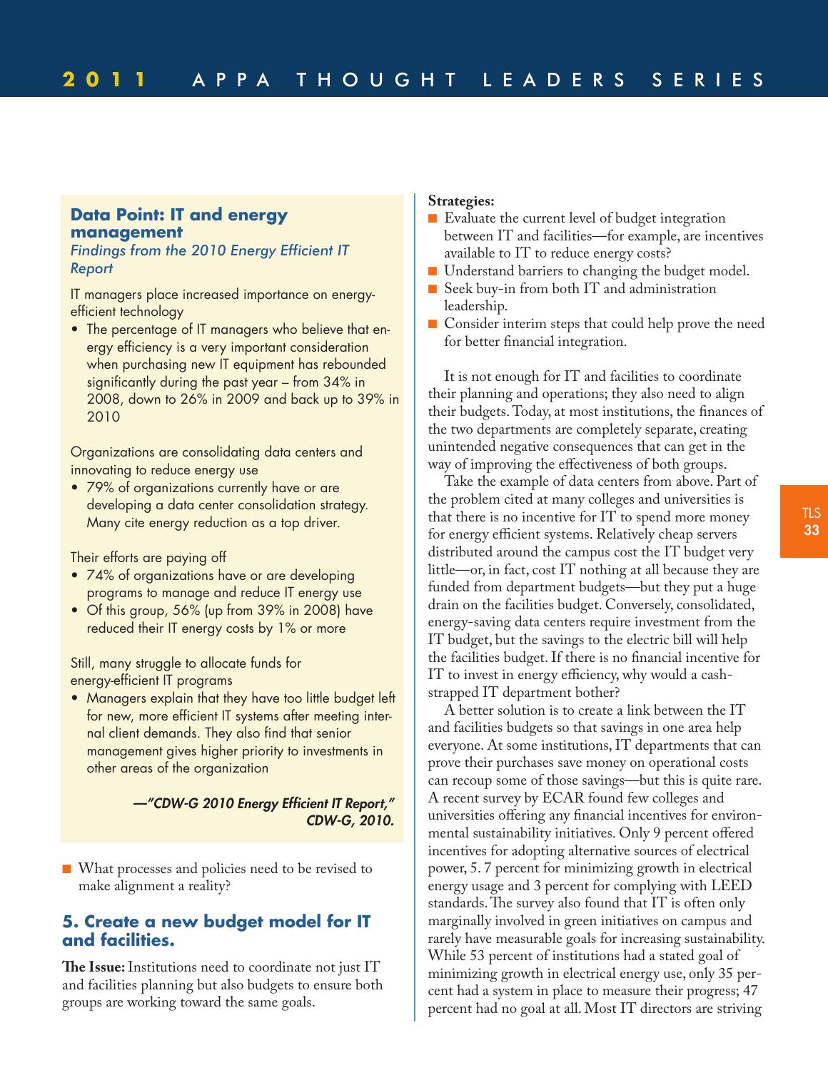### Data Point: IT and energy management

*Findings from the 2010 Energy Efficient IT Report*

IT managers place increased importance on energy-efficient technology

- The percentage of IT managers who believe that energy efficiency is a very important consideration when purchasing new IT equipment has rebounded significantly during the past year – from 34% in 2008, down to 26% in 2009 and back up to 39% in 2010

Organizations are consolidating data centers and innovating to reduce energy use

- 79% of organizations currently have or are developing a data center consolidation strategy. Many cite energy reduction as a top driver.

Their efforts are paying off

- 74% of organizations have or are developing programs to manage and reduce IT energy use
- Of this group, 56% (up from 39% in 2008) have reduced their IT energy costs by 1% or more

Still, many struggle to allocate funds for energy-efficient IT programs

- Managers explain that they have too little budget left for new, more efficient IT systems after meeting internal client demands. They also find that senior management gives higher priority to investments in other areas of the organization

*—"CDW-G 2010 Energy Efficient IT Report," CDW-G, 2010.*

- What processes and policies need to be revised to make alignment a reality?

## 5. Create a new budget model for IT and facilities.

**The Issue:** Institutions need to coordinate not just IT and facilities planning but also budgets to ensure both groups are working toward the same goals.

**Strategies:**

- Evaluate the current level of budget integration between IT and facilities—for example, are incentives available to IT to reduce energy costs?
- Understand barriers to changing the budget model.
- Seek buy-in from both IT and administration leadership.
- Consider interim steps that could help prove the need for better financial integration.

It is not enough for IT and facilities to coordinate their planning and operations; they also need to align their budgets. Today, at most institutions, the finances of the two departments are completely separate, creating unintended negative consequences that can get in the way of improving the effectiveness of both groups.

Take the example of data centers from above. Part of the problem cited at many colleges and universities is that there is no incentive for IT to spend more money for energy efficient systems. Relatively cheap servers distributed around the campus cost the IT budget very little—or, in fact, cost IT nothing at all because they are funded from department budgets—but they put a huge drain on the facilities budget. Conversely, consolidated, energy-saving data centers require investment from the IT budget, but the savings to the electric bill will help the facilities budget. If there is no financial incentive for IT to invest in energy efficiency, why would a cash-strapped IT department bother?

A better solution is to create a link between the IT and facilities budgets so that savings in one area help everyone. At some institutions, IT departments that can prove their purchases save money on operational costs can recoup some of those savings—but this is quite rare. A recent survey by ECAR found few colleges and universities offering any financial incentives for environmental sustainability initiatives. Only 9 percent offered incentives for adopting alternative sources of electrical power, 5. 7 percent for minimizing growth in electrical energy usage and 3 percent for complying with LEED standards. The survey also found that IT is often only marginally involved in green initiatives on campus and rarely have measurable goals for increasing sustainability. While 53 percent of institutions had a stated goal of minimizing growth in electrical energy use, only 35 percent had a system in place to measure their progress; 47 percent had no goal at all. Most IT directors are striving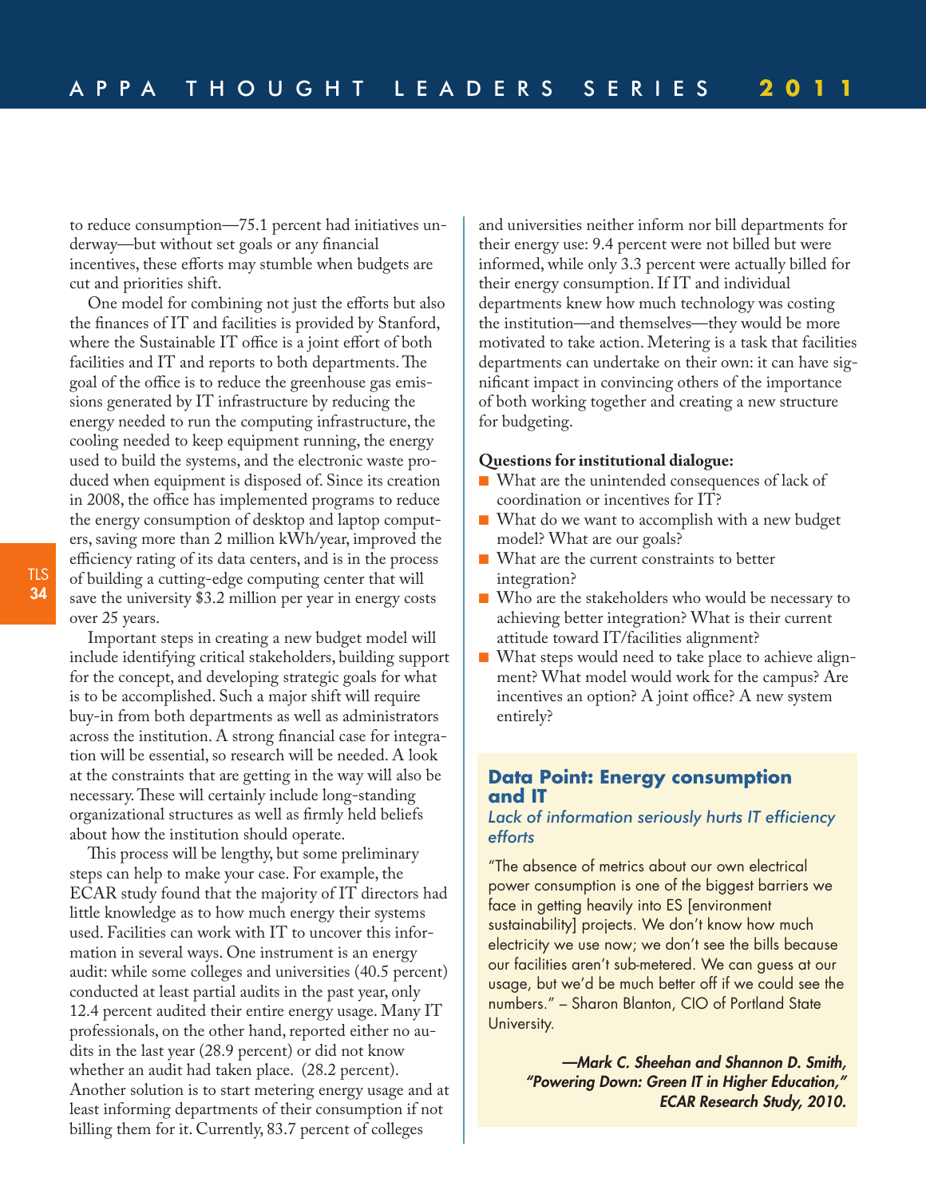to reduce consumption—75.1 percent had initiatives underway—but without set goals or any financial incentives, these efforts may stumble when budgets are cut and priorities shift.

One model for combining not just the efforts but also the finances of IT and facilities is provided by Stanford, where the Sustainable IT office is a joint effort of both facilities and IT and reports to both departments. The goal of the office is to reduce the greenhouse gas emissions generated by IT infrastructure by reducing the energy needed to run the computing infrastructure, the cooling needed to keep equipment running, the energy used to build the systems, and the electronic waste produced when equipment is disposed of. Since its creation in 2008, the office has implemented programs to reduce the energy consumption of desktop and laptop computers, saving more than 2 million kWh/year, improved the efficiency rating of its data centers, and is in the process of building a cutting-edge computing center that will save the university $3.2 million per year in energy costs over 25 years.

Important steps in creating a new budget model will include identifying critical stakeholders, building support for the concept, and developing strategic goals for what is to be accomplished. Such a major shift will require buy-in from both departments as well as administrators across the institution. A strong financial case for integration will be essential, so research will be needed. A look at the constraints that are getting in the way will also be necessary. These will certainly include long-standing organizational structures as well as firmly held beliefs about how the institution should operate.

This process will be lengthy, but some preliminary steps can help to make your case. For example, the ECAR study found that the majority of IT directors had little knowledge as to how much energy their systems used. Facilities can work with IT to uncover this information in several ways. One instrument is an energy audit: while some colleges and universities (40.5 percent) conducted at least partial audits in the past year, only 12.4 percent audited their entire energy usage. Many IT professionals, on the other hand, reported either no audits in the last year (28.9 percent) or did not know whether an audit had taken place. (28.2 percent). Another solution is to start metering energy usage and at least informing departments of their consumption if not billing them for it. Currently, 83.7 percent of colleges and universities neither inform nor bill departments for their energy use: 9.4 percent were not billed but were informed, while only 3.3 percent were actually billed for their energy consumption. If IT and individual departments knew how much technology was costing the institution—and themselves—they would be more motivated to take action. Metering is a task that facilities departments can undertake on their own: it can have significant impact in convincing others of the importance of both working together and creating a new structure for budgeting.

**Questions for institutional dialogue:**

- What are the unintended consequences of lack of coordination or incentives for IT?
- What do we want to accomplish with a new budget model? What are our goals?
- What are the current constraints to better integration?
- Who are the stakeholders who would be necessary to achieving better integration? What is their current attitude toward IT/facilities alignment?
- What steps would need to take place to achieve alignment? What model would work for the campus? Are incentives an option? A joint office? A new system entirely?

### Data Point: Energy consumption and IT

*Lack of information seriously hurts IT efficiency efforts*

"The absence of metrics about our own electrical power consumption is one of the biggest barriers we face in getting heavily into ES [environment sustainability] projects. We don't know how much electricity we use now; we don't see the bills because our facilities aren't sub-metered. We can guess at our usage, but we'd be much better off if we could see the numbers." – Sharon Blanton, CIO of Portland State University.

***—Mark C. Sheehan and Shannon D. Smith, "Powering Down: Green IT in Higher Education," ECAR Research Study, 2010.***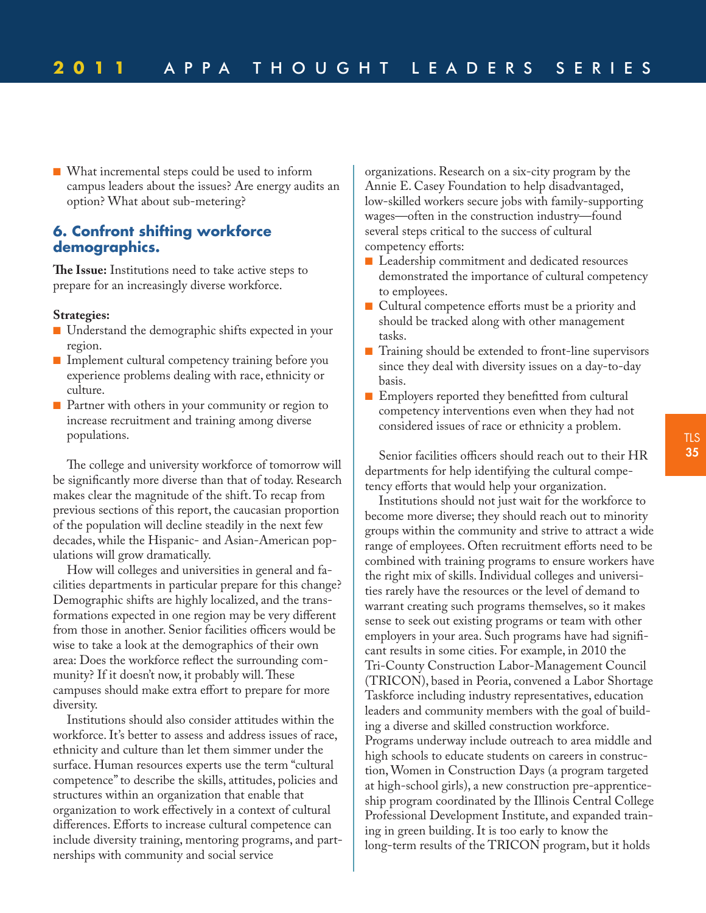- What incremental steps could be used to inform campus leaders about the issues? Are energy audits an option? What about sub-metering?

### 6. Confront shifting workforce demographics.

**The Issue:** Institutions need to take active steps to prepare for an increasingly diverse workforce.

**Strategies:**

- Understand the demographic shifts expected in your region.
- Implement cultural competency training before you experience problems dealing with race, ethnicity or culture.
- Partner with others in your community or region to increase recruitment and training among diverse populations.

The college and university workforce of tomorrow will be significantly more diverse than that of today. Research makes clear the magnitude of the shift. To recap from previous sections of this report, the caucasian proportion of the population will decline steadily in the next few decades, while the Hispanic- and Asian-American populations will grow dramatically.

How will colleges and universities in general and facilities departments in particular prepare for this change? Demographic shifts are highly localized, and the transformations expected in one region may be very different from those in another. Senior facilities officers would be wise to take a look at the demographics of their own area: Does the workforce reflect the surrounding community? If it doesn't now, it probably will. These campuses should make extra effort to prepare for more diversity.

Institutions should also consider attitudes within the workforce. It's better to assess and address issues of race, ethnicity and culture than let them simmer under the surface. Human resources experts use the term "cultural competence" to describe the skills, attitudes, policies and structures within an organization that enable that organization to work effectively in a context of cultural differences. Efforts to increase cultural competence can include diversity training, mentoring programs, and partnerships with community and social service organizations. Research on a six-city program by the Annie E. Casey Foundation to help disadvantaged, low-skilled workers secure jobs with family-supporting wages—often in the construction industry—found several steps critical to the success of cultural competency efforts:

- Leadership commitment and dedicated resources demonstrated the importance of cultural competency to employees.
- Cultural competence efforts must be a priority and should be tracked along with other management tasks.
- Training should be extended to front-line supervisors since they deal with diversity issues on a day-to-day basis.
- Employers reported they benefitted from cultural competency interventions even when they had not considered issues of race or ethnicity a problem.

Senior facilities officers should reach out to their HR departments for help identifying the cultural competency efforts that would help your organization.

Institutions should not just wait for the workforce to become more diverse; they should reach out to minority groups within the community and strive to attract a wide range of employees. Often recruitment efforts need to be combined with training programs to ensure workers have the right mix of skills. Individual colleges and universities rarely have the resources or the level of demand to warrant creating such programs themselves, so it makes sense to seek out existing programs or team with other employers in your area. Such programs have had significant results in some cities. For example, in 2010 the Tri-County Construction Labor-Management Council (TRICON), based in Peoria, convened a Labor Shortage Taskforce including industry representatives, education leaders and community members with the goal of building a diverse and skilled construction workforce. Programs underway include outreach to area middle and high schools to educate students on careers in construction, Women in Construction Days (a program targeted at high-school girls), a new construction pre-apprenticeship program coordinated by the Illinois Central College Professional Development Institute, and expanded training in green building. It is too early to know the long-term results of the TRICON program, but it holds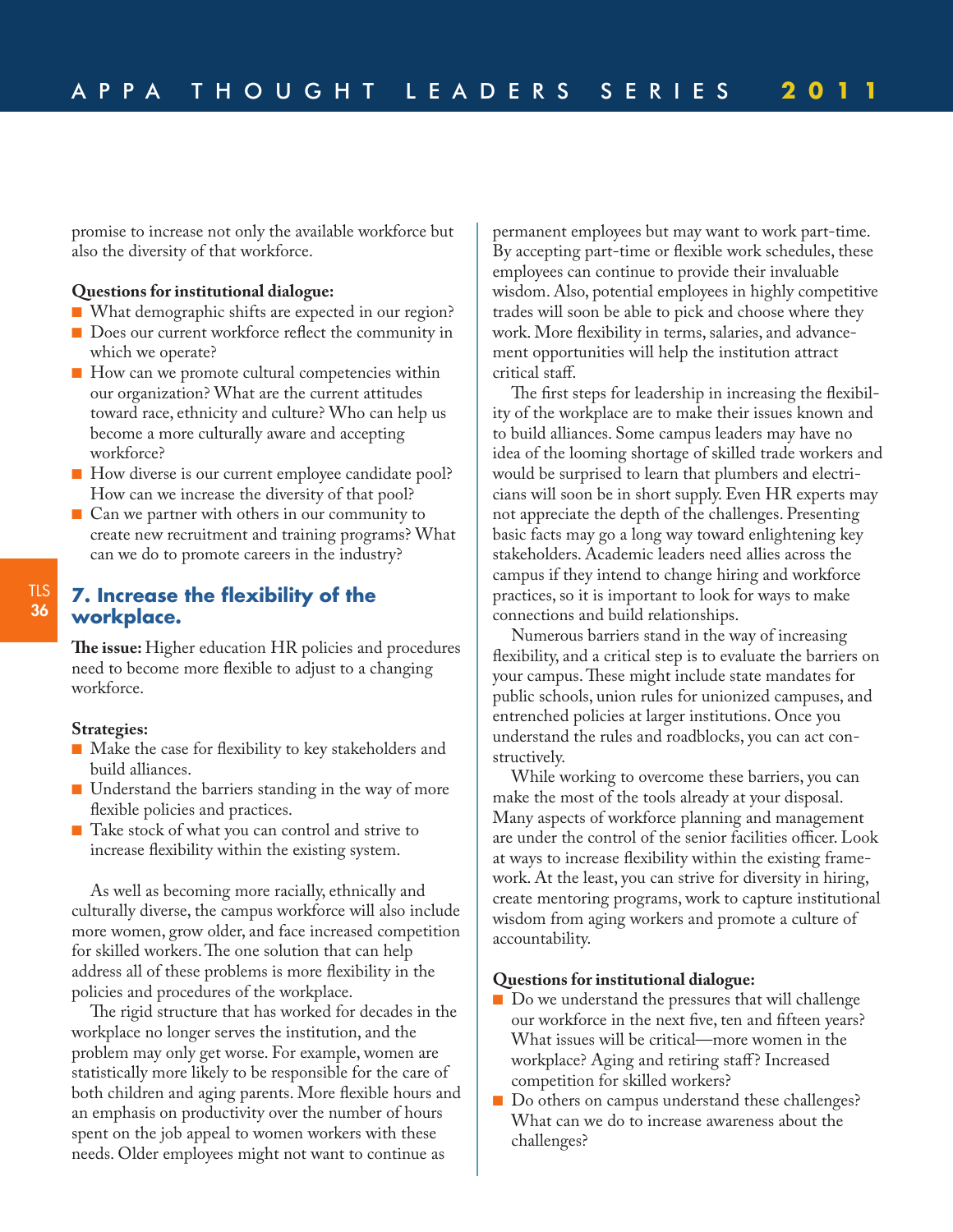promise to increase not only the available workforce but also the diversity of that workforce.

**Questions for institutional dialogue:**

- What demographic shifts are expected in our region?
- Does our current workforce reflect the community in which we operate?
- How can we promote cultural competencies within our organization? What are the current attitudes toward race, ethnicity and culture? Who can help us become a more culturally aware and accepting workforce?
- How diverse is our current employee candidate pool? How can we increase the diversity of that pool?
- Can we partner with others in our community to create new recruitment and training programs? What can we do to promote careers in the industry?

## 7. Increase the flexibility of the workplace.

**The issue:** Higher education HR policies and procedures need to become more flexible to adjust to a changing workforce.

**Strategies:**

- Make the case for flexibility to key stakeholders and build alliances.
- Understand the barriers standing in the way of more flexible policies and practices.
- Take stock of what you can control and strive to increase flexibility within the existing system.

As well as becoming more racially, ethnically and culturally diverse, the campus workforce will also include more women, grow older, and face increased competition for skilled workers. The one solution that can help address all of these problems is more flexibility in the policies and procedures of the workplace.

The rigid structure that has worked for decades in the workplace no longer serves the institution, and the problem may only get worse. For example, women are statistically more likely to be responsible for the care of both children and aging parents. More flexible hours and an emphasis on productivity over the number of hours spent on the job appeal to women workers with these needs. Older employees might not want to continue as permanent employees but may want to work part-time. By accepting part-time or flexible work schedules, these employees can continue to provide their invaluable wisdom. Also, potential employees in highly competitive trades will soon be able to pick and choose where they work. More flexibility in terms, salaries, and advancement opportunities will help the institution attract critical staff.

The first steps for leadership in increasing the flexibility of the workplace are to make their issues known and to build alliances. Some campus leaders may have no idea of the looming shortage of skilled trade workers and would be surprised to learn that plumbers and electricians will soon be in short supply. Even HR experts may not appreciate the depth of the challenges. Presenting basic facts may go a long way toward enlightening key stakeholders. Academic leaders need allies across the campus if they intend to change hiring and workforce practices, so it is important to look for ways to make connections and build relationships.

Numerous barriers stand in the way of increasing flexibility, and a critical step is to evaluate the barriers on your campus. These might include state mandates for public schools, union rules for unionized campuses, and entrenched policies at larger institutions. Once you understand the rules and roadblocks, you can act constructively.

While working to overcome these barriers, you can make the most of the tools already at your disposal. Many aspects of workforce planning and management are under the control of the senior facilities officer. Look at ways to increase flexibility within the existing framework. At the least, you can strive for diversity in hiring, create mentoring programs, work to capture institutional wisdom from aging workers and promote a culture of accountability.

**Questions for institutional dialogue:**

- Do we understand the pressures that will challenge our workforce in the next five, ten and fifteen years? What issues will be critical—more women in the workplace? Aging and retiring staff? Increased competition for skilled workers?
- Do others on campus understand these challenges? What can we do to increase awareness about the challenges?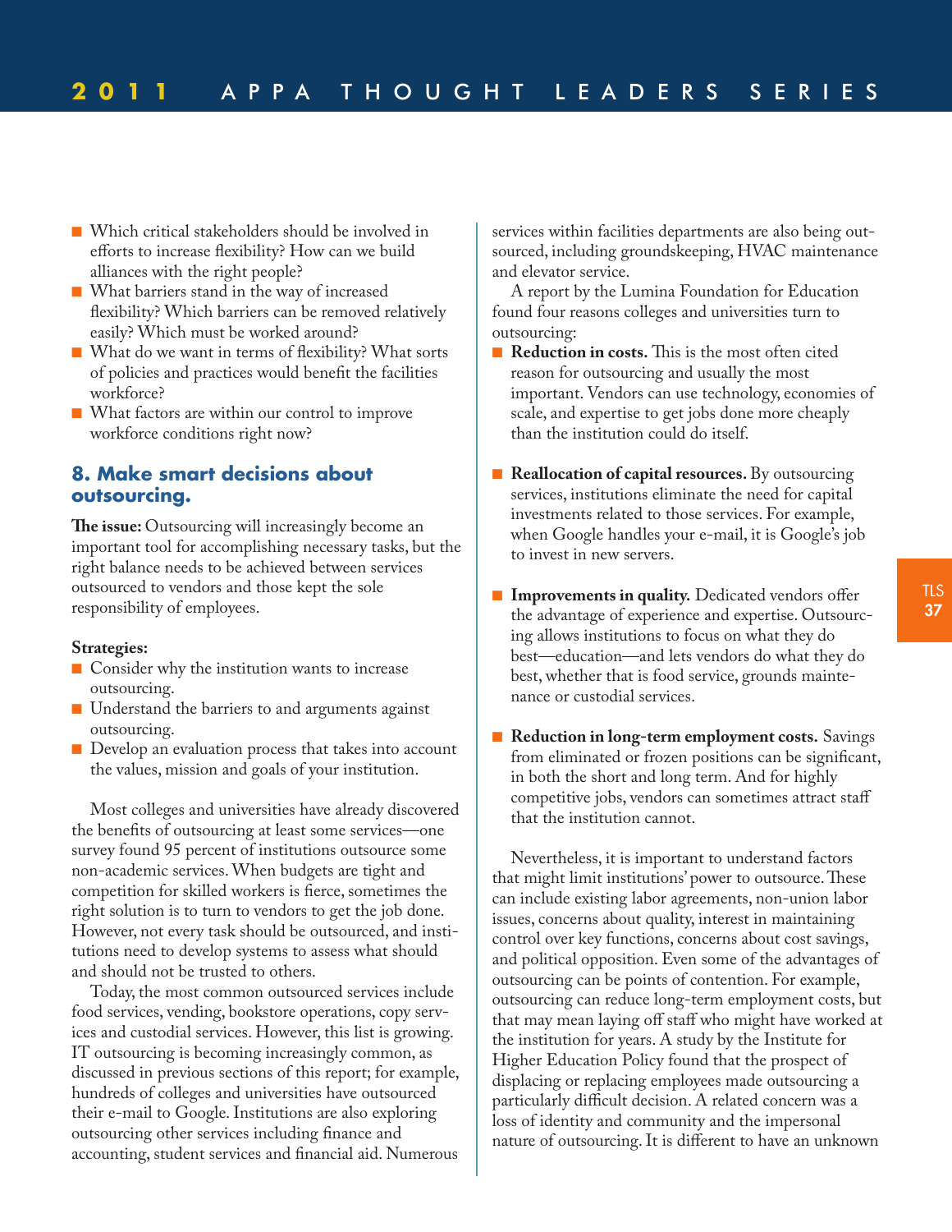- Which critical stakeholders should be involved in efforts to increase flexibility? How can we build alliances with the right people?
- What barriers stand in the way of increased flexibility? Which barriers can be removed relatively easily? Which must be worked around?
- What do we want in terms of flexibility? What sorts of policies and practices would benefit the facilities workforce?
- What factors are within our control to improve workforce conditions right now?

### 8. Make smart decisions about outsourcing.

**The issue:** Outsourcing will increasingly become an important tool for accomplishing necessary tasks, but the right balance needs to be achieved between services outsourced to vendors and those kept the sole responsibility of employees.

**Strategies:**

- Consider why the institution wants to increase outsourcing.
- Understand the barriers to and arguments against outsourcing.
- Develop an evaluation process that takes into account the values, mission and goals of your institution.

Most colleges and universities have already discovered the benefits of outsourcing at least some services—one survey found 95 percent of institutions outsource some non-academic services. When budgets are tight and competition for skilled workers is fierce, sometimes the right solution is to turn to vendors to get the job done. However, not every task should be outsourced, and institutions need to develop systems to assess what should and should not be trusted to others.

Today, the most common outsourced services include food services, vending, bookstore operations, copy services and custodial services. However, this list is growing. IT outsourcing is becoming increasingly common, as discussed in previous sections of this report; for example, hundreds of colleges and universities have outsourced their e-mail to Google. Institutions are also exploring outsourcing other services including finance and accounting, student services and financial aid. Numerous services within facilities departments are also being outsourced, including groundskeeping, HVAC maintenance and elevator service.

A report by the Lumina Foundation for Education found four reasons colleges and universities turn to outsourcing:

- **Reduction in costs.** This is the most often cited reason for outsourcing and usually the most important. Vendors can use technology, economies of scale, and expertise to get jobs done more cheaply than the institution could do itself.
- **Reallocation of capital resources.** By outsourcing services, institutions eliminate the need for capital investments related to those services. For example, when Google handles your e-mail, it is Google's job to invest in new servers.
- **Improvements in quality.** Dedicated vendors offer the advantage of experience and expertise. Outsourcing allows institutions to focus on what they do best—education—and lets vendors do what they do best, whether that is food service, grounds maintenance or custodial services.
- **Reduction in long-term employment costs.** Savings from eliminated or frozen positions can be significant, in both the short and long term. And for highly competitive jobs, vendors can sometimes attract staff that the institution cannot.

Nevertheless, it is important to understand factors that might limit institutions' power to outsource. These can include existing labor agreements, non-union labor issues, concerns about quality, interest in maintaining control over key functions, concerns about cost savings, and political opposition. Even some of the advantages of outsourcing can be points of contention. For example, outsourcing can reduce long-term employment costs, but that may mean laying off staff who might have worked at the institution for years. A study by the Institute for Higher Education Policy found that the prospect of displacing or replacing employees made outsourcing a particularly difficult decision. A related concern was a loss of identity and community and the impersonal nature of outsourcing. It is different to have an unknown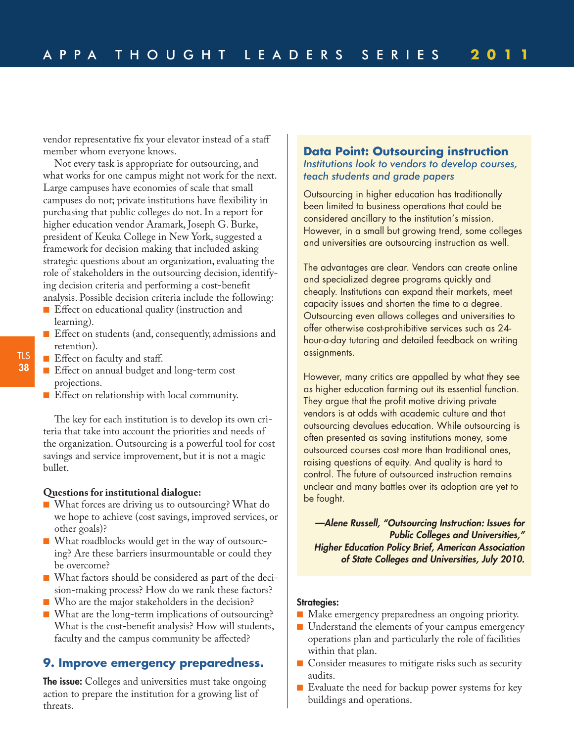vendor representative fix your elevator instead of a staff member whom everyone knows.

Not every task is appropriate for outsourcing, and what works for one campus might not work for the next. Large campuses have economies of scale that small campuses do not; private institutions have flexibility in purchasing that public colleges do not. In a report for higher education vendor Aramark, Joseph G. Burke, president of Keuka College in New York, suggested a framework for decision making that included asking strategic questions about an organization, evaluating the role of stakeholders in the outsourcing decision, identifying decision criteria and performing a cost-benefit analysis. Possible decision criteria include the following:

- Effect on educational quality (instruction and learning).
- Effect on students (and, consequently, admissions and retention).
- Effect on faculty and staff.
- Effect on annual budget and long-term cost projections.
- Effect on relationship with local community.

The key for each institution is to develop its own criteria that take into account the priorities and needs of the organization. Outsourcing is a powerful tool for cost savings and service improvement, but it is not a magic bullet.

**Questions for institutional dialogue:**

- What forces are driving us to outsourcing? What do we hope to achieve (cost savings, improved services, or other goals)?
- What roadblocks would get in the way of outsourcing? Are these barriers insurmountable or could they be overcome?
- What factors should be considered as part of the decision-making process? How do we rank these factors?
- Who are the major stakeholders in the decision?
- What are the long-term implications of outsourcing? What is the cost-benefit analysis? How will students, faculty and the campus community be affected?

## 9. Improve emergency preparedness.

**The issue:** Colleges and universities must take ongoing action to prepare the institution for a growing list of threats.

**Strategies:**

- Make emergency preparedness an ongoing priority.
- Understand the elements of your campus emergency operations plan and particularly the role of facilities within that plan.
- Consider measures to mitigate risks such as security audits.
- Evaluate the need for backup power systems for key buildings and operations.

### Data Point: Outsourcing instruction

*Institutions look to vendors to develop courses, teach students and grade papers*

Outsourcing in higher education has traditionally been limited to business operations that could be considered ancillary to the institution's mission. However, in a small but growing trend, some colleges and universities are outsourcing instruction as well.

The advantages are clear. Vendors can create online and specialized degree programs quickly and cheaply. Institutions can expand their markets, meet capacity issues and shorten the time to a degree. Outsourcing even allows colleges and universities to offer otherwise cost-prohibitive services such as 24-hour-a-day tutoring and detailed feedback on writing assignments.

However, many critics are appalled by what they see as higher education farming out its essential function. They argue that the profit motive driving private vendors is at odds with academic culture and that outsourcing devalues education. While outsourcing is often presented as saving institutions money, some outsourced courses cost more than traditional ones, raising questions of equity. And quality is hard to control. The future of outsourced instruction remains unclear and many battles over its adoption are yet to be fought.

***—Alene Russell, "Outsourcing Instruction: Issues for Public Colleges and Universities," Higher Education Policy Brief, American Association of State Colleges and Universities, July 2010.***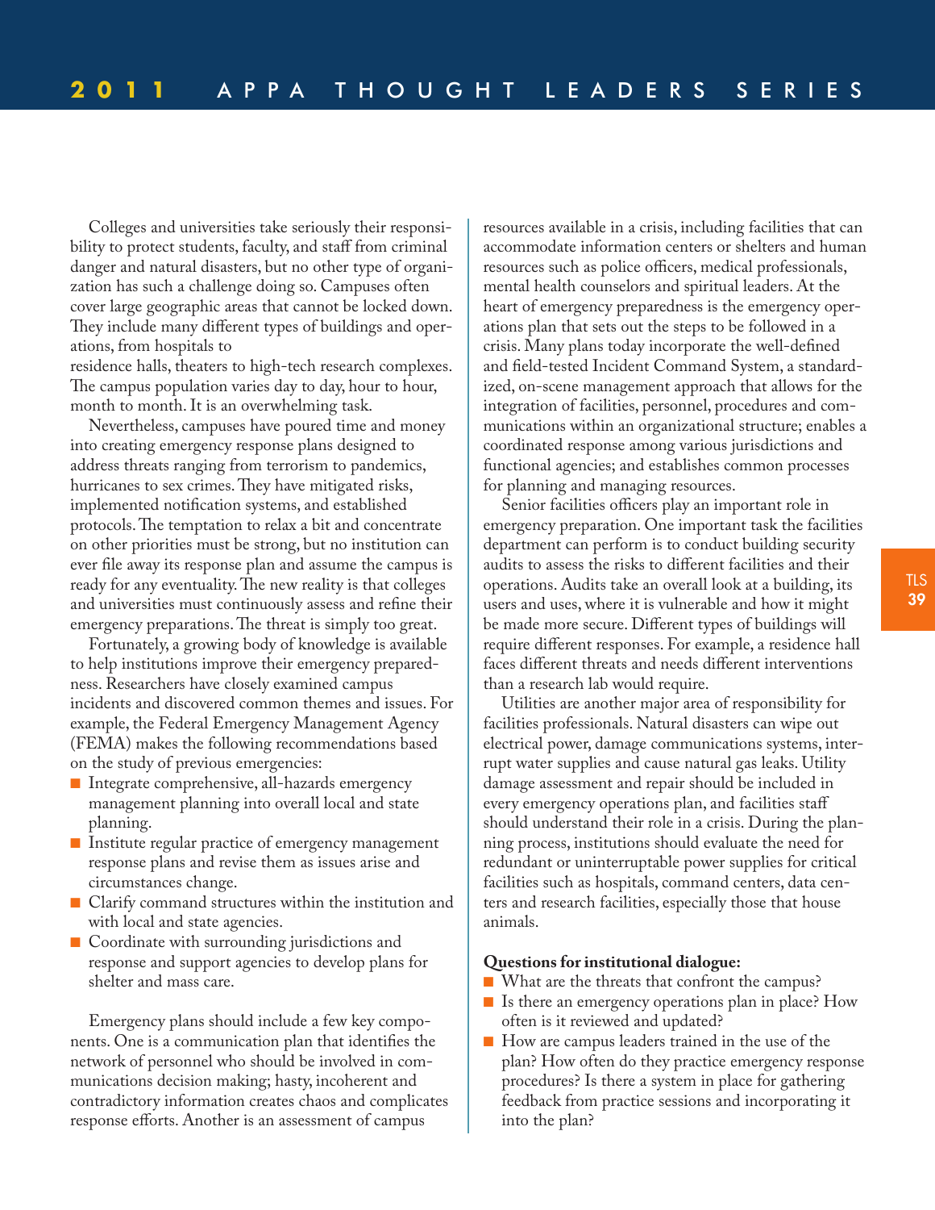Colleges and universities take seriously their responsibility to protect students, faculty, and staff from criminal danger and natural disasters, but no other type of organization has such a challenge doing so. Campuses often cover large geographic areas that cannot be locked down. They include many different types of buildings and operations, from hospitals to residence halls, theaters to high-tech research complexes. The campus population varies day to day, hour to hour, month to month. It is an overwhelming task.

Nevertheless, campuses have poured time and money into creating emergency response plans designed to address threats ranging from terrorism to pandemics, hurricanes to sex crimes. They have mitigated risks, implemented notification systems, and established protocols. The temptation to relax a bit and concentrate on other priorities must be strong, but no institution can ever file away its response plan and assume the campus is ready for any eventuality. The new reality is that colleges and universities must continuously assess and refine their emergency preparations. The threat is simply too great.

Fortunately, a growing body of knowledge is available to help institutions improve their emergency preparedness. Researchers have closely examined campus incidents and discovered common themes and issues. For example, the Federal Emergency Management Agency (FEMA) makes the following recommendations based on the study of previous emergencies:

- Integrate comprehensive, all-hazards emergency management planning into overall local and state planning.
- Institute regular practice of emergency management response plans and revise them as issues arise and circumstances change.
- Clarify command structures within the institution and with local and state agencies.
- Coordinate with surrounding jurisdictions and response and support agencies to develop plans for shelter and mass care.

Emergency plans should include a few key components. One is a communication plan that identifies the network of personnel who should be involved in communications decision making; hasty, incoherent and contradictory information creates chaos and complicates response efforts. Another is an assessment of campus resources available in a crisis, including facilities that can accommodate information centers or shelters and human resources such as police officers, medical professionals, mental health counselors and spiritual leaders. At the heart of emergency preparedness is the emergency operations plan that sets out the steps to be followed in a crisis. Many plans today incorporate the well-defined and field-tested Incident Command System, a standardized, on-scene management approach that allows for the integration of facilities, personnel, procedures and communications within an organizational structure; enables a coordinated response among various jurisdictions and functional agencies; and establishes common processes for planning and managing resources.

Senior facilities officers play an important role in emergency preparation. One important task the facilities department can perform is to conduct building security audits to assess the risks to different facilities and their operations. Audits take an overall look at a building, its users and uses, where it is vulnerable and how it might be made more secure. Different types of buildings will require different responses. For example, a residence hall faces different threats and needs different interventions than a research lab would require.

Utilities are another major area of responsibility for facilities professionals. Natural disasters can wipe out electrical power, damage communications systems, interrupt water supplies and cause natural gas leaks. Utility damage assessment and repair should be included in every emergency operations plan, and facilities staff should understand their role in a crisis. During the planning process, institutions should evaluate the need for redundant or uninterruptable power supplies for critical facilities such as hospitals, command centers, data centers and research facilities, especially those that house animals.

**Questions for institutional dialogue:**

- What are the threats that confront the campus?
- Is there an emergency operations plan in place? How often is it reviewed and updated?
- How are campus leaders trained in the use of the plan? How often do they practice emergency response procedures? Is there a system in place for gathering feedback from practice sessions and incorporating it into the plan?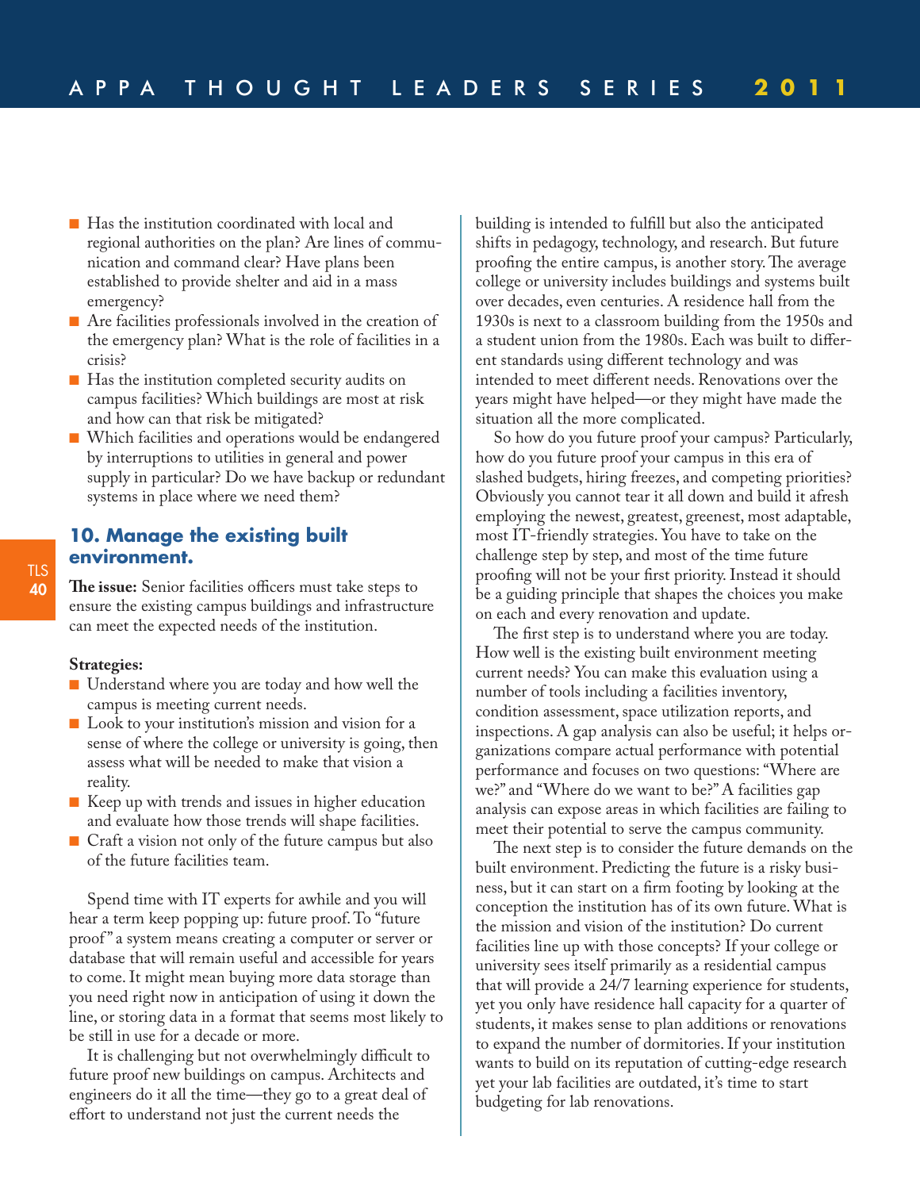- Has the institution coordinated with local and regional authorities on the plan? Are lines of communication and command clear? Have plans been established to provide shelter and aid in a mass emergency?
- Are facilities professionals involved in the creation of the emergency plan? What is the role of facilities in a crisis?
- Has the institution completed security audits on campus facilities? Which buildings are most at risk and how can that risk be mitigated?
- Which facilities and operations would be endangered by interruptions to utilities in general and power supply in particular? Do we have backup or redundant systems in place where we need them?

## 10. Manage the existing built environment.

**The issue:** Senior facilities officers must take steps to ensure the existing campus buildings and infrastructure can meet the expected needs of the institution.

**Strategies:**

- Understand where you are today and how well the campus is meeting current needs.
- Look to your institution's mission and vision for a sense of where the college or university is going, then assess what will be needed to make that vision a reality.
- Keep up with trends and issues in higher education and evaluate how those trends will shape facilities.
- Craft a vision not only of the future campus but also of the future facilities team.

Spend time with IT experts for awhile and you will hear a term keep popping up: future proof. To "future proof" a system means creating a computer or server or database that will remain useful and accessible for years to come. It might mean buying more data storage than you need right now in anticipation of using it down the line, or storing data in a format that seems most likely to be still in use for a decade or more.

It is challenging but not overwhelmingly difficult to future proof new buildings on campus. Architects and engineers do it all the time—they go to a great deal of effort to understand not just the current needs the building is intended to fulfill but also the anticipated shifts in pedagogy, technology, and research. But future proofing the entire campus, is another story. The average college or university includes buildings and systems built over decades, even centuries. A residence hall from the 1930s is next to a classroom building from the 1950s and a student union from the 1980s. Each was built to different standards using different technology and was intended to meet different needs. Renovations over the years might have helped—or they might have made the situation all the more complicated.

So how do you future proof your campus? Particularly, how do you future proof your campus in this era of slashed budgets, hiring freezes, and competing priorities? Obviously you cannot tear it all down and build it afresh employing the newest, greatest, greenest, most adaptable, most IT-friendly strategies. You have to take on the challenge step by step, and most of the time future proofing will not be your first priority. Instead it should be a guiding principle that shapes the choices you make on each and every renovation and update.

The first step is to understand where you are today. How well is the existing built environment meeting current needs? You can make this evaluation using a number of tools including a facilities inventory, condition assessment, space utilization reports, and inspections. A gap analysis can also be useful; it helps organizations compare actual performance with potential performance and focuses on two questions: "Where are we?" and "Where do we want to be?" A facilities gap analysis can expose areas in which facilities are failing to meet their potential to serve the campus community.

The next step is to consider the future demands on the built environment. Predicting the future is a risky business, but it can start on a firm footing by looking at the conception the institution has of its own future. What is the mission and vision of the institution? Do current facilities line up with those concepts? If your college or university sees itself primarily as a residential campus that will provide a 24/7 learning experience for students, yet you only have residence hall capacity for a quarter of students, it makes sense to plan additions or renovations to expand the number of dormitories. If your institution wants to build on its reputation of cutting-edge research yet your lab facilities are outdated, it's time to start budgeting for lab renovations.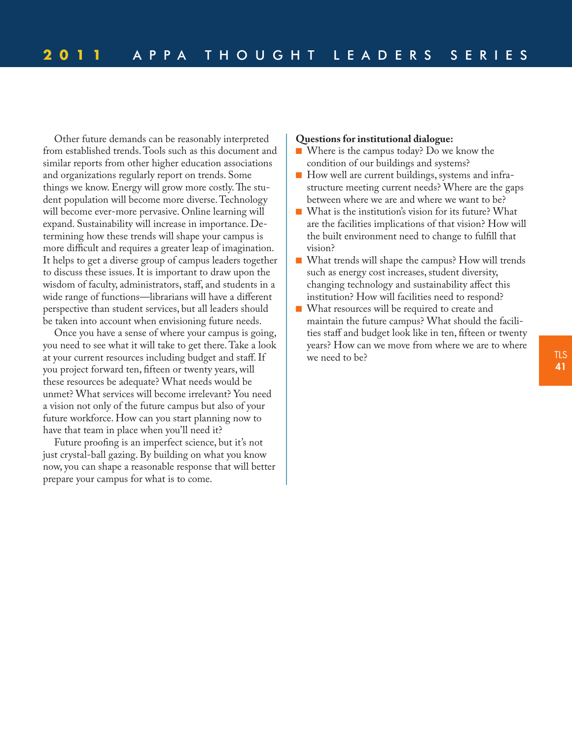Other future demands can be reasonably interpreted from established trends. Tools such as this document and similar reports from other higher education associations and organizations regularly report on trends. Some things we know. Energy will grow more costly. The student population will become more diverse. Technology will become ever-more pervasive. Online learning will expand. Sustainability will increase in importance. Determining how these trends will shape your campus is more difficult and requires a greater leap of imagination. It helps to get a diverse group of campus leaders together to discuss these issues. It is important to draw upon the wisdom of faculty, administrators, staff, and students in a wide range of functions—librarians will have a different perspective than student services, but all leaders should be taken into account when envisioning future needs.

Once you have a sense of where your campus is going, you need to see what it will take to get there. Take a look at your current resources including budget and staff. If you project forward ten, fifteen or twenty years, will these resources be adequate? What needs would be unmet? What services will become irrelevant? You need a vision not only of the future campus but also of your future workforce. How can you start planning now to have that team in place when you'll need it?

Future proofing is an imperfect science, but it's not just crystal-ball gazing. By building on what you know now, you can shape a reasonable response that will better prepare your campus for what is to come.

**Questions for institutional dialogue:**

- Where is the campus today? Do we know the condition of our buildings and systems?
- How well are current buildings, systems and infrastructure meeting current needs? Where are the gaps between where we are and where we want to be?
- What is the institution's vision for its future? What are the facilities implications of that vision? How will the built environment need to change to fulfill that vision?
- What trends will shape the campus? How will trends such as energy cost increases, student diversity, changing technology and sustainability affect this institution? How will facilities need to respond?
- What resources will be required to create and maintain the future campus? What should the facilities staff and budget look like in ten, fifteen or twenty years? How can we move from where we are to where we need to be?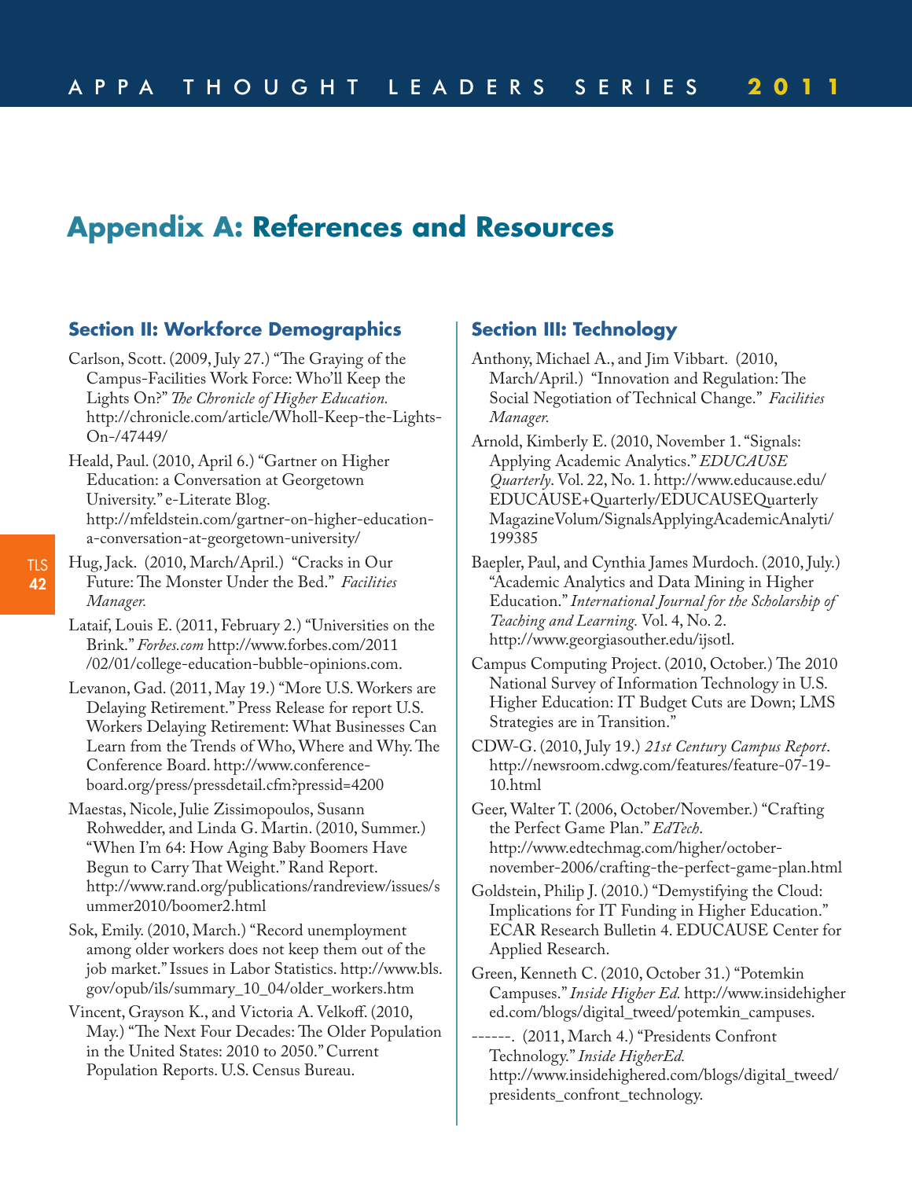# Appendix A: References and Resources

### Section II: Workforce Demographics

Carlson, Scott. (2009, July 27.) "The Graying of the Campus-Facilities Work Force: Who'll Keep the Lights On?" *The Chronicle of Higher Education.* http://chronicle.com/article/Wholl-Keep-the-Lights-On-/47449/

Heald, Paul. (2010, April 6.) "Gartner on Higher Education: a Conversation at Georgetown University." e-Literate Blog. http://mfeldstein.com/gartner-on-higher-education-a-conversation-at-georgetown-university/

Hug, Jack. (2010, March/April.) "Cracks in Our Future: The Monster Under the Bed." *Facilities Manager.*

Lataif, Louis E. (2011, February 2.) "Universities on the Brink." *Forbes.com* http://www.forbes.com/2011/02/01/college-education-bubble-opinions.com.

Levanon, Gad. (2011, May 19.) "More U.S. Workers are Delaying Retirement." Press Release for report U.S. Workers Delaying Retirement: What Businesses Can Learn from the Trends of Who, Where and Why. The Conference Board. http://www.conference-board.org/press/pressdetail.cfm?pressid=4200

Maestas, Nicole, Julie Zissimopoulos, Susann Rohwedder, and Linda G. Martin. (2010, Summer.) "When I'm 64: How Aging Baby Boomers Have Begun to Carry That Weight." Rand Report. http://www.rand.org/publications/randreview/issues/summer2010/boomer2.html

Sok, Emily. (2010, March.) "Record unemployment among older workers does not keep them out of the job market." Issues in Labor Statistics. http://www.bls.gov/opub/ils/summary_10_04/older_workers.htm

Vincent, Grayson K., and Victoria A. Velkoff. (2010, May.) "The Next Four Decades: The Older Population in the United States: 2010 to 2050." Current Population Reports. U.S. Census Bureau.

### Section III: Technology

Anthony, Michael A., and Jim Vibbart. (2010, March/April.) "Innovation and Regulation: The Social Negotiation of Technical Change." *Facilities Manager.*

Arnold, Kimberly E. (2010, November 1. "Signals: Applying Academic Analytics." *EDUCAUSE Quarterly*. Vol. 22, No. 1. http://www.educause.edu/EDUCAUSE+Quarterly/EDUCAUSEQuarterlyMagazineVolum/SignalsApplyingAcademicAnalyti/199385

Baepler, Paul, and Cynthia James Murdoch. (2010, July.) "Academic Analytics and Data Mining in Higher Education." *International Journal for the Scholarship of Teaching and Learning.* Vol. 4, No. 2. http://www.georgiasouther.edu/ijsotl.

Campus Computing Project. (2010, October.) The 2010 National Survey of Information Technology in U.S. Higher Education: IT Budget Cuts are Down; LMS Strategies are in Transition."

CDW-G. (2010, July 19.) *21st Century Campus Report*. http://newsroom.cdwg.com/features/feature-07-19-10.html

Geer, Walter T. (2006, October/November.) "Crafting the Perfect Game Plan." *EdTech*. http://www.edtechmag.com/higher/october-november-2006/crafting-the-perfect-game-plan.html

Goldstein, Philip J. (2010.) "Demystifying the Cloud: Implications for IT Funding in Higher Education." ECAR Research Bulletin 4. EDUCAUSE Center for Applied Research.

Green, Kenneth C. (2010, October 31.) "Potemkin Campuses." *Inside Higher Ed.* http://www.insidehighered.com/blogs/digital_tweed/potemkin_campuses.

------. (2011, March 4.) "Presidents Confront Technology." *Inside HigherEd.* http://www.insidehighered.com/blogs/digital_tweed/presidents_confront_technology.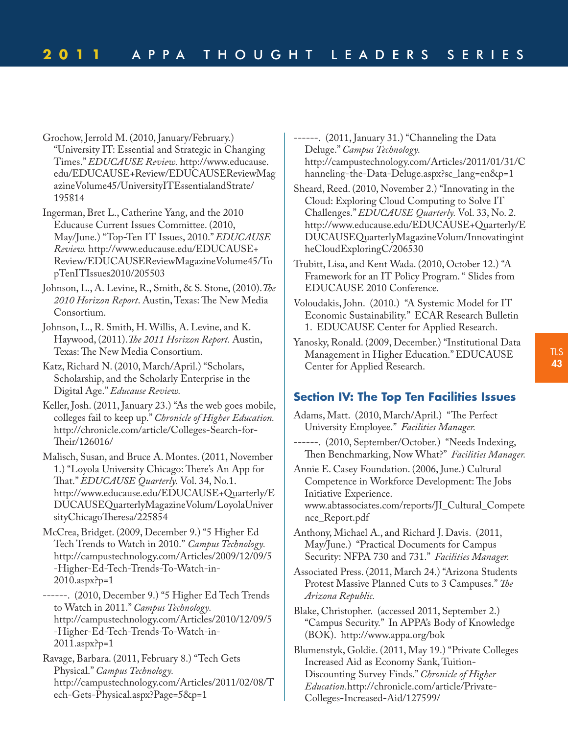Grochow, Jerrold M. (2010, January/February.) "University IT: Essential and Strategic in Changing Times." *EDUCAUSE Review.* http://www.educause.edu/EDUCAUSE+Review/EDUCAUSEReviewMagazineVolume45/UniversityITEssentialandStrate/195814

Ingerman, Bret L., Catherine Yang, and the 2010 Educause Current Issues Committee. (2010, May/June.) "Top-Ten IT Issues, 2010." *EDUCAUSE Review.* http://www.educause.edu/EDUCAUSE+Review/EDUCAUSEReviewMagazineVolume45/TopTenITIssues2010/205503

Johnson, L., A. Levine, R., Smith, & S. Stone, (2010). *The 2010 Horizon Report*. Austin, Texas: The New Media Consortium.

Johnson, L., R. Smith, H. Willis, A. Levine, and K. Haywood, (2011). *The 2011 Horizon Report.* Austin, Texas: The New Media Consortium.

Katz, Richard N. (2010, March/April.) "Scholars, Scholarship, and the Scholarly Enterprise in the Digital Age." *Educause Review.*

Keller, Josh. (2011, January 23.) "As the web goes mobile, colleges fail to keep up." *Chronicle of Higher Education.* http://chronicle.com/article/Colleges-Search-for-Their/126016/

Malisch, Susan, and Bruce A. Montes. (2011, November 1.) "Loyola University Chicago: There's An App for That." *EDUCAUSE Quarterly.* Vol. 34, No.1. http://www.educause.edu/EDUCAUSE+Quarterly/EDUCAUSEQuarterlyMagazineVolum/LoyolaUniversityChicagoTheresa/225854

McCrea, Bridget. (2009, December 9.) "5 Higher Ed Tech Trends to Watch in 2010." *Campus Technology.* http://campustechnology.com/Articles/2009/12/09/5-Higher-Ed-Tech-Trends-To-Watch-in-2010.aspx?p=1

------. (2010, December 9.) "5 Higher Ed Tech Trends to Watch in 2011." *Campus Technology.* http://campustechnology.com/Articles/2010/12/09/5-Higher-Ed-Tech-Trends-To-Watch-in-2011.aspx?p=1

Ravage, Barbara. (2011, February 8.) "Tech Gets Physical." *Campus Technology.* http://campustechnology.com/Articles/2011/02/08/Tech-Gets-Physical.aspx?Page=5&p=1

------. (2011, January 31.) "Channeling the Data Deluge." *Campus Technology.* http://campustechnology.com/Articles/2011/01/31/Channeling-the-Data-Deluge.aspx?sc_lang=en&p=1

Sheard, Reed. (2010, November 2.) "Innovating in the Cloud: Exploring Cloud Computing to Solve IT Challenges." *EDUCAUSE Quarterly.* Vol. 33, No. 2. http://www.educause.edu/EDUCAUSE+Quarterly/EDUCAUSEQuarterlyMagazineVolum/InnovatingintheCloudExploringC/206530

Trubitt, Lisa, and Kent Wada. (2010, October 12.) "A Framework for an IT Policy Program. " Slides from EDUCAUSE 2010 Conference.

Voloudakis, John. (2010.) "A Systemic Model for IT Economic Sustainability." ECAR Research Bulletin 1. EDUCAUSE Center for Applied Research.

Yanosky, Ronald. (2009, December.) "Institutional Data Management in Higher Education." EDUCAUSE Center for Applied Research.

## Section IV: The Top Ten Facilities Issues

Adams, Matt. (2010, March/April.) "The Perfect University Employee." *Facilities Manager.*

------. (2010, September/October.) "Needs Indexing, Then Benchmarking, Now What?" *Facilities Manager.*

Annie E. Casey Foundation. (2006, June.) Cultural Competence in Workforce Development: The Jobs Initiative Experience. www.abtassociates.com/reports/JI_Cultural_Competence_Report.pdf

Anthony, Michael A., and Richard J. Davis. (2011, May/June.) "Practical Documents for Campus Security: NFPA 730 and 731." *Facilities Manager.*

Associated Press. (2011, March 24.) "Arizona Students Protest Massive Planned Cuts to 3 Campuses." *The Arizona Republic.*

Blake, Christopher. (accessed 2011, September 2.) "Campus Security." In APPA's Body of Knowledge (BOK). http://www.appa.org/bok

Blumenstyk, Goldie. (2011, May 19.) "Private Colleges Increased Aid as Economy Sank, Tuition-Discounting Survey Finds." *Chronicle of Higher Education.* http://chronicle.com/article/Private-Colleges-Increased-Aid/127599/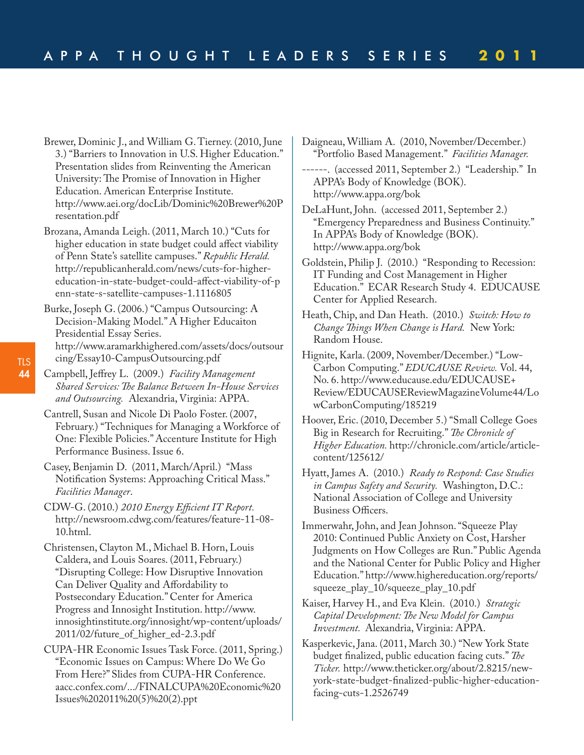Brewer, Dominic J., and William G. Tierney. (2010, June 3.) "Barriers to Innovation in U.S. Higher Education." Presentation slides from Reinventing the American University: The Promise of Innovation in Higher Education. American Enterprise Institute. http://www.aei.org/docLib/Dominic%20Brewer%20Presentation.pdf

Brozana, Amanda Leigh. (2011, March 10.) "Cuts for higher education in state budget could affect viability of Penn State's satellite campuses." *Republic Herald.* http://republicanherald.com/news/cuts-for-higher-education-in-state-budget-could-affect-viability-of-penn-state-s-satellite-campuses-1.1116805

Burke, Joseph G. (2006.) "Campus Outsourcing: A Decision-Making Model." A Higher Educaiton Presidential Essay Series. http://www.aramarkhighered.com/assets/docs/outsourcing/Essay10-CampusOutsourcing.pdf

Campbell, Jeffrey L. (2009.) *Facility Management Shared Services: The Balance Between In-House Services and Outsourcing.* Alexandria, Virginia: APPA.

Cantrell, Susan and Nicole Di Paolo Foster. (2007, February.) "Techniques for Managing a Workforce of One: Flexible Policies." Accenture Institute for High Performance Business. Issue 6.

Casey, Benjamin D. (2011, March/April.) "Mass Notification Systems: Approaching Critical Mass." *Facilities Manager*.

CDW-G. (2010.) *2010 Energy Efficient IT Report.* http://newsroom.cdwg.com/features/feature-11-08-10.html.

Christensen, Clayton M., Michael B. Horn, Louis Caldera, and Louis Soares. (2011, February.) "Disrupting College: How Disruptive Innovation Can Deliver Quality and Affordability to Postsecondary Education." Center for America Progress and Innosight Institution. http://www.innosightinstitute.org/innosight/wp-content/uploads/2011/02/future_of_higher_ed-2.3.pdf

CUPA-HR Economic Issues Task Force. (2011, Spring.) "Economic Issues on Campus: Where Do We Go From Here?" Slides from CUPA-HR Conference. aacc.confex.com/.../FINALCUPA%20Economic%20Issues%202011%20(5)%20(2).ppt

Daigneau, William A. (2010, November/December.) "Portfolio Based Management." *Facilities Manager.*

------. (accessed 2011, September 2.) "Leadership." In APPA's Body of Knowledge (BOK). http://www.appa.org/bok

DeLaHunt, John. (accessed 2011, September 2.) "Emergency Preparedness and Business Continuity." In APPA's Body of Knowledge (BOK). http://www.appa.org/bok

Goldstein, Philip J. (2010.) "Responding to Recession: IT Funding and Cost Management in Higher Education." ECAR Research Study 4. EDUCAUSE Center for Applied Research.

Heath, Chip, and Dan Heath. (2010.) *Switch: How to Change Things When Change is Hard.* New York: Random House.

Hignite, Karla. (2009, November/December.) "Low-Carbon Computing." *EDUCAUSE Review.* Vol. 44, No. 6. http://www.educause.edu/EDUCAUSE+Review/EDUCAUSEReviewMagazineVolume44/LowCarbonComputing/185219

Hoover, Eric. (2010, December 5.) "Small College Goes Big in Research for Recruiting." *The Chronicle of Higher Education.* http://chronicle.com/article/article-content/125612/

Hyatt, James A. (2010.) *Ready to Respond: Case Studies in Campus Safety and Security.* Washington, D.C.: National Association of College and University Business Officers.

Immerwahr, John, and Jean Johnson. "Squeeze Play 2010: Continued Public Anxiety on Cost, Harsher Judgments on How Colleges are Run." Public Agenda and the National Center for Public Policy and Higher Education." http://www.highereducation.org/reports/squeeze_play_10/squeeze_play_10.pdf

Kaiser, Harvey H., and Eva Klein. (2010.) *Strategic Capital Development: The New Model for Campus Investment.* Alexandria, Virginia: APPA.

Kasperkevic, Jana. (2011, March 30.) "New York State budget finalized, public education facing cuts." *The Ticker.* http://www.theticker.org/about/2.8215/new-york-state-budget-finalized-public-higher-education-facing-cuts-1.2526749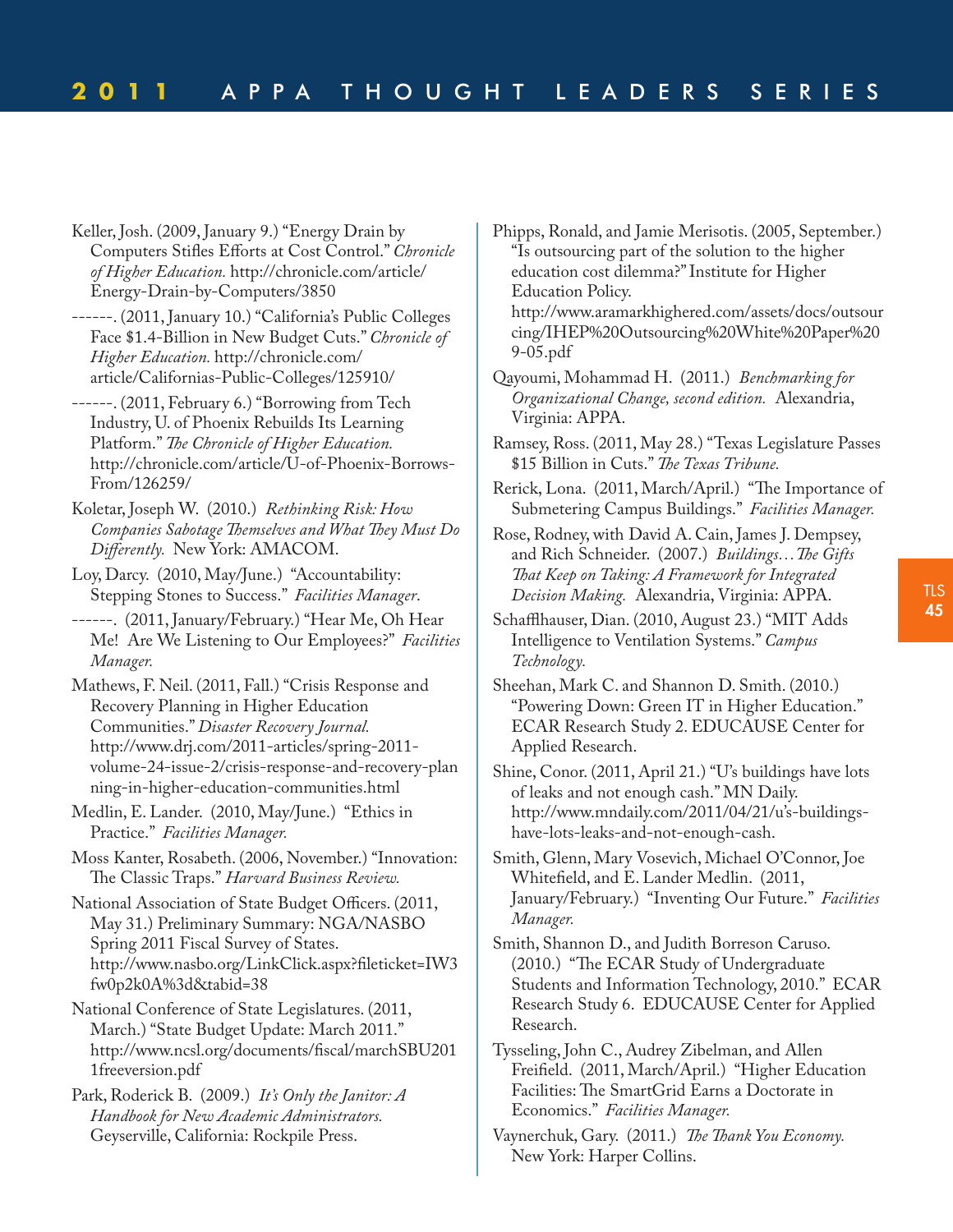Keller, Josh. (2009, January 9.) "Energy Drain by Computers Stifles Efforts at Cost Control." *Chronicle of Higher Education.* http://chronicle.com/article/Energy-Drain-by-Computers/3850

------. (2011, January 10.) "California's Public Colleges Face $1.4-Billion in New Budget Cuts." *Chronicle of Higher Education.* http://chronicle.com/article/Californias-Public-Colleges/125910/

------. (2011, February 6.) "Borrowing from Tech Industry, U. of Phoenix Rebuilds Its Learning Platform." *The Chronicle of Higher Education.* http://chronicle.com/article/U-of-Phoenix-Borrows-From/126259/

Koletar, Joseph W. (2010.) *Rethinking Risk: How Companies Sabotage Themselves and What They Must Do Differently.* New York: AMACOM.

Loy, Darcy. (2010, May/June.) "Accountability: Stepping Stones to Success." *Facilities Manager*.

------. (2011, January/February.) "Hear Me, Oh Hear Me! Are We Listening to Our Employees?" *Facilities Manager.*

Mathews, F. Neil. (2011, Fall.) "Crisis Response and Recovery Planning in Higher Education Communities." *Disaster Recovery Journal.* http://www.drj.com/2011-articles/spring-2011-volume-24-issue-2/crisis-response-and-recovery-planning-in-higher-education-communities.html

Medlin, E. Lander. (2010, May/June.) "Ethics in Practice." *Facilities Manager.*

Moss Kanter, Rosabeth. (2006, November.) "Innovation: The Classic Traps." *Harvard Business Review.*

National Association of State Budget Officers. (2011, May 31.) Preliminary Summary: NGA/NASBO Spring 2011 Fiscal Survey of States. http://www.nasbo.org/LinkClick.aspx?fileticket=IW3fw0p2k0A%3d&tabid=38

National Conference of State Legislatures. (2011, March.) "State Budget Update: March 2011." http://www.ncsl.org/documents/fiscal/marchSBU2011freeversion.pdf

Park, Roderick B. (2009.) *It's Only the Janitor: A Handbook for New Academic Administrators.* Geyserville, California: Rockpile Press.

Phipps, Ronald, and Jamie Merisotis. (2005, September.) "Is outsourcing part of the solution to the higher education cost dilemma?" Institute for Higher Education Policy. http://www.aramarkhighered.com/assets/docs/outsourcing/IHEP%20Outsourcing%20White%20Paper%209-05.pdf

Qayoumi, Mohammad H. (2011.) *Benchmarking for Organizational Change, second edition.* Alexandria, Virginia: APPA.

Ramsey, Ross. (2011, May 28.) "Texas Legislature Passes $15 Billion in Cuts." *The Texas Tribune.*

Rerick, Lona. (2011, March/April.) "The Importance of Submetering Campus Buildings." *Facilities Manager.*

Rose, Rodney, with David A. Cain, James J. Dempsey, and Rich Schneider. (2007.) *Buildings…The Gifts That Keep on Taking: A Framework for Integrated Decision Making.* Alexandria, Virginia: APPA.

Schaffhauser, Dian. (2010, August 23.) "MIT Adds Intelligence to Ventilation Systems." *Campus Technology.*

Sheehan, Mark C. and Shannon D. Smith. (2010.) "Powering Down: Green IT in Higher Education." ECAR Research Study 2. EDUCAUSE Center for Applied Research.

Shine, Conor. (2011, April 21.) "U's buildings have lots of leaks and not enough cash." MN Daily. http://www.mndaily.com/2011/04/21/u's-buildings-have-lots-leaks-and-not-enough-cash.

Smith, Glenn, Mary Vosevich, Michael O'Connor, Joe Whitefield, and E. Lander Medlin. (2011, January/February.) "Inventing Our Future." *Facilities Manager.*

Smith, Shannon D., and Judith Borreson Caruso. (2010.) "The ECAR Study of Undergraduate Students and Information Technology, 2010." ECAR Research Study 6. EDUCAUSE Center for Applied Research.

Tysseling, John C., Audrey Zibelman, and Allen Freifeld. (2011, March/April.) "Higher Education Facilities: The SmartGrid Earns a Doctorate in Economics." *Facilities Manager.*

Vaynerchuk, Gary. (2011.) *The Thank You Economy.* New York: Harper Collins.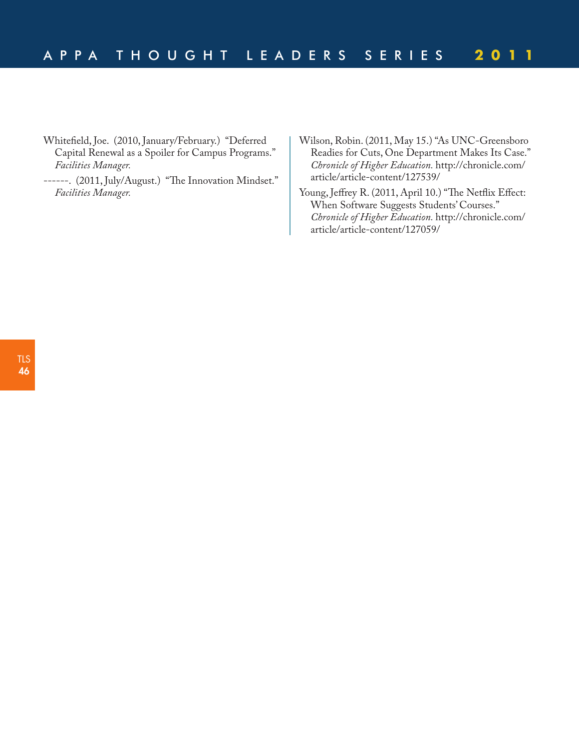Whitefield, Joe. (2010, January/February.) "Deferred Capital Renewal as a Spoiler for Campus Programs." *Facilities Manager.*

------. (2011, July/August.) "The Innovation Mindset." *Facilities Manager.*

Wilson, Robin. (2011, May 15.) "As UNC-Greensboro Readies for Cuts, One Department Makes Its Case." *Chronicle of Higher Education.* http://chronicle.com/article/article-content/127539/

Young, Jeffrey R. (2011, April 10.) "The Netflix Effect: When Software Suggests Students' Courses." *Chronicle of Higher Education.* http://chronicle.com/article/article-content/127059/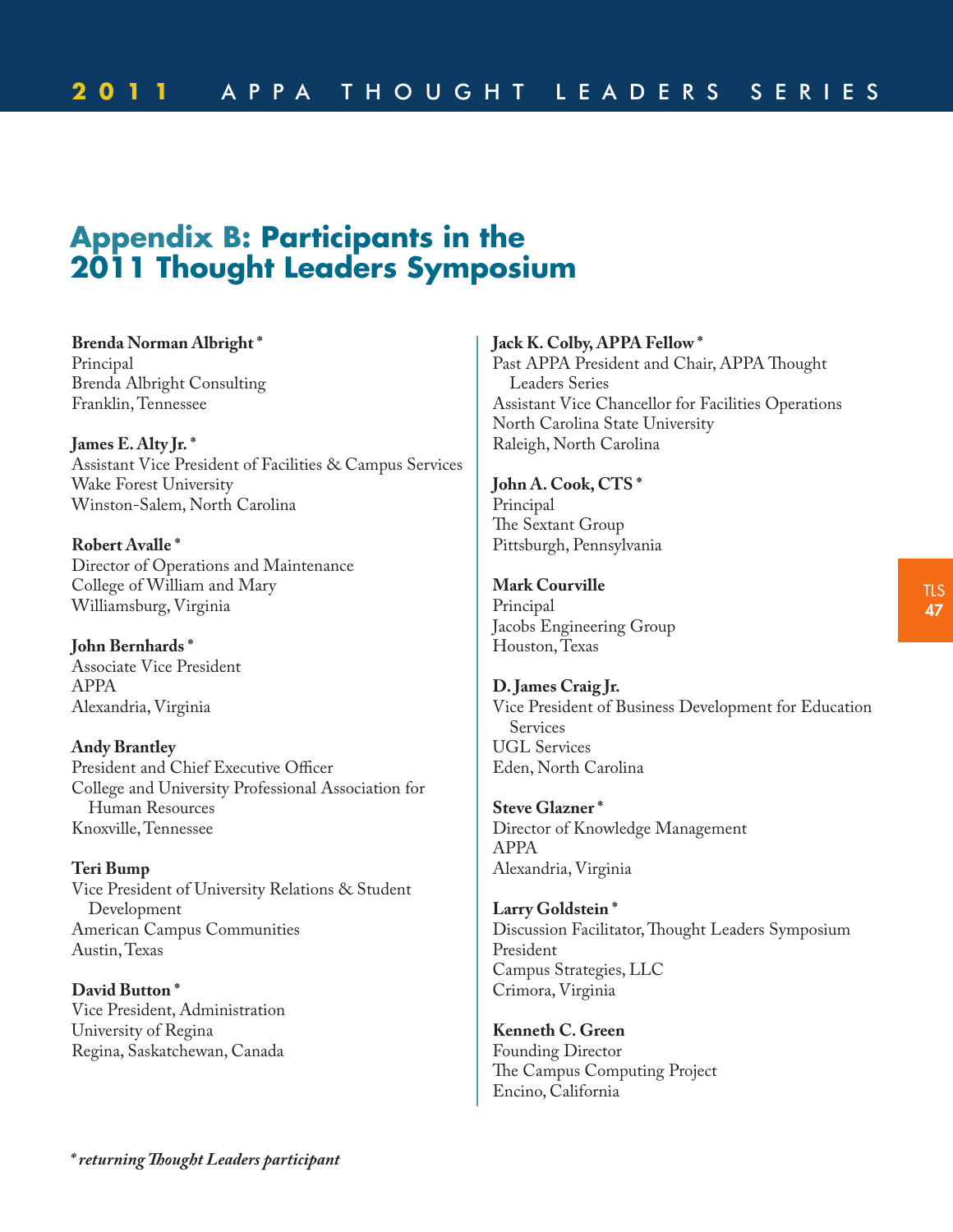# Appendix B: Participants in the 2011 Thought Leaders Symposium

**Brenda Norman Albright** *
Principal
Brenda Albright Consulting
Franklin, Tennessee

**James E. Alty Jr.** *
Assistant Vice President of Facilities & Campus Services
Wake Forest University
Winston-Salem, North Carolina

**Robert Avalle** *
Director of Operations and Maintenance
College of William and Mary
Williamsburg, Virginia

**John Bernhards** *
Associate Vice President
APPA
Alexandria, Virginia

**Andy Brantley**
President and Chief Executive Officer
College and University Professional Association for Human Resources
Knoxville, Tennessee

**Teri Bump**
Vice President of University Relations & Student Development
American Campus Communities
Austin, Texas

**David Button** *
Vice President, Administration
University of Regina
Regina, Saskatchewan, Canada

**Jack K. Colby, APPA Fellow** *
Past APPA President and Chair, APPA Thought Leaders Series
Assistant Vice Chancellor for Facilities Operations
North Carolina State University
Raleigh, North Carolina

**John A. Cook, CTS** *
Principal
The Sextant Group
Pittsburgh, Pennsylvania

**Mark Courville**
Principal
Jacobs Engineering Group
Houston, Texas

**D. James Craig Jr.**
Vice President of Business Development for Education Services
UGL Services
Eden, North Carolina

**Steve Glazner** *
Director of Knowledge Management
APPA
Alexandria, Virginia

**Larry Goldstein** *
Discussion Facilitator, Thought Leaders Symposium
President
Campus Strategies, LLC
Crimora, Virginia

**Kenneth C. Green**
Founding Director
The Campus Computing Project
Encino, California

*\* returning Thought Leaders participant*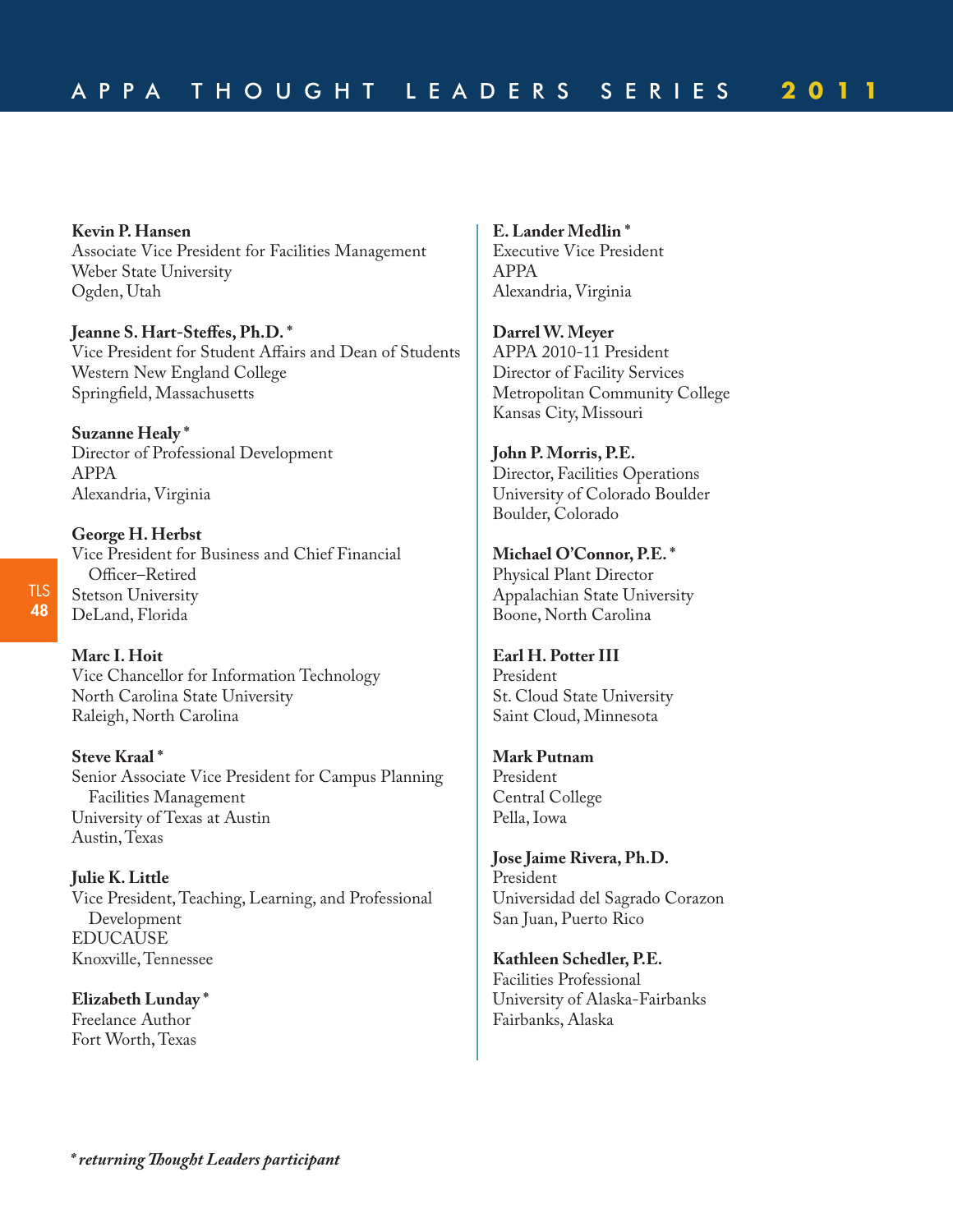**Kevin P. Hansen**
Associate Vice President for Facilities Management
Weber State University
Ogden, Utah

**Jeanne S. Hart-Steffes, Ph.D. ***
Vice President for Student Affairs and Dean of Students
Western New England College
Springfield, Massachusetts

**Suzanne Healy ***
Director of Professional Development
APPA
Alexandria, Virginia

**George H. Herbst**
Vice President for Business and Chief Financial Officer–Retired
Stetson University
DeLand, Florida

**Marc I. Hoit**
Vice Chancellor for Information Technology
North Carolina State University
Raleigh, North Carolina

**Steve Kraal ***
Senior Associate Vice President for Campus Planning Facilities Management
University of Texas at Austin
Austin, Texas

**Julie K. Little**
Vice President, Teaching, Learning, and Professional Development
EDUCAUSE
Knoxville, Tennessee

**Elizabeth Lunday ***
Freelance Author
Fort Worth, Texas

**E. Lander Medlin ***
Executive Vice President
APPA
Alexandria, Virginia

**Darrel W. Meyer**
APPA 2010-11 President
Director of Facility Services
Metropolitan Community College
Kansas City, Missouri

**John P. Morris, P.E.**
Director, Facilities Operations
University of Colorado Boulder
Boulder, Colorado

**Michael O'Connor, P.E. ***
Physical Plant Director
Appalachian State University
Boone, North Carolina

**Earl H. Potter III**
President
St. Cloud State University
Saint Cloud, Minnesota

**Mark Putnam**
President
Central College
Pella, Iowa

**Jose Jaime Rivera, Ph.D.**
President
Universidad del Sagrado Corazon
San Juan, Puerto Rico

**Kathleen Schedler, P.E.**
Facilities Professional
University of Alaska-Fairbanks
Fairbanks, Alaska

***** ***returning Thought Leaders participant***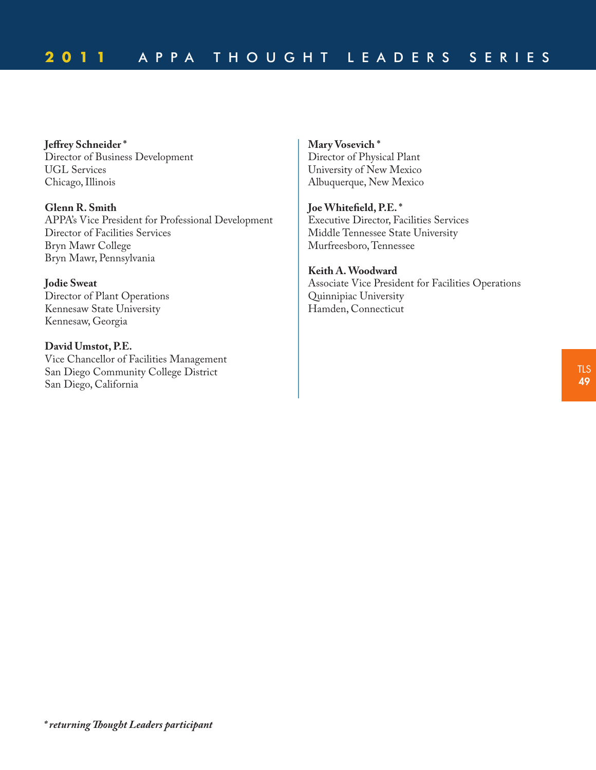**Jeffrey Schneider** *
Director of Business Development
UGL Services
Chicago, Illinois

**Glenn R. Smith**
APPA's Vice President for Professional Development
Director of Facilities Services
Bryn Mawr College
Bryn Mawr, Pennsylvania

**Jodie Sweat**
Director of Plant Operations
Kennesaw State University
Kennesaw, Georgia

**David Umstot, P.E.**
Vice Chancellor of Facilities Management
San Diego Community College District
San Diego, California

**Mary Vosevich** *
Director of Physical Plant
University of New Mexico
Albuquerque, New Mexico

**Joe Whitefield, P.E.** *
Executive Director, Facilities Services
Middle Tennessee State University
Murfreesboro, Tennessee

**Keith A. Woodward**
Associate Vice President for Facilities Operations
Quinnipiac University
Hamden, Connecticut

***** *returning Thought Leaders participant***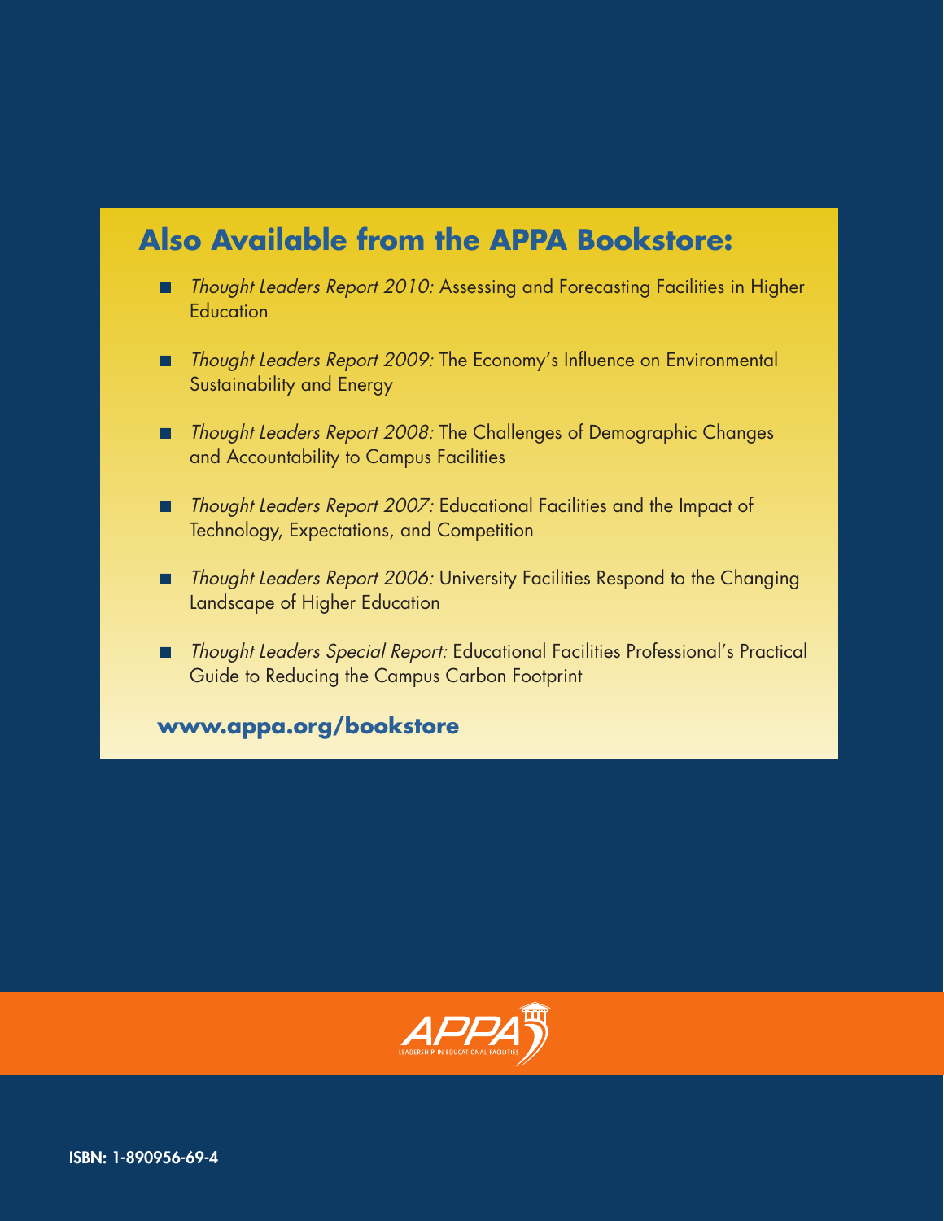## Also Available from the APPA Bookstore:

- *Thought Leaders Report 2010:* Assessing and Forecasting Facilities in Higher Education
- *Thought Leaders Report 2009:* The Economy's Influence on Environmental Sustainability and Energy
- *Thought Leaders Report 2008:* The Challenges of Demographic Changes and Accountability to Campus Facilities
- *Thought Leaders Report 2007:* Educational Facilities and the Impact of Technology, Expectations, and Competition
- *Thought Leaders Report 2006:* University Facilities Respond to the Changing Landscape of Higher Education
- *Thought Leaders Special Report:* Educational Facilities Professional's Practical Guide to Reducing the Campus Carbon Footprint

**www.appa.org/bookstore**

APPA
LEADERSHIP IN EDUCATIONAL FACILITIES

ISBN: 1-890956-69-4